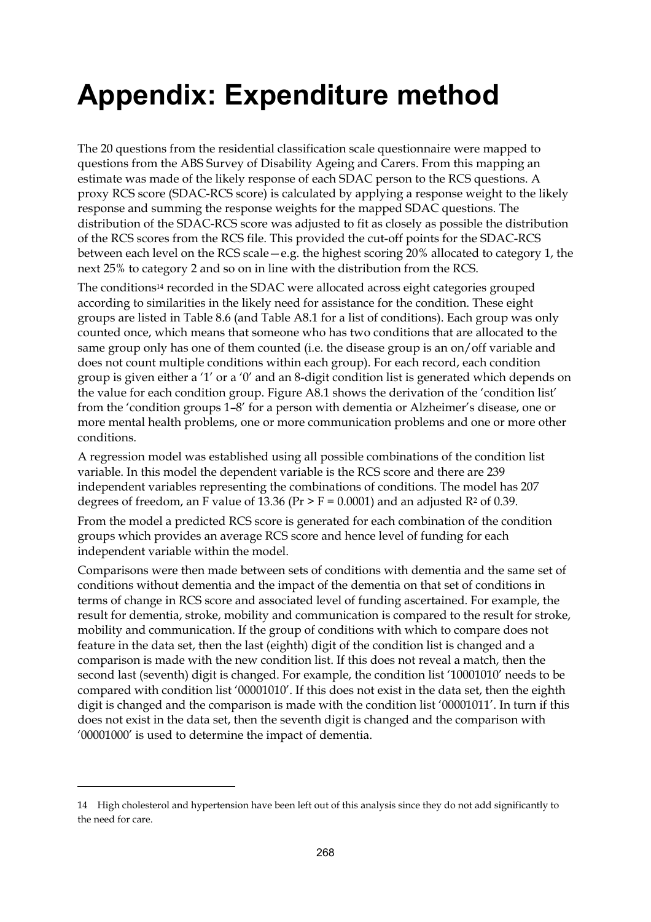# Appendix: Expenditure method

The 20 questions from the residential classification scale questionnaire were mapped to questions from the ABS Survey of Disability Ageing and Carers. From this mapping an estimate was made of the likely response of each SDAC person to the RCS questions. A proxy RCS score (SDAC-RCS score) is calculated by applying a response weight to the likely response and summing the response weights for the mapped SDAC questions. The distribution of the SDAC-RCS score was adjusted to fit as closely as possible the distribution of the RCS scores from the RCS file. This provided the cut-off points for the SDAC-RCS between each level on the RCS scale—e.g. the highest scoring 20% allocated to category 1, the next 25% to category 2 and so on in line with the distribution from the RCS.

The conditions[14] recorded in the SDAC were allocated across eight categories grouped according to similarities in the likely need for assistance for the condition. These eight groups are listed in Table 8.6 (and Table A8.1 for a list of conditions). Each group was only counted once, which means that someone who has two conditions that are allocated to the same group only has one of them counted (i.e. the disease group is an on/off variable and does not count multiple conditions within each group). For each record, each condition group is given either a '1' or a '0' and an 8-digit condition list is generated which depends on the value for each condition group. Figure A8.1 shows the derivation of the 'condition list' from the 'condition groups 1–8' for a person with dementia or Alzheimer's disease, one or more mental health problems, one or more communication problems and one or more other conditions.

A regression model was established using all possible combinations of the condition list variable. In this model the dependent variable is the RCS score and there are 239 independent variables representing the combinations of conditions. The model has 207 degrees of freedom, an F value of 13.36 ($Pr > F = 0.0001$) and an adjusted $R^2$ of 0.39.

From the model a predicted RCS score is generated for each combination of the condition groups which provides an average RCS score and hence level of funding for each independent variable within the model.

Comparisons were then made between sets of conditions with dementia and the same set of conditions without dementia and the impact of the dementia on that set of conditions in terms of change in RCS score and associated level of funding ascertained. For example, the result for dementia, stroke, mobility and communication is compared to the result for stroke, mobility and communication. If the group of conditions with which to compare does not feature in the data set, then the last (eighth) digit of the condition list is changed and a comparison is made with the new condition list. If this does not reveal a match, then the second last (seventh) digit is changed. For example, the condition list '10001010' needs to be compared with condition list '00001010'. If this does not exist in the data set, then the eighth digit is changed and the comparison is made with the condition list '00001011'. In turn if this does not exist in the data set, then the seventh digit is changed and the comparison with '00001000' is used to determine the impact of dementia.

---

14 High cholesterol and hypertension have been left out of this analysis since they do not add significantly to the need for care.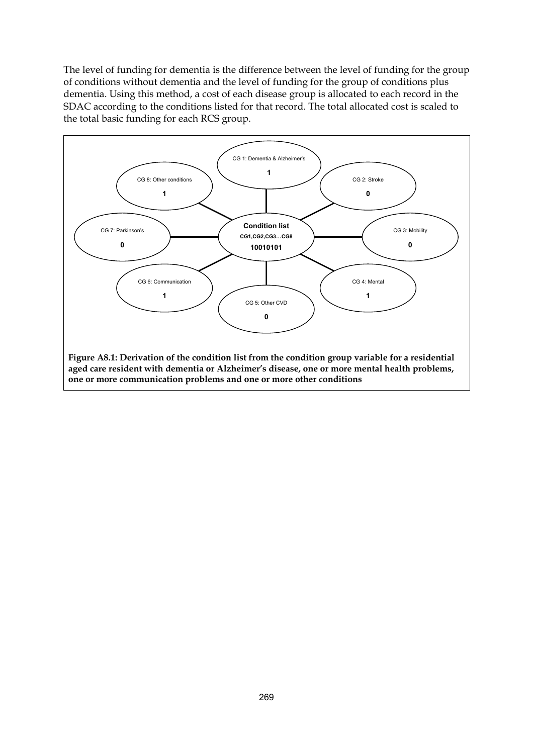The level of funding for dementia is the difference between the level of funding for the group of conditions without dementia and the level of funding for the group of conditions plus dementia. Using this method, a cost of each disease group is allocated to each record in the SDAC according to the conditions listed for that record. The total allocated cost is scaled to the total basic funding for each RCS group.

CG 1: Dementia & Alzheimer's 1

CG 2: Stroke 0

CG 3: Mobility 0

CG 4: Mental 1

CG 5: Other CVD 0

CG 6: Communication 1

CG 7: Parkinson's 0

CG 8: Other conditions 1

**Condition list**
**CG1,CG2,CG3...CG8**
**10010101**

**Figure A8.1: Derivation of the condition list from the condition group variable for a residential aged care resident with dementia or Alzheimer's disease, one or more mental health problems, one or more communication problems and one or more other conditions**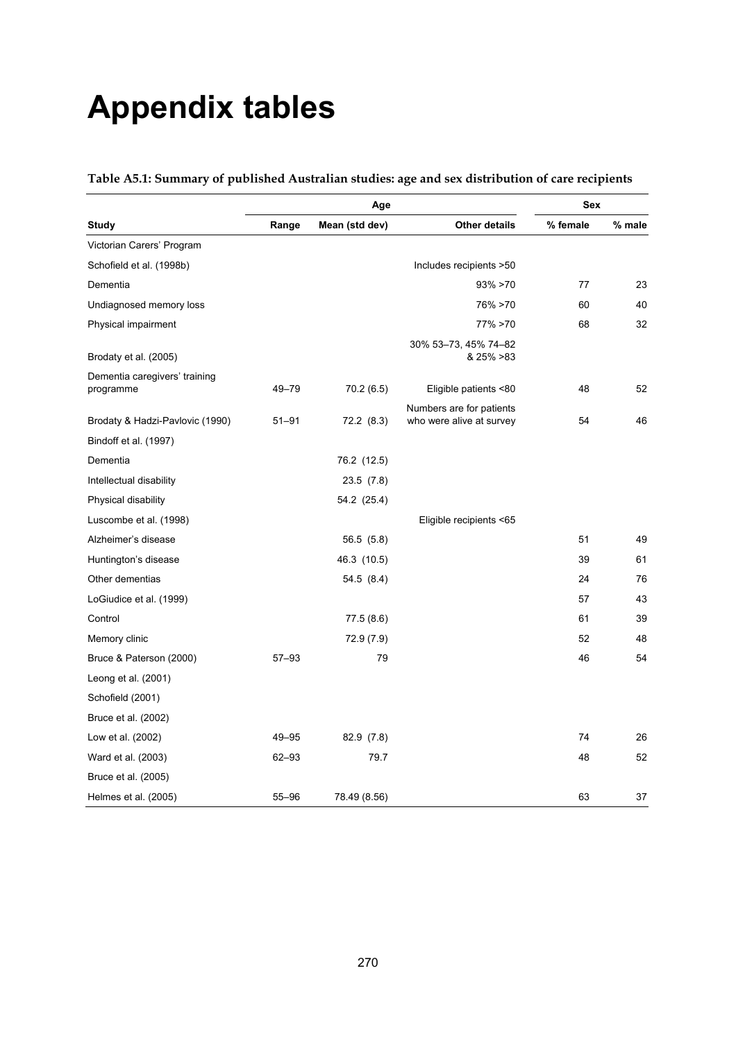# Appendix tables

**Table A5.1: Summary of published Australian studies: age and sex distribution of care recipients**

| | Age | | | Sex | |
|---|---|---|---|---|---|
| **Study** | **Range** | **Mean (std dev)** | **Other details** | **% female** | **% male** |
| Victorian Carers' Program | | | | | |
| Schofield et al. (1998b) | | | Includes recipients >50 | | |
| Dementia | | | 93% >70 | 77 | 23 |
| Undiagnosed memory loss | | | 76% >70 | 60 | 40 |
| Physical impairment | | | 77% >70 | 68 | 32 |
| Brodaty et al. (2005) | | | 30% 53–73, 45% 74–82 & 25% >83 | | |
| Dementia caregivers' training programme | 49–79 | 70.2 (6.5) | Eligible patients <80 | 48 | 52 |
| Brodaty & Hadzi-Pavlovic (1990) | 51–91 | 72.2 (8.3) | Numbers are for patients who were alive at survey | 54 | 46 |
| Bindoff et al. (1997) | | | | | |
| Dementia | | 76.2 (12.5) | | | |
| Intellectual disability | | 23.5 (7.8) | | | |
| Physical disability | | 54.2 (25.4) | | | |
| Luscombe et al. (1998) | | | Eligible recipients <65 | | |
| Alzheimer's disease | | 56.5 (5.8) | | 51 | 49 |
| Huntington's disease | | 46.3 (10.5) | | 39 | 61 |
| Other dementias | | 54.5 (8.4) | | 24 | 76 |
| LoGiudice et al. (1999) | | | | 57 | 43 |
| Control | | 77.5 (8.6) | | 61 | 39 |
| Memory clinic | | 72.9 (7.9) | | 52 | 48 |
| Bruce & Paterson (2000) | 57–93 | 79 | | 46 | 54 |
| Leong et al. (2001) | | | | | |
| Schofield (2001) | | | | | |
| Bruce et al. (2002) | | | | | |
| Low et al. (2002) | 49–95 | 82.9 (7.8) | | 74 | 26 |
| Ward et al. (2003) | 62–93 | 79.7 | | 48 | 52 |
| Bruce et al. (2005) | | | | | |
| Helmes et al. (2005) | 55–96 | 78.49 (8.56) | | 63 | 37 |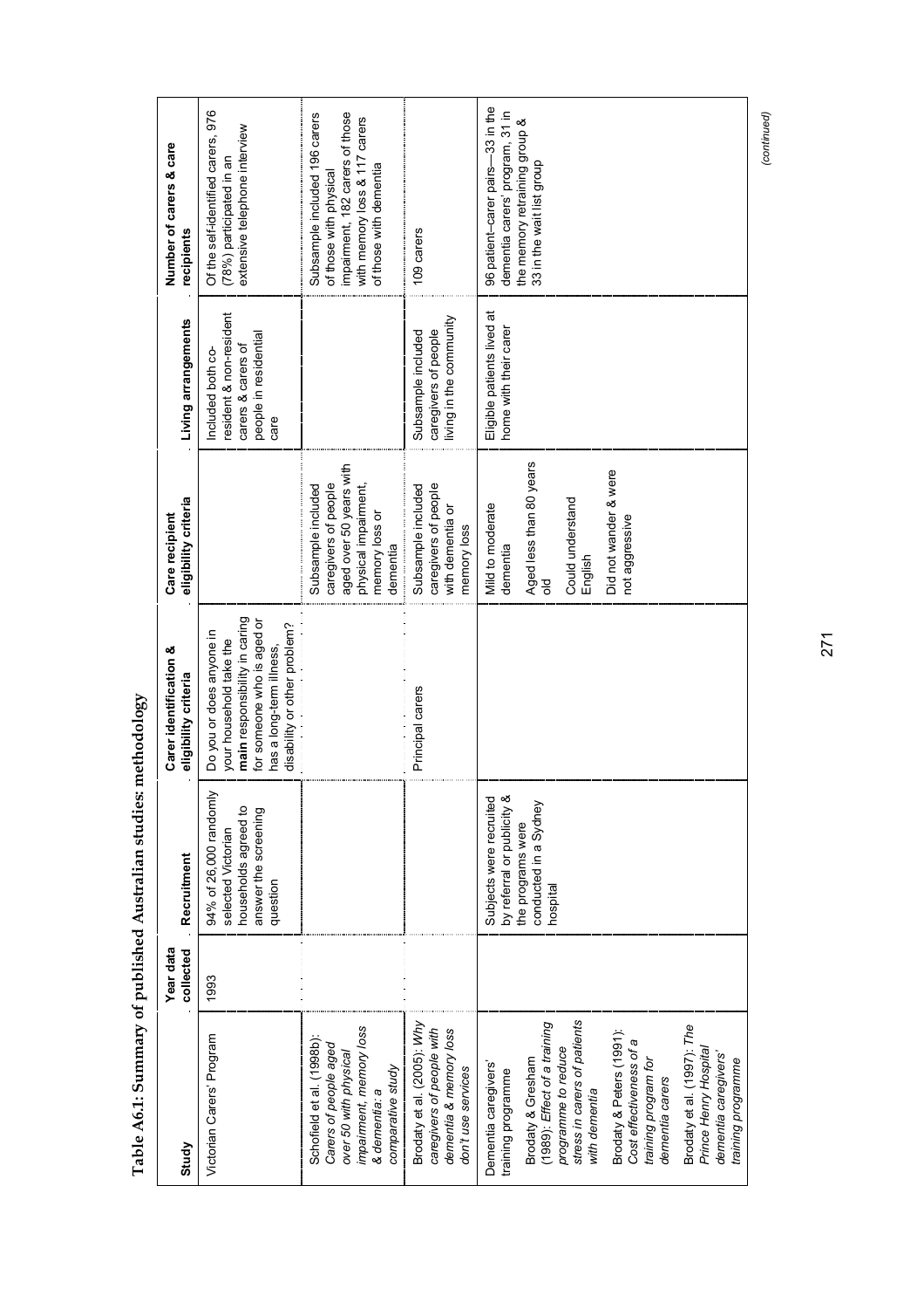# Table A6.1: Summary of published Australian studies: methodology

| Study | Year data collected | Recruitment | Carer identification & eligibility criteria | Care recipient eligibility criteria | Living arrangements | Number of carers & care recipients |
|---|---|---|---|---|---|---|
| Victorian Carers' Program | 1993 | 94% of 26,000 randomly selected Victorian households agreed to answer the screening question | Do you or does anyone in your household take the **main** responsibility in caring for someone who is aged or has a long-term illness, disability or other problem? | | Included both co-resident & non-resident carers & carers of people in residential care | Of the self-identified carers, 976 (78%) participated in an extensive telephone interview |
| Schofield et al. (1998b): *Carers of people aged over 50 with physical impairment, memory loss & dementia: a comparative study* | | | | Subsample included caregivers of people aged over 50 years with physical impairment, memory loss or dementia | | Subsample included 196 carers of those with physical impairment, 182 carers of those with memory loss & 117 carers of those with dementia |
| Brodaty et al. (2005): *Why caregivers of people with dementia & memory loss don't use services* | | | Principal carers | Subsample included caregivers of people with dementia or memory loss | Subsample included caregivers of people living in the community | 109 carers |
| Dementia caregivers' training programme<br><br>Brodaty & Gresham (1989): *Effect of a training programme to reduce stress in carers of patients with dementia*<br><br>Brodaty & Peters (1991): *Cost effectiveness of a training program for dementia carers*<br><br>Brodaty et al. (1997): *The Prince Henry Hospital dementia caregivers' training programme* | | Subjects were recruited by referral or publicity & the programs were conducted in a Sydney hospital | | Mild to moderate dementia<br><br>Aged less than 80 years old<br><br>Could understand English<br><br>Did not wander & were not aggressive | Eligible patients lived at home with their carer | 96 patient–carer pairs—33 in the dementia carers' program, 31 in the memory retraining group & 33 in the wait list group |

*(continued)*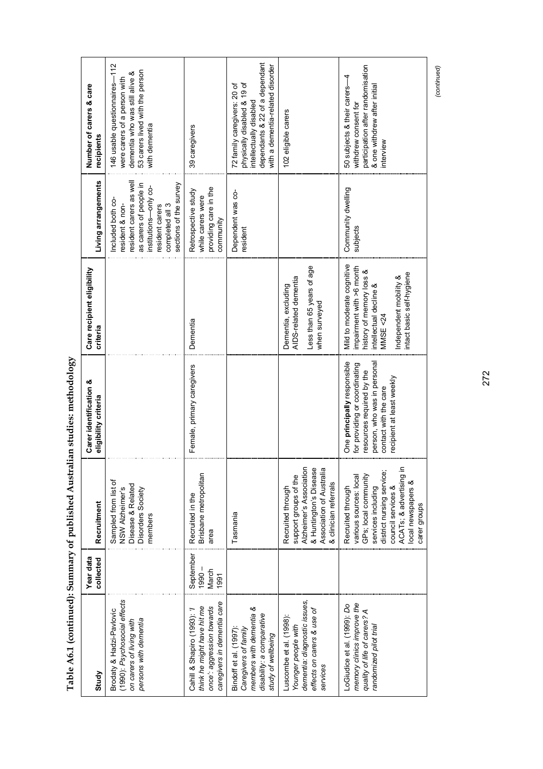**Table A6.1 (continued): Summary of published Australian studies: methodology**

| Study | Year data collected | Recruitment | Carer identification & eligibility criteria | Care recipient eligibility criteria | Living arrangements | Number of carers & care recipients |
|---|---|---|---|---|---|---|
| Brodaty & Hadzi-Pavlovic (1990): *Psychosocial effects on carers of living with persons with dementia* | | Sampled from list of NSW Alzheimer's Disease & Related Disorders Society members | | | Included both co-resident & non-resident carers as well as carers of people in institutions—only co-resident carers completed all 3 sections of the survey | 146 usable questionnaires—112 were carers of a person with dementia who was still alive & 53 carers lived with the person with dementia |
| Cahill & Shapiro (1993): *'I think he might have hit me once': aggression towards caregivers in dementia care* | September 1990 – March 1991 | Recruited in the Brisbane metropolitan area | Female, primary caregivers | Dementia | Retrospective study while carers were providing care in the community | 39 caregivers |
| Bindoff et al. (1997): *Caregivers of family members with dementia & disability: a comparative study of wellbeing* | | Tasmania | | | Dependent was co-resident | 72 family caregivers: 20 of physically disabled & 19 of intellectually disabled dependants & 22 of a dependant with a dementia-related disorder |
| Luscombe et al. (1998): *Younger people with dementia: diagnostic issues, effects on carers & use of services* | | Recruited through support groups of the Alzheimer's Association & Huntington's Disease Association of Australia & clinician referrals | | Dementia, excluding AIDS-related dementia<br><br>Less than 65 years of age when surveyed | | 102 eligible carers |
| LoGiudice et al. (1999): *Do memory clinics improve the quality of life of carers? A randomized pilot trial* | | Recruited through various sources: local GPs; local community services including district nursing service; council services & ACATs; & advertising in local newspapers & carer groups | One **principally** responsible for providing or coordinating resources required by the person, who was in personal contact with the care recipient at least weekly | Mild to moderate cognitive impairment with >6 month history of memory loss & intellectual decline & MMSE <24<br><br>Independent mobility & intact basic self-hygiene | Community dwelling subjects | 50 subjects & their carers—4 withdrew consent for participation after randomisation & one withdrew after initial interview |

*(continued)*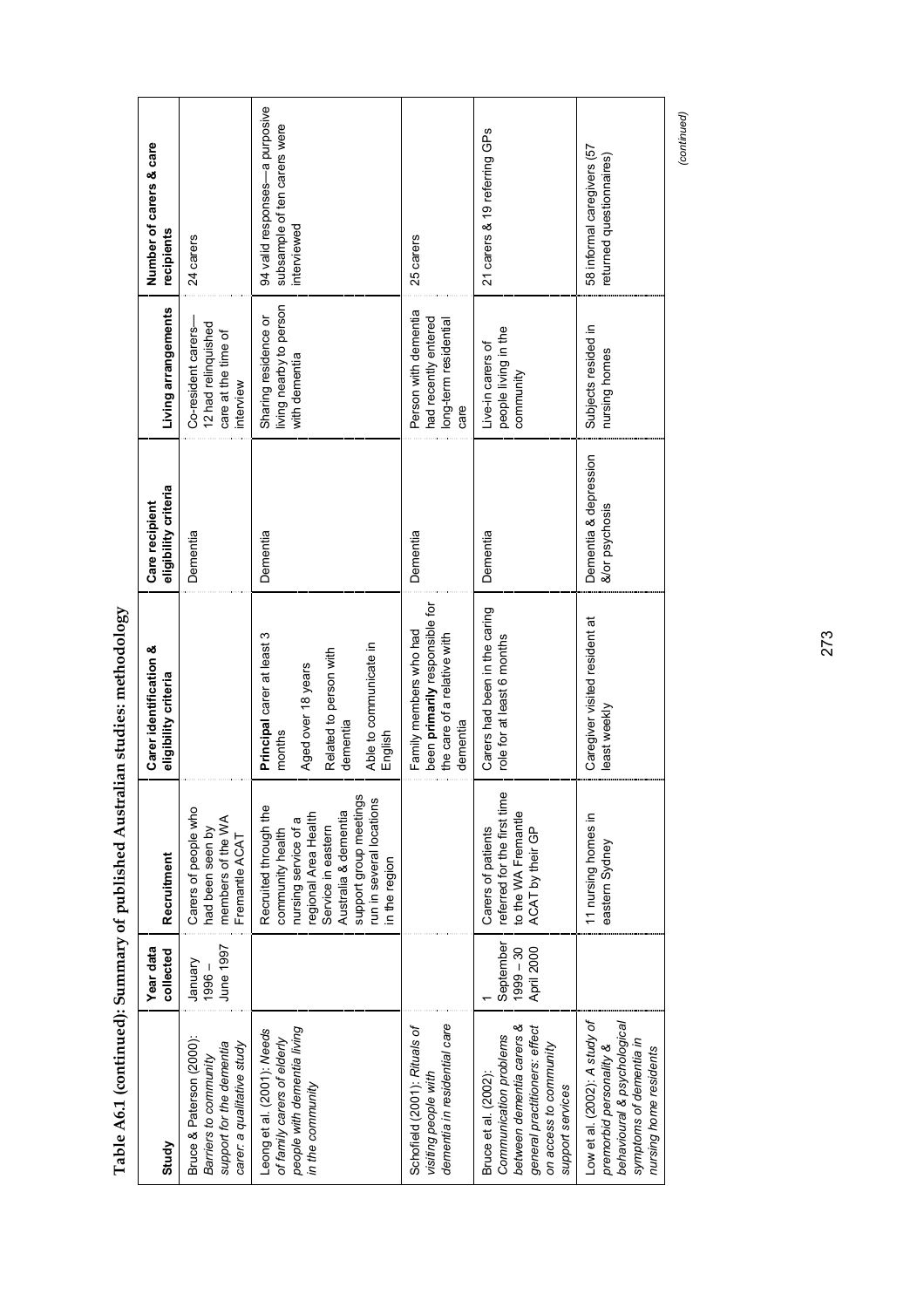**Table A6.1 (continued): Summary of published Australian studies: methodology**

| Study | Year data collected | Recruitment | Carer identification & eligibility criteria | Care recipient eligibility criteria | Living arrangements | Number of carers & care recipients |
|---|---|---|---|---|---|---|
| Bruce & Paterson (2000): *Barriers to community support for the dementia carer: a qualitative study* | January 1996 – June 1997 | Carers of people who had been seen by members of the WA Fremantle ACAT | | Dementia | Co-resident carers—12 had relinquished care at the time of interview | 24 carers |
| Leong et al. (2001): *Needs of family carers of elderly people with dementia living in the community* | | Recruited through the community health nursing service of a regional Area Health Service in eastern Australia & dementia support group meetings run in several locations in the region | **Principal** carer at least 3 months<br><br>Aged over 18 years<br><br>Related to person with dementia<br><br>Able to communicate in English | Dementia | Sharing residence or living nearby to person with dementia | 94 valid responses—a purposive subsample of ten carers were interviewed |
| Schofield (2001): *Rituals of visiting people with dementia in residential care* | | | Family members who had been **primarily** responsible for the care of a relative with dementia | Dementia | Person with dementia had recently entered long-term residential care | 25 carers |
| Bruce et al. (2002): *Communication problems between dementia carers & general practitioners: effect on access to community support services* | 1 September 1999 – 30 April 2000 | Carers of patients referred for the first time to the WA Fremantle ACAT by their GP | Carers had been in the caring role for at least 6 months | Dementia | Live-in carers of people living in the community | 21 carers & 19 referring GPs |
| Low et al. (2002): *A study of premorbid personality & behavioural & psychological symptoms of dementia in nursing home residents* | | 11 nursing homes in eastern Sydney | Caregiver visited resident at least weekly | Dementia & depression &/or psychosis | Subjects resided in nursing homes | 58 informal caregivers (57 returned questionnaires) |

*(continued)*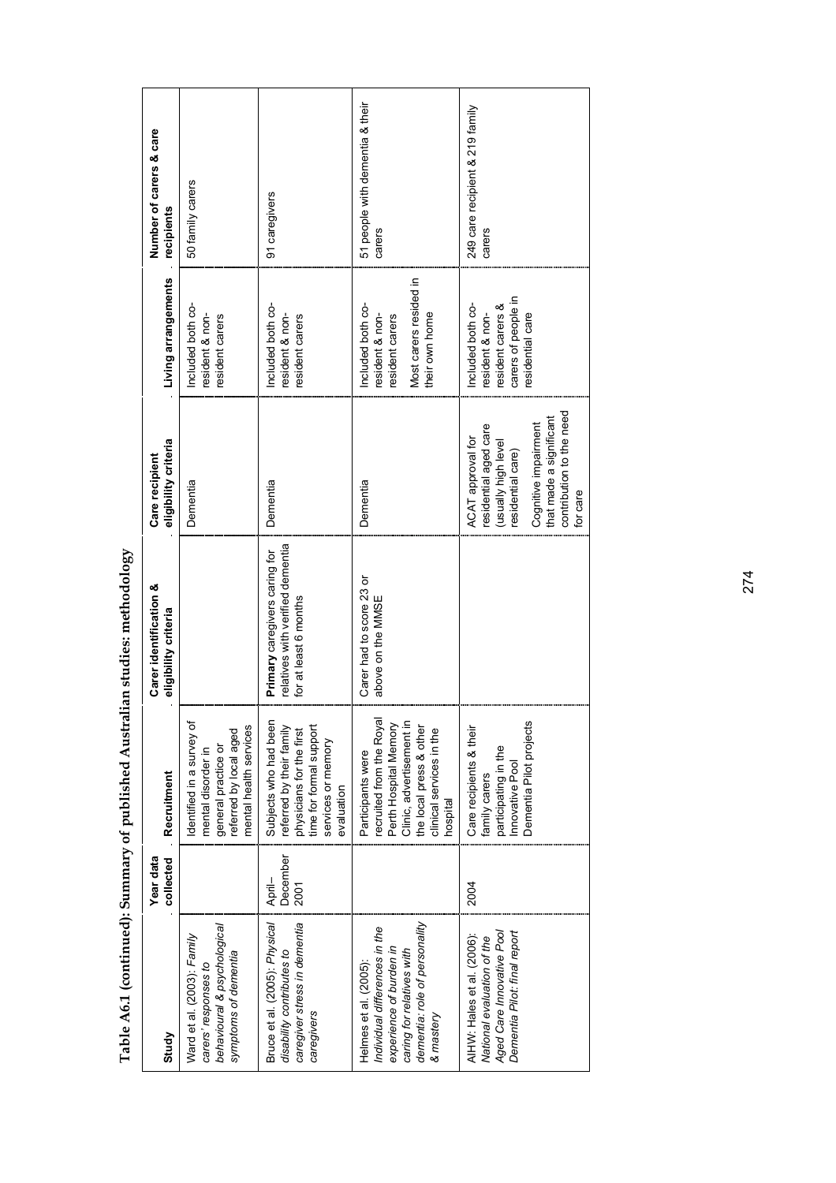**Table A6.1 (continued): Summary of published Australian studies: methodology**

| Study | Year data collected | Recruitment | Carer identification & eligibility criteria | Care recipient eligibility criteria | Living arrangements | Number of carers & care recipients |
|---|---|---|---|---|---|---|
| Ward et al. (2003): *Family carers' responses to behavioural & psychological symptoms of dementia* | | Identified in a survey of mental disorder in general practice or referred by local aged mental health services | | Dementia | Included both co-resident & non-resident carers | 50 family carers |
| Bruce et al. (2005): *Physical disability contributes to caregiver stress in dementia caregivers* | April–December 2001 | Subjects who had been referred by their family physicians for the first time for formal support services or memory evaluation | **Primary** caregivers caring for relatives with verified dementia for at least 6 months | Dementia | Included both co-resident & non-resident carers | 91 caregivers |
| Helmes et al. (2005): *Individual differences in the experience of burden in caring for relatives with dementia: role of personality & mastery* | | Participants were recruited from the Royal Perth Hospital Memory Clinic, advertisement in the local press & other clinical services in the hospital | Carer had to score 23 or above on the MMSE | Dementia | Included both co-resident & non-resident carers<br><br>Most carers resided in their own home | 51 people with dementia & their carers |
| AIHW: Hales et al. (2006): *National evaluation of the Aged Care Innovative Pool Dementia Pilot: final report* | 2004 | Care recipients & their family carers participating in the Innovative Pool Dementia Pilot projects | | ACAT approval for residential aged care (usually high level residential care)<br><br>Cognitive impairment that made a significant contribution to the need for care | Included both co-resident & non-resident carers & carers of people in residential care | 249 care recipient & 219 family carers |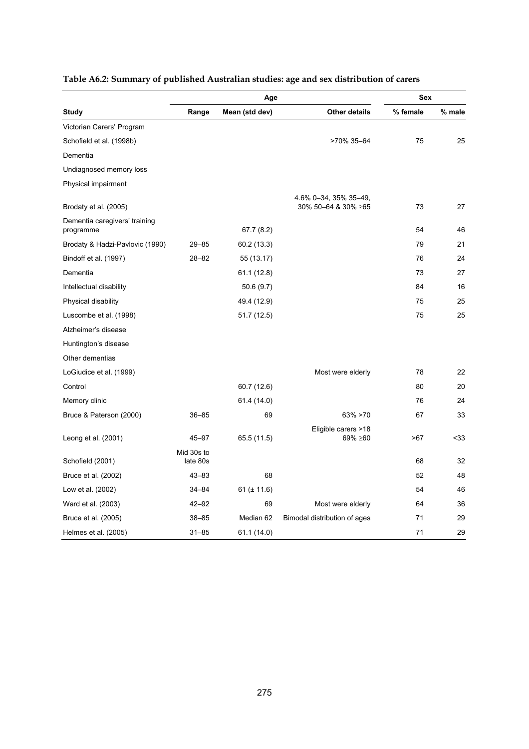**Table A6.2: Summary of published Australian studies: age and sex distribution of carers**

| | Age | | | Sex | |
|---|---|---|---|---|---|
| **Study** | **Range** | **Mean (std dev)** | **Other details** | **% female** | **% male** |
| Victorian Carers' Program | | | | | |
| Schofield et al. (1998b) | | | >70% 35–64 | 75 | 25 |
| Dementia | | | | | |
| Undiagnosed memory loss | | | | | |
| Physical impairment | | | | | |
| Brodaty et al. (2005) | | | 4.6% 0–34, 35% 35–49, 30% 50–64 & 30% ≥65 | 73 | 27 |
| Dementia caregivers' training programme | | 67.7 (8.2) | | 54 | 46 |
| Brodaty & Hadzi-Pavlovic (1990) | 29–85 | 60.2 (13.3) | | 79 | 21 |
| Bindoff et al. (1997) | 28–82 | 55 (13.17) | | 76 | 24 |
| Dementia | | 61.1 (12.8) | | 73 | 27 |
| Intellectual disability | | 50.6 (9.7) | | 84 | 16 |
| Physical disability | | 49.4 (12.9) | | 75 | 25 |
| Luscombe et al. (1998) | | 51.7 (12.5) | | 75 | 25 |
| Alzheimer's disease | | | | | |
| Huntington's disease | | | | | |
| Other dementias | | | | | |
| LoGiudice et al. (1999) | | | Most were elderly | 78 | 22 |
| Control | | 60.7 (12.6) | | 80 | 20 |
| Memory clinic | | 61.4 (14.0) | | 76 | 24 |
| Bruce & Paterson (2000) | 36–85 | 69 | 63% >70 | 67 | 33 |
| Leong et al. (2001) | 45–97 | 65.5 (11.5) | Eligible carers >18 69% ≥60 | >67 | <33 |
| Schofield (2001) | Mid 30s to late 80s | | | 68 | 32 |
| Bruce et al. (2002) | 43–83 | 68 | | 52 | 48 |
| Low et al. (2002) | 34–84 | 61 (± 11.6) | | 54 | 46 |
| Ward et al. (2003) | 42–92 | 69 | Most were elderly | 64 | 36 |
| Bruce et al. (2005) | 38–85 | Median 62 | Bimodal distribution of ages | 71 | 29 |
| Helmes et al. (2005) | 31–85 | 61.1 (14.0) | | 71 | 29 |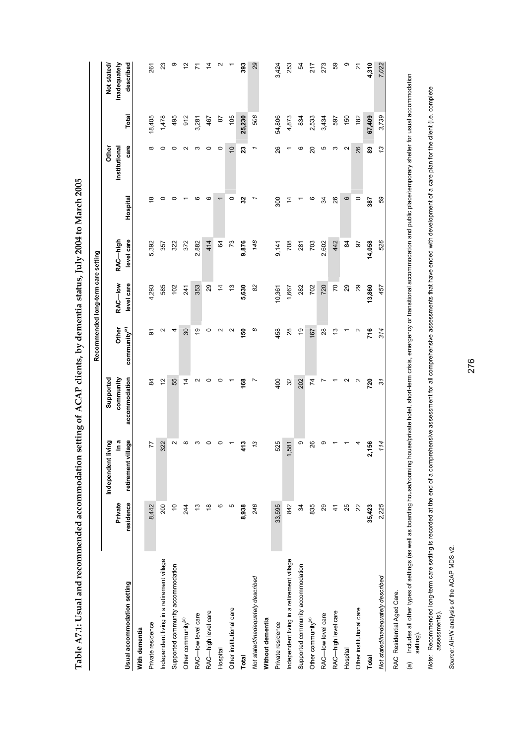# Table A7.1: Usual and recommended accommodation setting of ACAP clients, by dementia status, July 2004 to March 2005

| Usual accommodation setting | Recommended long-term care setting | | | | | | | | | | |
|---|---|---|---|---|---|---|---|---|---|---|---|
| | Private residence | Independent living in a retirement village | Supported community accommodation | Other community[(a)] | RAC—low level care | RAC—high level care | Hospital | Other institutional care | Total | Not stated/ inadequately described |
| **With dementia** | | | | | | | | | | |
| Private residence | 8,442 | 77 | 84 | 91 | 4,293 | 5,392 | 18 | 8 | 18,405 | 261 |
| Independent living in a retirement village | 200 | 322 | 12 | 2 | 585 | 357 | 0 | 0 | 1,478 | 23 |
| Supported community accommodation | 10 | 2 | 55 | 4 | 102 | 322 | 0 | 0 | 495 | 9 |
| Other community[(a)] | 244 | 8 | 14 | 30 | 241 | 372 | 1 | 2 | 912 | 12 |
| RAC—low level care | 13 | 3 | 2 | 19 | 353 | 2,882 | 6 | 3 | 3,281 | 71 |
| RAC—high level care | 18 | 0 | 0 | 0 | 29 | 414 | 6 | 0 | 467 | 14 |
| Hospital | 6 | 0 | 0 | 2 | 14 | 64 | 1 | 0 | 87 | 2 |
| Other institutional care | 5 | 1 | 1 | 2 | 13 | 73 | 0 | 10 | 105 | 1 |
| **Total** | **8,938** | **413** | **168** | **150** | **5,630** | **9,876** | **32** | **23** | **25,230** | **393** |
| *Not stated/inadequately described* | *246* | *13* | *7* | *8* | *82* | *148* | *1* | *1* | *506* | *29* |
| **Without dementia** | | | | | | | | | | |
| Private residence | 33,595 | 525 | 400 | 458 | 10,361 | 9,141 | 300 | 26 | 54,806 | 3,424 |
| Independent living in a retirement village | 842 | 1,581 | 32 | 28 | 1,667 | 708 | 14 | 1 | 4,873 | 253 |
| Supported community accommodation | 34 | 9 | 202 | 19 | 282 | 281 | 1 | 6 | 834 | 54 |
| Other community[(a)] | 835 | 26 | 74 | 167 | 702 | 703 | 6 | 20 | 2,533 | 217 |
| RAC—low level care | 29 | 9 | 7 | 28 | 720 | 2,602 | 34 | 5 | 3,434 | 273 |
| RAC—high level care | 41 | 1 | 1 | 13 | 70 | 442 | 26 | 3 | 597 | 59 |
| Hospital | 25 | 1 | 2 | 1 | 29 | 84 | 6 | 2 | 150 | 9 |
| Other institutional care | 22 | 4 | 2 | 2 | 29 | 97 | 0 | 26 | 182 | 21 |
| **Total** | **35,423** | **2,156** | **720** | **716** | **13,860** | **14,058** | **387** | **89** | **67,409** | **4,310** |
| *Not stated/inadequately described* | *2,225* | *114* | *31* | *314* | *457* | *526* | *59* | *13* | *3,739* | *7,022* |

RAC Residential Aged Care.

(a) Includes all other types of settings (as well as boarding house/rooming house/private hotel, short-term crisis, emergency or transitional accommodation and public place/temporary shelter for usual accommodation setting).

*Note:* Recommended long-term care setting is recorded at the end of a comprehensive assessment for all comprehensive assessments that have ended with development of a care plan for the client (i.e. complete assessments).

*Source:* AIHW analysis of the ACAP MDS v2.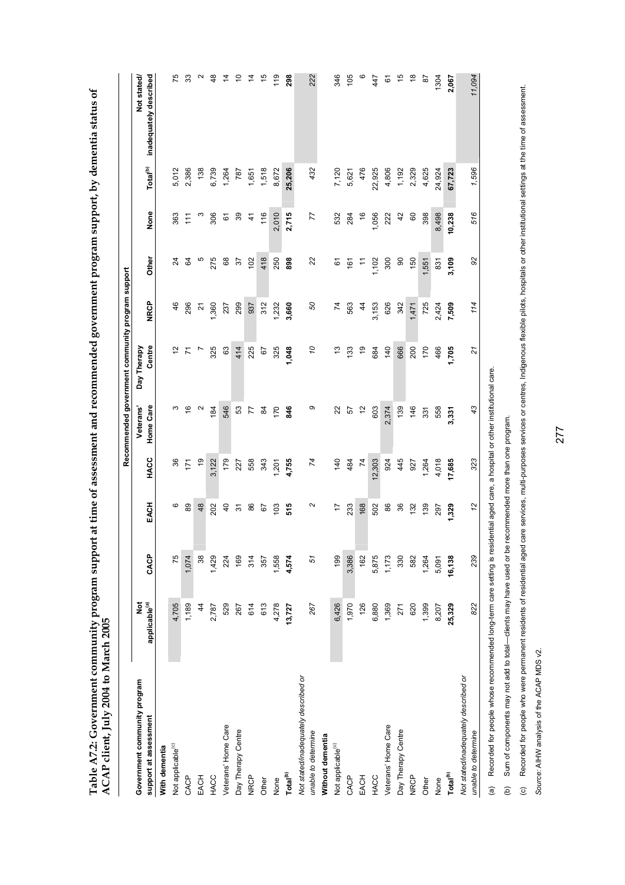**Table A7.2: Government community program support at time of assessment and recommended government program support, by dementia status of ACAP client, July 2004 to March 2005**

| Government community program support at assessment | Recommended government community program support | | | | | | | | | | |
|---|---|---|---|---|---|---|---|---|---|---|---|
| | Not applicable[(a)] | CACP | EACH | HACC | Veterans' Home Care | Day Therapy Centre | NRCP | Other | None | Total[(b)] | Not stated/ inadequately described |
| **With dementia** | | | | | | | | | | | |
| Not applicable[(c)] | 4,705 | 75 | 6 | 36 | 3 | 12 | 46 | 24 | 363 | 5,012 | 75 |
| CACP | 1,189 | 1,074 | 89 | 171 | 16 | 71 | 296 | 64 | 111 | 2,386 | 33 |
| EACH | 44 | 38 | 48 | 19 | 2 | 7 | 21 | 5 | 3 | 138 | 2 |
| HACC | 2,787 | 1,429 | 202 | 3,122 | 184 | 325 | 1,360 | 275 | 306 | 6,739 | 48 |
| Veterans' Home Care | 529 | 224 | 40 | 179 | 546 | 63 | 237 | 68 | 61 | 1,264 | 14 |
| Day Therapy Centre | 267 | 169 | 31 | 227 | 53 | 414 | 299 | 37 | 39 | 787 | 10 |
| NRCP | 614 | 314 | 86 | 558 | 77 | 225 | 937 | 102 | 41 | 1,651 | 14 |
| Other | 613 | 357 | 67 | 343 | 84 | 67 | 312 | 418 | 116 | 1,518 | 15 |
| None | 4,278 | 1,558 | 103 | 1,201 | 170 | 325 | 1,232 | 250 | 2,010 | 8,672 | 119 |
| **Total[(b)]** | **13,727** | **4,574** | **515** | **4,755** | **846** | **1,048** | **3,660** | **898** | **2,715** | **25,206** | **298** |
| *Not stated/inadequately described or unable to determine* | *267* | *51* | *2* | *74* | *9* | *10* | *50* | *22* | *77* | *432* | *222* |
| **Without dementia** | | | | | | | | | | | |
| Not applicable[(c)] | 6,426 | 199 | 17 | 140 | 22 | 13 | 74 | 61 | 532 | 7,120 | 346 |
| CACP | 1,970 | 3,386 | 233 | 484 | 57 | 133 | 563 | 161 | 284 | 5,621 | 105 |
| EACH | 126 | 162 | 168 | 74 | 12 | 19 | 44 | 11 | 16 | 476 | 6 |
| HACC | 6,880 | 5,875 | 502 | 12,303 | 603 | 684 | 3,153 | 1,102 | 1,056 | 22,925 | 447 |
| Veterans' Home Care | 1,369 | 1,173 | 86 | 924 | 2,374 | 140 | 626 | 300 | 222 | 4,806 | 61 |
| Day Therapy Centre | 271 | 330 | 36 | 445 | 139 | 666 | 342 | 90 | 42 | 1,192 | 15 |
| NRCP | 620 | 582 | 132 | 927 | 146 | 200 | 1,471 | 150 | 60 | 2,329 | 18 |
| Other | 1,399 | 1,264 | 139 | 1,264 | 331 | 170 | 725 | 1,551 | 398 | 4,625 | 87 |
| None | 8,207 | 5,091 | 297 | 4,018 | 558 | 466 | 2,424 | 831 | 8,498 | 24,924 | 1304 |
| **Total[(b)]** | **25,329** | **16,138** | **1,329** | **17,685** | **3,331** | **1,705** | **7,509** | **3,109** | **10,238** | **67,723** | **2,067** |
| *Not stated/inadequately described or unable to determine* | *822* | *239* | *12* | *323* | *43* | *21* | *114* | *92* | *516* | *1,596* | *11,094* |

(a) Recorded for people whose recommended long-term care setting is residential aged care, a hospital or other institutional care.

(b) Sum of components may not add to total—clients may have used or be recommended more than one program.

(c) Recorded for people who were permanent residents of residential aged care services, multi-purposes services or centres, Indigenous flexible pilots, hospitals or other institutional settings at the time of assessment.

*Source:* AIHW analysis of the ACAP MDS v2.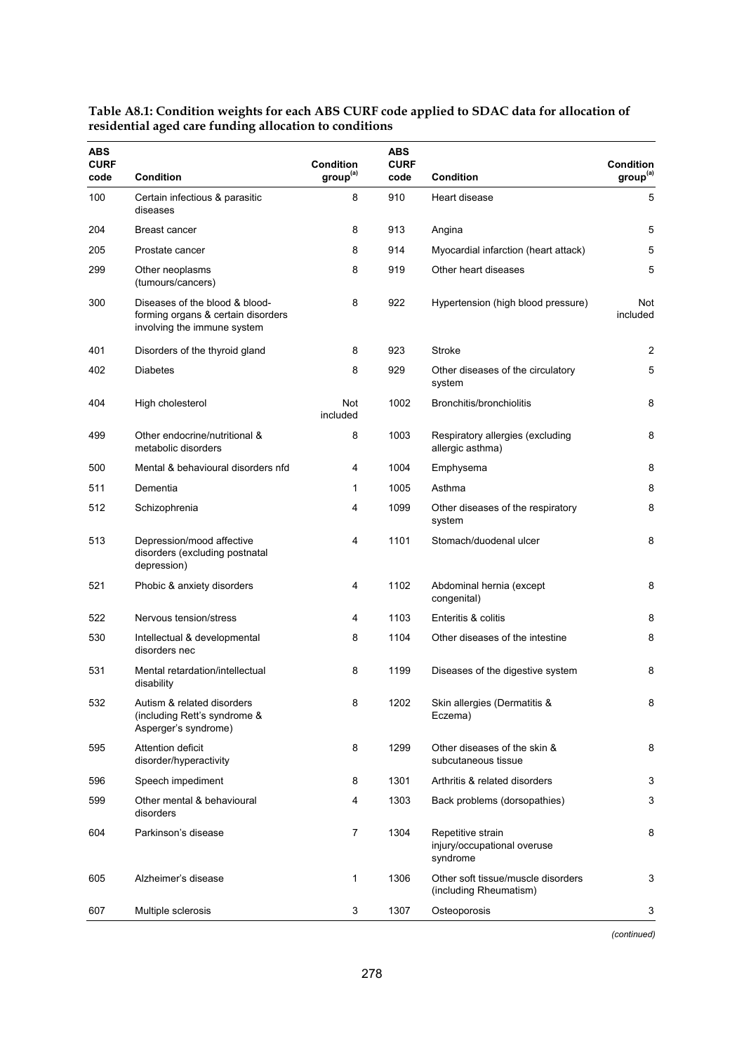**Table A8.1: Condition weights for each ABS CURF code applied to SDAC data for allocation of residential aged care funding allocation to conditions**

| ABS CURF code | Condition | Condition group[(a)] | ABS CURF code | Condition | Condition group[(a)] |
|---|---|---|---|---|---|
| 100 | Certain infectious & parasitic diseases | 8 | 910 | Heart disease | 5 |
| 204 | Breast cancer | 8 | 913 | Angina | 5 |
| 205 | Prostate cancer | 8 | 914 | Myocardial infarction (heart attack) | 5 |
| 299 | Other neoplasms (tumours/cancers) | 8 | 919 | Other heart diseases | 5 |
| 300 | Diseases of the blood & blood-forming organs & certain disorders involving the immune system | 8 | 922 | Hypertension (high blood pressure) | Not included |
| 401 | Disorders of the thyroid gland | 8 | 923 | Stroke | 2 |
| 402 | Diabetes | 8 | 929 | Other diseases of the circulatory system | 5 |
| 404 | High cholesterol | Not included | 1002 | Bronchitis/bronchiolitis | 8 |
| 499 | Other endocrine/nutritional & metabolic disorders | 8 | 1003 | Respiratory allergies (excluding allergic asthma) | 8 |
| 500 | Mental & behavioural disorders nfd | 4 | 1004 | Emphysema | 8 |
| 511 | Dementia | 1 | 1005 | Asthma | 8 |
| 512 | Schizophrenia | 4 | 1099 | Other diseases of the respiratory system | 8 |
| 513 | Depression/mood affective disorders (excluding postnatal depression) | 4 | 1101 | Stomach/duodenal ulcer | 8 |
| 521 | Phobic & anxiety disorders | 4 | 1102 | Abdominal hernia (except congenital) | 8 |
| 522 | Nervous tension/stress | 4 | 1103 | Enteritis & colitis | 8 |
| 530 | Intellectual & developmental disorders nec | 8 | 1104 | Other diseases of the intestine | 8 |
| 531 | Mental retardation/intellectual disability | 8 | 1199 | Diseases of the digestive system | 8 |
| 532 | Autism & related disorders (including Rett's syndrome & Asperger's syndrome) | 8 | 1202 | Skin allergies (Dermatitis & Eczema) | 8 |
| 595 | Attention deficit disorder/hyperactivity | 8 | 1299 | Other diseases of the skin & subcutaneous tissue | 8 |
| 596 | Speech impediment | 8 | 1301 | Arthritis & related disorders | 3 |
| 599 | Other mental & behavioural disorders | 4 | 1303 | Back problems (dorsopathies) | 3 |
| 604 | Parkinson's disease | 7 | 1304 | Repetitive strain injury/occupational overuse syndrome | 8 |
| 605 | Alzheimer's disease | 1 | 1306 | Other soft tissue/muscle disorders (including Rheumatism) | 3 |
| 607 | Multiple sclerosis | 3 | 1307 | Osteoporosis | 3 |

*(continued)*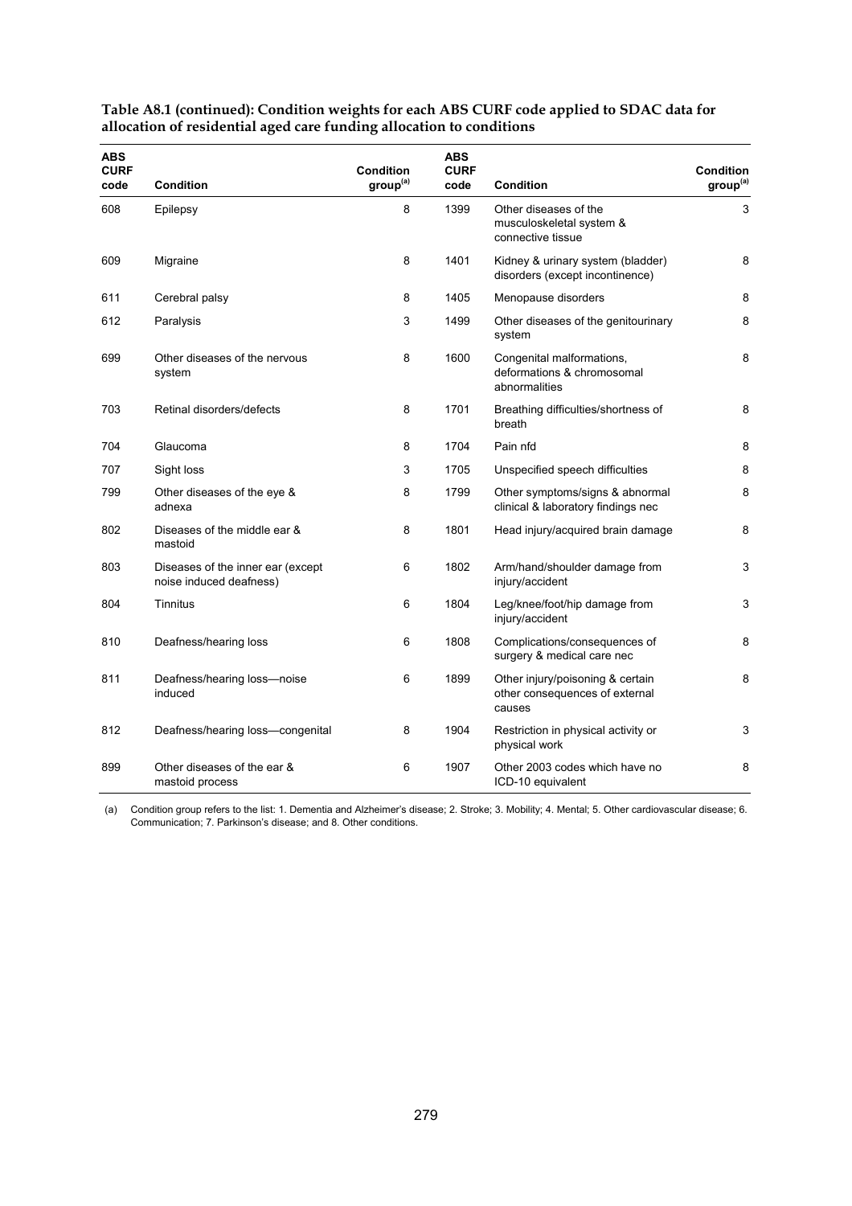**Table A8.1 (continued): Condition weights for each ABS CURF code applied to SDAC data for allocation of residential aged care funding allocation to conditions**

| ABS CURF code | Condition | Condition group[(a)] | ABS CURF code | Condition | Condition group[(a)] |
|---|---|---|---|---|---|
| 608 | Epilepsy | 8 | 1399 | Other diseases of the musculoskeletal system & connective tissue | 3 |
| 609 | Migraine | 8 | 1401 | Kidney & urinary system (bladder) disorders (except incontinence) | 8 |
| 611 | Cerebral palsy | 8 | 1405 | Menopause disorders | 8 |
| 612 | Paralysis | 3 | 1499 | Other diseases of the genitourinary system | 8 |
| 699 | Other diseases of the nervous system | 8 | 1600 | Congenital malformations, deformations & chromosomal abnormalities | 8 |
| 703 | Retinal disorders/defects | 8 | 1701 | Breathing difficulties/shortness of breath | 8 |
| 704 | Glaucoma | 8 | 1704 | Pain nfd | 8 |
| 707 | Sight loss | 3 | 1705 | Unspecified speech difficulties | 8 |
| 799 | Other diseases of the eye & adnexa | 8 | 1799 | Other symptoms/signs & abnormal clinical & laboratory findings nec | 8 |
| 802 | Diseases of the middle ear & mastoid | 8 | 1801 | Head injury/acquired brain damage | 8 |
| 803 | Diseases of the inner ear (except noise induced deafness) | 6 | 1802 | Arm/hand/shoulder damage from injury/accident | 3 |
| 804 | Tinnitus | 6 | 1804 | Leg/knee/foot/hip damage from injury/accident | 3 |
| 810 | Deafness/hearing loss | 6 | 1808 | Complications/consequences of surgery & medical care nec | 8 |
| 811 | Deafness/hearing loss—noise induced | 6 | 1899 | Other injury/poisoning & certain other consequences of external causes | 8 |
| 812 | Deafness/hearing loss—congenital | 8 | 1904 | Restriction in physical activity or physical work | 3 |
| 899 | Other diseases of the ear & mastoid process | 6 | 1907 | Other 2003 codes which have no ICD-10 equivalent | 8 |

(a) Condition group refers to the list: 1. Dementia and Alzheimer's disease; 2. Stroke; 3. Mobility; 4. Mental; 5. Other cardiovascular disease; 6. Communication; 7. Parkinson's disease; and 8. Other conditions.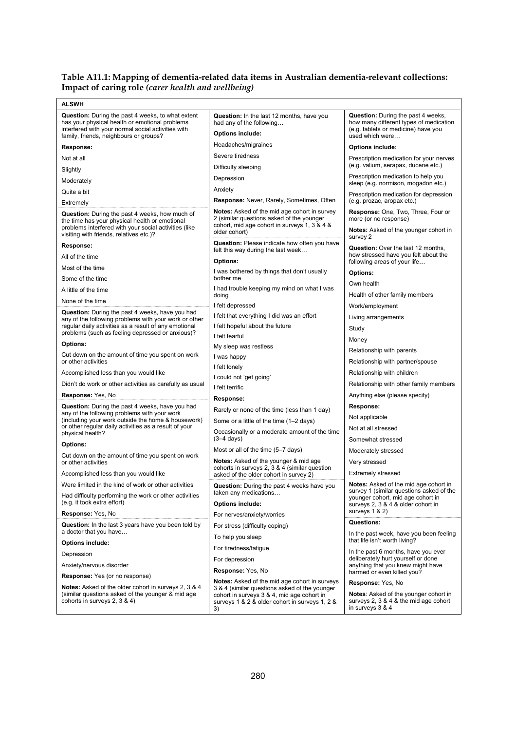**Table A11.1: Mapping of dementia-related data items in Australian dementia-relevant collections: Impact of caring role** ***(carer health and wellbeing)***

**ALSWH**

**Question:** During the past 4 weeks, to what extent has your physical health or emotional problems interfered with your normal social activities with family, friends, neighbours or groups?

**Response:**

Not at all

Slightly

Moderately

Quite a bit

Extremely

**Question:** During the past 4 weeks, how much of the time has your physical health or emotional problems interfered with your social activities (like visiting with friends, relatives etc.)?

**Response:**

All of the time

Most of the time

Some of the time

A little of the time

None of the time

**Question:** During the past 4 weeks, have you had any of the following problems with your work or other regular daily activities as a result of any emotional problems (such as feeling depressed or anxious)?

**Options:**

Cut down on the amount of time you spent on work or other activities

Accomplished less than you would like

Didn't do work or other activities as carefully as usual

**Response:** Yes, No

**Question:** During the past 4 weeks, have you had any of the following problems with your work (including your work outside the home & housework) or other regular daily activities as a result of your physical health?

**Options:**

Cut down on the amount of time you spent on work or other activities

Accomplished less than you would like

Were limited in the kind of work or other activities

Had difficulty performing the work or other activities (e.g. it took extra effort)

**Response:** Yes, No

**Question:** In the last 3 years have you been told by a doctor that you have…

**Options include:**

Depression

Anxiety/nervous disorder

**Response:** Yes (or no response)

**Notes:** Asked of the older cohort in surveys 2, 3 & 4 (similar questions asked of the younger & mid age cohorts in surveys 2, 3 & 4)

**Question:** In the last 12 months, have you had any of the following…

**Options include:**

Headaches/migraines

Severe tiredness

Difficulty sleeping

Depression

Anxiety

**Response:** Never, Rarely, Sometimes, Often

**Notes:** Asked of the mid age cohort in survey 2 (similar questions asked of the younger cohort, mid age cohort in surveys 1, 3 & 4 & older cohort)

**Question:** Please indicate how often you have felt this way during the last week…

**Options:**

I was bothered by things that don't usually bother me

I had trouble keeping my mind on what I was doing

I felt depressed

I felt that everything I did was an effort

I felt hopeful about the future

I felt fearful

My sleep was restless

I was happy

I felt lonely

I could not 'get going'

I felt terrific

**Response:**

Rarely or none of the time (less than 1 day)

Some or a little of the time (1–2 days)

Occasionally or a moderate amount of the time (3–4 days)

Most or all of the time (5–7 days)

**Notes:** Asked of the younger & mid age cohorts in surveys 2, 3 & 4 (similar question asked of the older cohort in survey 2)

**Question:** During the past 4 weeks have you taken any medications…

**Options include:**

For nerves/anxiety/worries

For stress (difficulty coping)

To help you sleep

For tiredness/fatigue

For depression

**Response:** Yes, No

**Notes:** Asked of the mid age cohort in surveys 3 & 4 (similar questions asked of the younger cohort in surveys 3 & 4, mid age cohort in surveys 1 & 2 & older cohort in surveys 1, 2 & 3)

**Question:** During the past 4 weeks, how many different types of medication (e.g. tablets or medicine) have you used which were…

**Options include:**

Prescription medication for your nerves (e.g. valium, serapax, ducene etc.)

Prescription medication to help you sleep (e.g. normison, mogadon etc.)

Prescription medication for depression (e.g. prozac, aropax etc.)

**Response:** One, Two, Three, Four or more (or no response)

**Notes:** Asked of the younger cohort in survey 2

**Question:** Over the last 12 months, how stressed have you felt about the following areas of your life…

**Options:**

Own health

Health of other family members

Work/employment

Living arrangements

Study

Money

Relationship with parents

Relationship with partner/spouse

Relationship with children

Relationship with other family members

Anything else (please specify)

**Response:**

Not applicable

Not at all stressed

Somewhat stressed

Moderately stressed

Very stressed

Extremely stressed

**Notes:** Asked of the mid age cohort in survey 1 (similar questions asked of the younger cohort, mid age cohort in surveys 2, 3 & 4 & older cohort in surveys 1 & 2)

**Questions:**

In the past week, have you been feeling that life isn't worth living?

In the past 6 months, have you ever deliberately hurt yourself or done anything that you knew might have harmed or even killed you?

**Response:** Yes, No

**Notes**: Asked of the younger cohort in surveys 2, 3 & 4 & the mid age cohort in surveys 3 & 4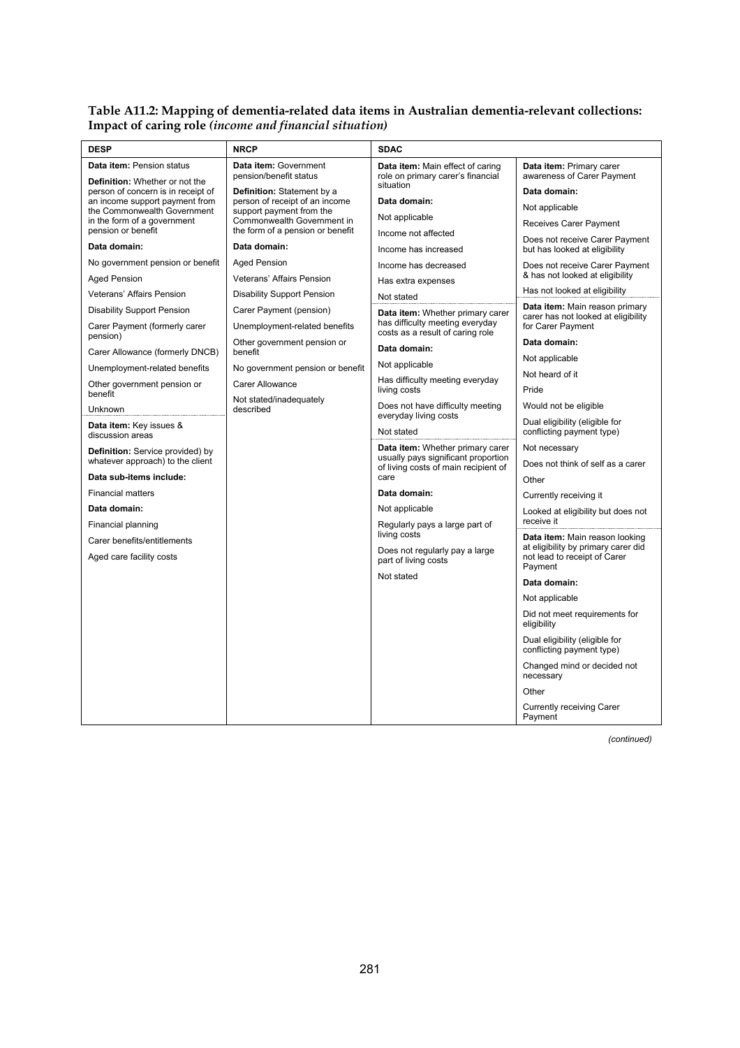**Table A11.2: Mapping of dementia-related data items in Australian dementia-relevant collections: Impact of caring role *(income and financial situation)***

| DESP | NRCP | SDAC | |
|---|---|---|---|
| **Data item:** Pension status<br><br>**Definition:** Whether or not the person of concern is in receipt of an income support payment from the Commonwealth Government in the form of a government pension or benefit<br><br>**Data domain:**<br><br>No government pension or benefit<br><br>Aged Pension<br><br>Veterans' Affairs Pension<br><br>Disability Support Pension<br><br>Carer Payment (formerly carer pension)<br><br>Carer Allowance (formerly DNCB)<br><br>Unemployment-related benefits<br><br>Other government pension or benefit<br><br>Unknown<br><br>**Data item:** Key issues & discussion areas<br><br>**Definition:** Service provided) by whatever approach) to the client<br><br>**Data sub-items include:**<br><br>Financial matters<br><br>**Data domain:**<br><br>Financial planning<br><br>Carer benefits/entitlements<br><br>Aged care facility costs | **Data item:** Government pension/benefit status<br><br>**Definition:** Statement by a person of receipt of an income support payment from the Commonwealth Government in the form of a pension or benefit<br><br>**Data domain:**<br><br>Aged Pension<br><br>Veterans' Affairs Pension<br><br>Disability Support Pension<br><br>Carer Payment (pension)<br><br>Unemployment-related benefits<br><br>Other government pension or benefit<br><br>No government pension or benefit<br><br>Carer Allowance<br><br>Not stated/inadequately described | **Data item:** Main effect of caring role on primary carer's financial situation<br><br>**Data domain:**<br><br>Not applicable<br><br>Income not affected<br><br>Income has increased<br><br>Income has decreased<br><br>Has extra expenses<br><br>Not stated<br><br>**Data item:** Whether primary carer has difficulty meeting everyday costs as a result of caring role<br><br>**Data domain:**<br><br>Not applicable<br><br>Has difficulty meeting everyday living costs<br><br>Does not have difficulty meeting everyday living costs<br><br>Not stated<br><br>**Data item:** Whether primary carer usually pays significant proportion of living costs of main recipient of care<br><br>**Data domain:**<br><br>Not applicable<br><br>Regularly pays a large part of living costs<br><br>Does not regularly pay a large part of living costs<br><br>Not stated | **Data item:** Primary carer awareness of Carer Payment<br><br>**Data domain:**<br><br>Not applicable<br><br>Receives Carer Payment<br><br>Does not receive Carer Payment but has looked at eligibility<br><br>Does not receive Carer Payment & has not looked at eligibility<br><br>Has not looked at eligibility<br><br>**Data item:** Main reason primary carer has not looked at eligibility for Carer Payment<br><br>**Data domain:**<br><br>Not applicable<br><br>Not heard of it<br><br>Pride<br><br>Would not be eligible<br><br>Dual eligibility (eligible for conflicting payment type)<br><br>Not necessary<br><br>Does not think of self as a carer<br><br>Other<br><br>Currently receiving it<br><br>Looked at eligibility but does not receive it<br><br>**Data item:** Main reason looking at eligibility by primary carer did not lead to receipt of Carer Payment<br><br>**Data domain:**<br><br>Not applicable<br><br>Did not meet requirements for eligibility<br><br>Dual eligibility (eligible for conflicting payment type)<br><br>Changed mind or decided not necessary<br><br>Other<br><br>Currently receiving Carer Payment |

*(continued)*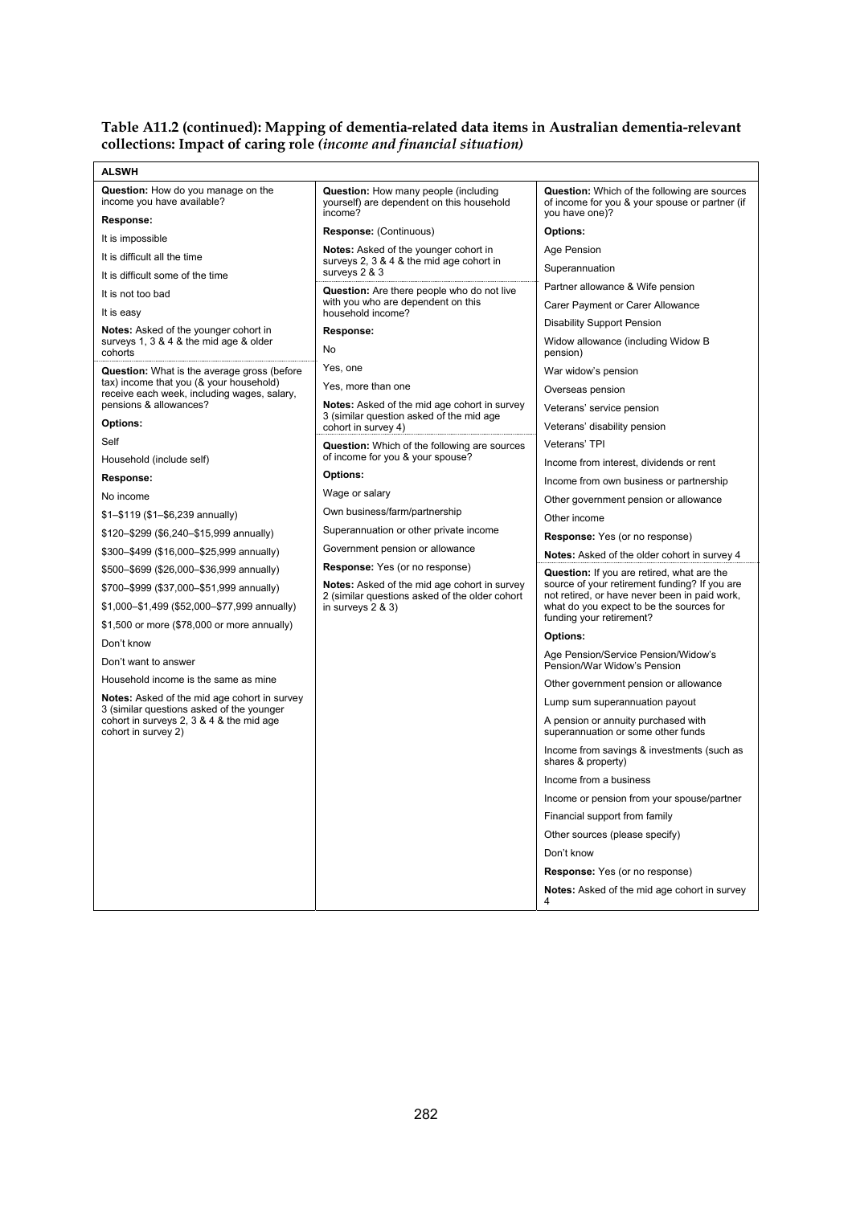**Table A11.2 (continued): Mapping of dementia-related data items in Australian dementia-relevant collections: Impact of caring role** ***(income and financial situation)***

| ALSWH | | |
|---|---|---|
| **Question:** How do you manage on the income you have available?<br>**Response:**<br>It is impossible<br>It is difficult all the time<br>It is difficult some of the time<br>It is not too bad<br>It is easy<br>**Notes:** Asked of the younger cohort in surveys 1, 3 & 4 & the mid age & older cohorts | **Question:** How many people (including yourself) are dependent on this household income?<br>**Response:** (Continuous)<br>**Notes:** Asked of the younger cohort in surveys 2, 3 & 4 & the mid age cohort in surveys 2 & 3 | **Question:** Which of the following are sources of income for you & your spouse or partner (if you have one)?<br>**Options:**<br>Age Pension<br>Superannuation<br>Partner allowance & Wife pension<br>Carer Payment or Carer Allowance<br>Disability Support Pension<br>Widow allowance (including Widow B pension)<br>War widow's pension<br>Overseas pension<br>Veterans' service pension<br>Veterans' disability pension<br>Veterans' TPI<br>Income from interest, dividends or rent<br>Income from own business or partnership<br>Other government pension or allowance<br>Other income<br>**Response:** Yes (or no response)<br>**Notes:** Asked of the older cohort in survey 4 |
| **Question:** What is the average gross (before tax) income that you (& your household) receive each week, including wages, salary, pensions & allowances?<br>**Options:**<br>Self<br>Household (include self)<br>**Response:**<br>No income<br>$1–$119 ($1–$6,239 annually)<br>$120–$299 ($6,240–$15,999 annually)<br>$300–$499 ($16,000–$25,999 annually)<br>$500–$699 ($26,000–$36,999 annually)<br>$700–$999 ($37,000–$51,999 annually)<br>$1,000–$1,499 ($52,000–$77,999 annually)<br>$1,500 or more ($78,000 or more annually)<br>Don't know<br>Don't want to answer<br>Household income is the same as mine<br>**Notes:** Asked of the mid age cohort in survey 3 (similar questions asked of the younger cohort in surveys 2, 3 & 4 & the mid age cohort in survey 2) | **Question:** Are there people who do not live with you who are dependent on this household income?<br>**Response:**<br>No<br>Yes, one<br>Yes, more than one<br>**Notes:** Asked of the mid age cohort in survey 3 (similar question asked of the mid age cohort in survey 4)<br><br>**Question:** Which of the following are sources of income for you & your spouse?<br>**Options:**<br>Wage or salary<br>Own business/farm/partnership<br>Superannuation or other private income<br>Government pension or allowance<br>**Response:** Yes (or no response)<br>**Notes:** Asked of the mid age cohort in survey 2 (similar questions asked of the older cohort in surveys 2 & 3) | **Question:** If you are retired, what are the source of your retirement funding? If you are not retired, or have never been in paid work, what do you expect to be the sources for funding your retirement?<br>**Options:**<br>Age Pension/Service Pension/Widow's Pension/War Widow's Pension<br>Other government pension or allowance<br>Lump sum superannuation payout<br>A pension or annuity purchased with superannuation or some other funds<br>Income from savings & investments (such as shares & property)<br>Income from a business<br>Income or pension from your spouse/partner<br>Financial support from family<br>Other sources (please specify)<br>Don't know<br>**Response:** Yes (or no response)<br>**Notes:** Asked of the mid age cohort in survey 4 |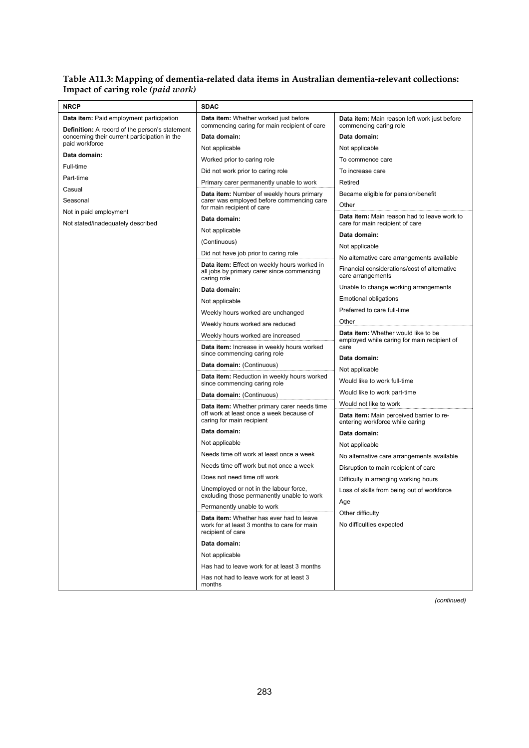**Table A11.3: Mapping of dementia-related data items in Australian dementia-relevant collections: Impact of caring role *(paid work)***

| NRCP | SDAC | |
|---|---|---|
| **Data item:** Paid employment participation<br>**Definition:** A record of the person's statement concerning their current participation in the paid workforce<br>**Data domain:**<br>Full-time<br>Part-time<br>Casual<br>Seasonal<br>Not in paid employment<br>Not stated/inadequately described | **Data item:** Whether worked just before commencing caring for main recipient of care<br>**Data domain:**<br>Not applicable<br>Worked prior to caring role<br>Did not work prior to caring role<br>Primary carer permanently unable to work | **Data item:** Main reason left work just before commencing caring role<br>**Data domain:**<br>Not applicable<br>To commence care<br>To increase care<br>Retired<br>Became eligible for pension/benefit<br>Other |
| | **Data item:** Number of weekly hours primary carer was employed before commencing care for main recipient of care<br>**Data domain:**<br>Not applicable<br>(Continuous)<br>Did not have job prior to caring role | **Data item:** Main reason had to leave work to care for main recipient of care<br>**Data domain:**<br>Not applicable<br>No alternative care arrangements available<br>Financial considerations/cost of alternative care arrangements<br>Unable to change working arrangements<br>Emotional obligations<br>Preferred to care full-time<br>Other |
| | **Data item:** Effect on weekly hours worked in all jobs by primary carer since commencing caring role<br>**Data domain:**<br>Not applicable<br>Weekly hours worked are unchanged<br>Weekly hours worked are reduced<br>Weekly hours worked are increased | **Data item:** Whether would like to be employed while caring for main recipient of care<br>**Data domain:**<br>Not applicable<br>Would like to work full-time<br>Would like to work part-time<br>Would not like to work |
| | **Data item:** Increase in weekly hours worked since commencing caring role<br>**Data domain:** (Continuous) | |
| | **Data item:** Reduction in weekly hours worked since commencing caring role<br>**Data domain:** (Continuous) | |
| | **Data item:** Whether primary carer needs time off work at least once a week because of caring for main recipient<br>**Data domain:**<br>Not applicable<br>Needs time off work at least once a week<br>Needs time off work but not once a week<br>Does not need time off work<br>Unemployed or not in the labour force, excluding those permanently unable to work<br>Permanently unable to work | **Data item:** Main perceived barrier to re-entering workforce while caring<br>**Data domain:**<br>Not applicable<br>No alternative care arrangements available<br>Disruption to main recipient of care<br>Difficulty in arranging working hours<br>Loss of skills from being out of workforce<br>Age<br>Other difficulty<br>No difficulties expected |
| | **Data item:** Whether has ever had to leave work for at least 3 months to care for main recipient of care<br>**Data domain:**<br>Not applicable<br>Has had to leave work for at least 3 months<br>Has not had to leave work for at least 3 months | |

*(continued)*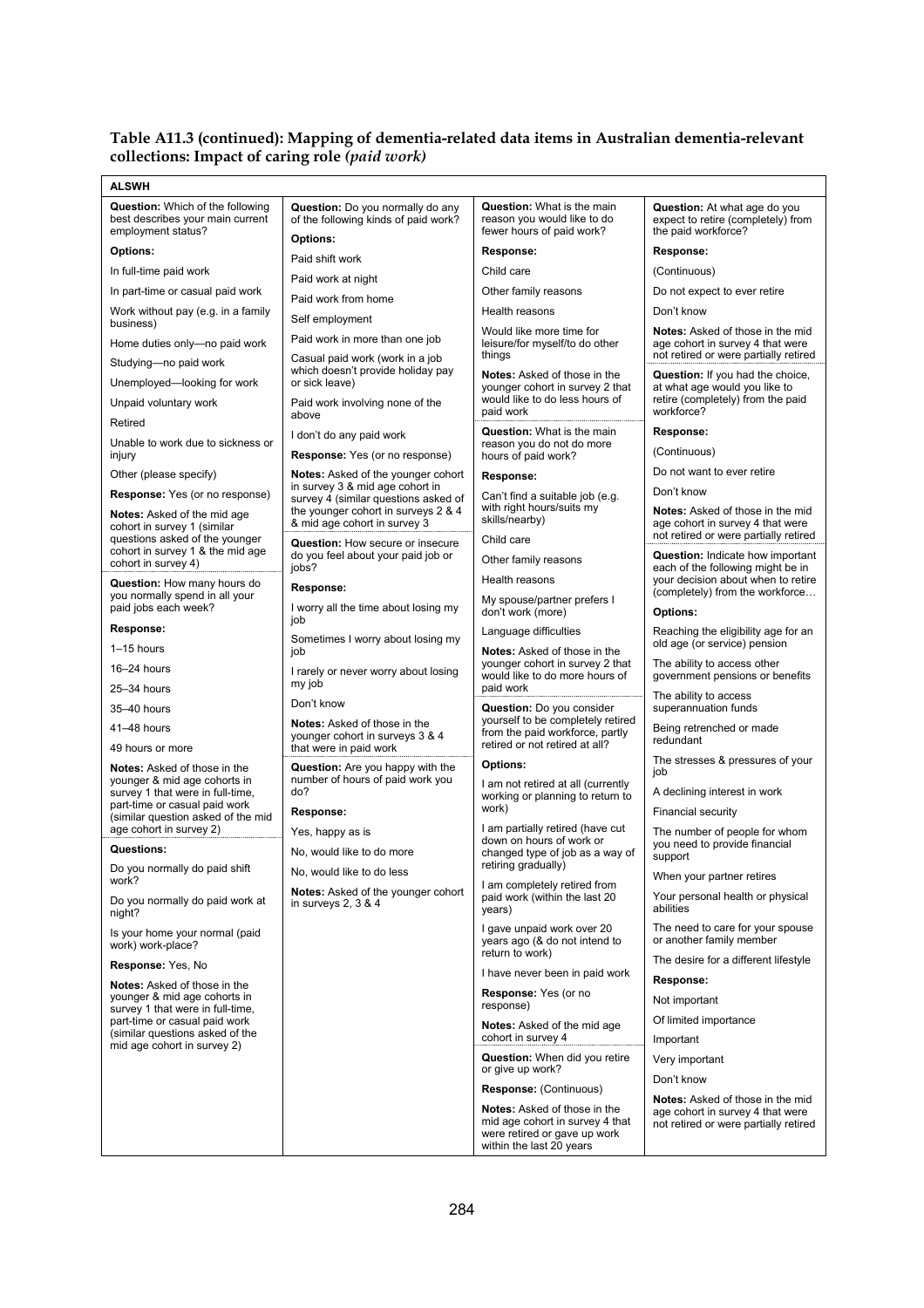**Table A11.3 (continued): Mapping of dementia-related data items in Australian dementia-relevant collections: Impact of caring role** ***(paid work)***

**ALSWH**

**Question:** Which of the following best describes your main current employment status?

**Options:**

In full-time paid work

In part-time or casual paid work

Work without pay (e.g. in a family business)

Home duties only—no paid work

Studying—no paid work

Unemployed—looking for work

Unpaid voluntary work

Retired

Unable to work due to sickness or injury

Other (please specify)

**Response:** Yes (or no response)

**Notes:** Asked of the mid age cohort in survey 1 (similar questions asked of the younger cohort in survey 1 & the mid age cohort in survey 4)

**Question:** How many hours do you normally spend in all your paid jobs each week?

**Response:**

1–15 hours

16–24 hours

25–34 hours

35–40 hours

41–48 hours

49 hours or more

**Notes:** Asked of those in the younger & mid age cohorts in survey 1 that were in full-time, part-time or casual paid work (similar question asked of the mid age cohort in survey 2)

**Questions:**

Do you normally do paid shift work?

Do you normally do paid work at night?

Is your home your normal (paid work) work-place?

**Response:** Yes, No

**Notes:** Asked of those in the younger & mid age cohorts in survey 1 that were in full-time, part-time or casual paid work (similar questions asked of the mid age cohort in survey 2)

**Question:** Do you normally do any of the following kinds of paid work?

**Options:**

Paid shift work

Paid work at night

Paid work from home

Self employment

Paid work in more than one job

Casual paid work (work in a job which doesn't provide holiday pay or sick leave)

Paid work involving none of the above

I don't do any paid work

**Response:** Yes (or no response)

**Notes:** Asked of the younger cohort in survey 3 & mid age cohort in survey 4 (similar questions asked of the younger cohort in surveys 2 & 4 & mid age cohort in survey 3

**Question:** How secure or insecure do you feel about your paid job or jobs?

**Response:**

I worry all the time about losing my job

Sometimes I worry about losing my job

I rarely or never worry about losing my job

Don't know

**Notes:** Asked of those in the younger cohort in surveys 3 & 4 that were in paid work

**Question:** Are you happy with the number of hours of paid work you do?

**Response:**

Yes, happy as is

No, would like to do more

No, would like to do less

**Notes:** Asked of the younger cohort in surveys 2, 3 & 4

**Question:** What is the main reason you would like to do fewer hours of paid work?

**Response:**

Child care

Other family reasons

Health reasons

Would like more time for leisure/for myself/to do other things

**Notes:** Asked of those in the younger cohort in survey 2 that would like to do less hours of paid work

**Question:** What is the main reason you do not do more hours of paid work?

**Response:**

Can't find a suitable job (e.g. with right hours/suits my skills/nearby)

Child care

Other family reasons

Health reasons

My spouse/partner prefers I don't work (more)

Language difficulties

**Notes:** Asked of those in the younger cohort in survey 2 that would like to do more hours of paid work

**Question:** Do you consider yourself to be completely retired from the paid workforce, partly retired or not retired at all?

**Options:**

I am not retired at all (currently working or planning to return to work)

I am partially retired (have cut down on hours of work or changed type of job as a way of retiring gradually)

I am completely retired from paid work (within the last 20 years)

I gave unpaid work over 20 years ago (& do not intend to return to work)

I have never been in paid work

**Response:** Yes (or no response)

**Notes:** Asked of the mid age cohort in survey 4

**Question:** When did you retire or give up work?

**Response:** (Continuous)

**Notes:** Asked of those in the mid age cohort in survey 4 that were retired or gave up work within the last 20 years

**Question:** At what age do you expect to retire (completely) from the paid workforce?

**Response:**

(Continuous)

Do not expect to ever retire

Don't know

**Notes:** Asked of those in the mid age cohort in survey 4 that were not retired or were partially retired

**Question:** If you had the choice, at what age would you like to retire (completely) from the paid workforce?

**Response:**

(Continuous)

Do not want to ever retire

Don't know

**Notes:** Asked of those in the mid age cohort in survey 4 that were not retired or were partially retired

**Question:** Indicate how important each of the following might be in your decision about when to retire (completely) from the workforce…

**Options:**

Reaching the eligibility age for an old age (or service) pension

The ability to access other government pensions or benefits

The ability to access superannuation funds

Being retrenched or made redundant

The stresses & pressures of your job

A declining interest in work

Financial security

The number of people for whom you need to provide financial support

When your partner retires

Your personal health or physical abilities

The need to care for your spouse or another family member

The desire for a different lifestyle

**Response:**

Not important

Of limited importance

Important

Very important

Don't know

**Notes:** Asked of those in the mid age cohort in survey 4 that were not retired or partially retired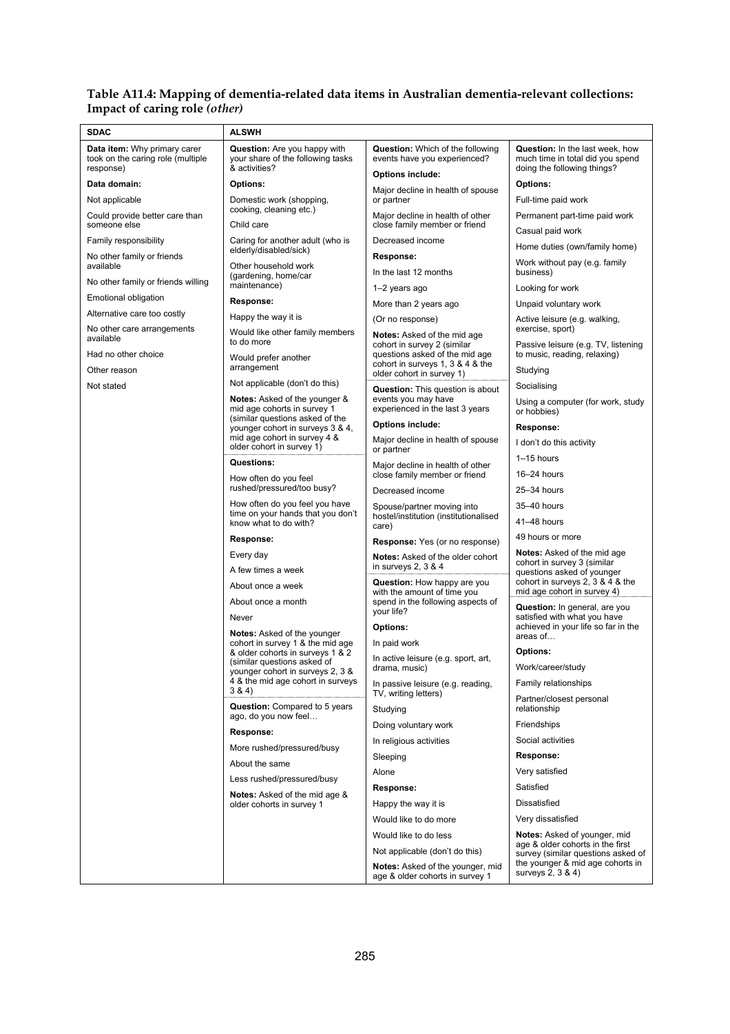**Table A11.4: Mapping of dementia-related data items in Australian dementia-relevant collections: Impact of caring role *(other)***

| SDAC | ALSWH | | |
|---|---|---|---|
| **Data item:** Why primary carer took on the caring role (multiple response)<br><br>**Data domain:**<br>Not applicable<br>Could provide better care than someone else<br>Family responsibility<br>No other family or friends available<br>No other family or friends willing<br>Emotional obligation<br>Alternative care too costly<br>No other care arrangements available<br>Had no other choice<br>Other reason<br>Not stated | **Question:** Are you happy with your share of the following tasks & activities?<br><br>**Options:**<br>Domestic work (shopping, cooking, cleaning etc.)<br>Child care<br>Caring for another adult (who is elderly/disabled/sick)<br>Other household work (gardening, home/car maintenance)<br><br>**Response:**<br>Happy the way it is<br>Would like other family members to do more<br>Would prefer another arrangement<br>Not applicable (don't do this)<br><br>**Notes:** Asked of the younger & mid age cohorts in survey 1 (similar questions asked of the younger cohort in surveys 3 & 4, mid age cohort in survey 4 & older cohort in survey 1)<br><br>**Questions:**<br>How often do you feel rushed/pressured/too busy?<br>How often do you feel you have time on your hands that you don't know what to do with?<br><br>**Response:**<br>Every day<br>A few times a week<br>About once a week<br>About once a month<br>Never<br><br>**Notes:** Asked of the younger cohort in survey 1 & the mid age & older cohorts in surveys 1 & 2 (similar questions asked of younger cohort in surveys 2, 3 & 4 & the mid age cohort in surveys 3 & 4)<br><br>**Question:** Compared to 5 years ago, do you now feel…<br><br>**Response:**<br>More rushed/pressured/busy<br>About the same<br>Less rushed/pressured/busy<br><br>**Notes:** Asked of the mid age & older cohorts in survey 1 | **Question:** Which of the following events have you experienced?<br><br>**Options include:**<br>Major decline in health of spouse or partner<br>Major decline in health of other close family member or friend<br>Decreased income<br><br>**Response:**<br>In the last 12 months<br>1–2 years ago<br>More than 2 years ago<br>(Or no response)<br><br>**Notes:** Asked of the mid age cohort in survey 2 (similar questions asked of the mid age cohort in surveys 1, 3 & 4 & the older cohort in survey 1)<br><br>**Question:** This question is about events you may have experienced in the last 3 years<br><br>**Options include:**<br>Major decline in health of spouse or partner<br>Major decline in health of other close family member or friend<br>Decreased income<br>Spouse/partner moving into hostel/institution (institutionalised care)<br><br>**Response:** Yes (or no response)<br><br>**Notes:** Asked of the older cohort in surveys 2, 3 & 4<br><br>**Question:** How happy are you with the amount of time you spend in the following aspects of your life?<br><br>**Options:**<br>In paid work<br>In active leisure (e.g. sport, art, drama, music)<br>In passive leisure (e.g. reading, TV, writing letters)<br>Studying<br>Doing voluntary work<br>In religious activities<br>Sleeping<br>Alone<br><br>**Response:**<br>Happy the way it is<br>Would like to do more<br>Would like to do less<br>Not applicable (don't do this)<br><br>**Notes:** Asked of the younger, mid age & older cohorts in survey 1 | **Question:** In the last week, how much time in total did you spend doing the following things?<br><br>**Options:**<br>Full-time paid work<br>Permanent part-time paid work<br>Casual paid work<br>Home duties (own/family home)<br>Work without pay (e.g. family business)<br>Looking for work<br>Unpaid voluntary work<br>Active leisure (e.g. walking, exercise, sport)<br>Passive leisure (e.g. TV, listening to music, reading, relaxing)<br>Studying<br>Socialising<br>Using a computer (for work, study or hobbies)<br><br>**Response:**<br>I don't do this activity<br>1–15 hours<br>16–24 hours<br>25–34 hours<br>35–40 hours<br>41–48 hours<br>49 hours or more<br><br>**Notes:** Asked of the mid age cohort in survey 3 (similar questions asked of younger cohort in surveys 2, 3 & 4 & the mid age cohort in survey 4)<br><br>**Question:** In general, are you satisfied with what you have achieved in your life so far in the areas of…<br><br>**Options:**<br>Work/career/study<br>Family relationships<br>Partner/closest personal relationship<br>Friendships<br>Social activities<br><br>**Response:**<br>Very satisfied<br>Satisfied<br>Dissatisfied<br>Very dissatisfied<br><br>**Notes:** Asked of younger, mid age & older cohorts in the first survey (similar questions asked of the younger & mid age cohorts in surveys 2, 3 & 4) |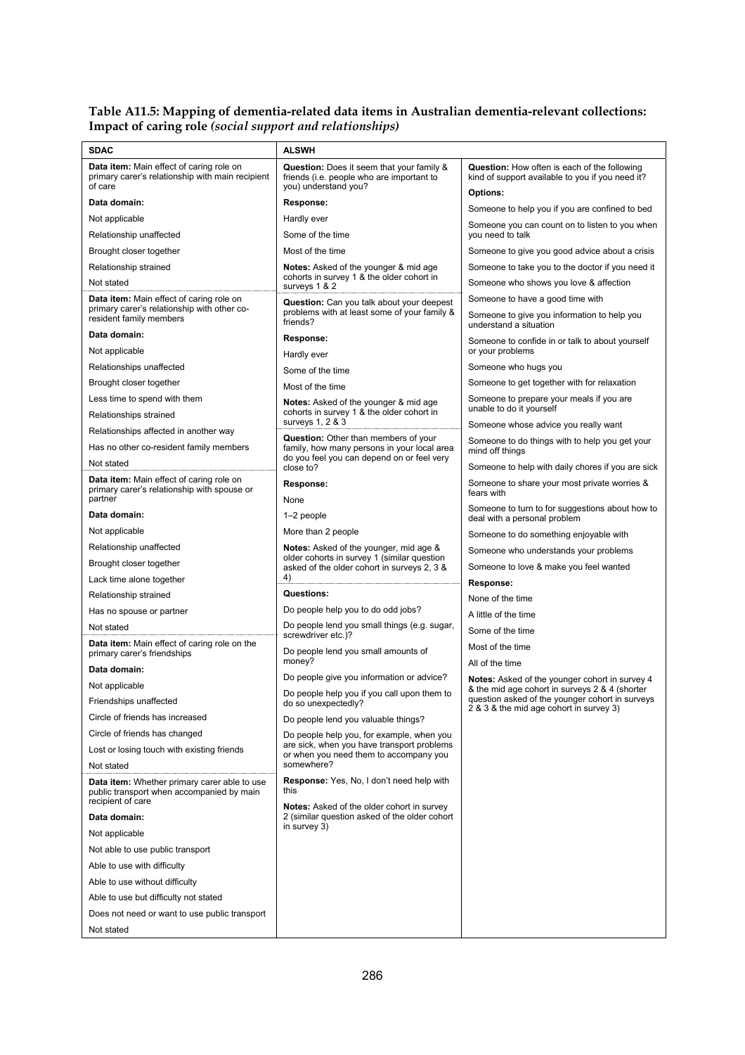**Table A11.5: Mapping of dementia-related data items in Australian dementia-relevant collections: Impact of caring role** ***(social support and relationships)***

| SDAC | ALSWH | |
|---|---|---|
| **Data item:** Main effect of caring role on primary carer's relationship with main recipient of care<br><br>**Data domain:**<br>Not applicable<br>Relationship unaffected<br>Brought closer together<br>Relationship strained<br>Not stated<br><br>**Data item:** Main effect of caring role on primary carer's relationship with other co-resident family members<br><br>**Data domain:**<br>Not applicable<br>Relationships unaffected<br>Brought closer together<br>Less time to spend with them<br>Relationships strained<br>Relationships affected in another way<br>Has no other co-resident family members<br>Not stated<br><br>**Data item:** Main effect of caring role on primary carer's relationship with spouse or partner<br><br>**Data domain:**<br>Not applicable<br>Relationship unaffected<br>Brought closer together<br>Lack time alone together<br>Relationship strained<br>Has no spouse or partner<br>Not stated<br><br>**Data item:** Main effect of caring role on the primary carer's friendships<br><br>**Data domain:**<br>Not applicable<br>Friendships unaffected<br>Circle of friends has increased<br>Circle of friends has changed<br>Lost or losing touch with existing friends<br>Not stated<br><br>**Data item:** Whether primary carer able to use public transport when accompanied by main recipient of care<br><br>**Data domain:**<br>Not applicable<br>Not able to use public transport<br>Able to use with difficulty<br>Able to use without difficulty<br>Able to use but difficulty not stated<br>Does not need or want to use public transport<br>Not stated | **Question:** Does it seem that your family & friends (i.e. people who are important to you) understand you?<br><br>**Response:**<br>Hardly ever<br>Some of the time<br>Most of the time<br><br>**Notes:** Asked of the younger & mid age cohorts in survey 1 & the older cohort in surveys 1 & 2<br><br>**Question:** Can you talk about your deepest problems with at least some of your family & friends?<br><br>**Response:**<br>Hardly ever<br>Some of the time<br>Most of the time<br><br>**Notes:** Asked of the younger & mid age cohorts in survey 1 & the older cohort in surveys 1, 2 & 3<br><br>**Question:** Other than members of your family, how many persons in your local area do you feel you can depend on or feel very close to?<br><br>**Response:**<br>None<br>1–2 people<br>More than 2 people<br><br>**Notes:** Asked of the younger, mid age & older cohorts in survey 1 (similar question asked of the older cohort in surveys 2, 3 & 4)<br><br>**Questions:**<br>Do people help you to do odd jobs?<br>Do people lend you small things (e.g. sugar, screwdriver etc.)?<br>Do people lend you small amounts of money?<br>Do people give you information or advice?<br>Do people help you if you call upon them to do so unexpectedly?<br>Do people lend you valuable things?<br>Do people help you, for example, when you are sick, when you have transport problems or when you need them to accompany you somewhere?<br><br>**Response:** Yes, No, I don't need help with this<br><br>**Notes:** Asked of the older cohort in survey 2 (similar question asked of the older cohort in survey 3) | **Question:** How often is each of the following kind of support available to you if you need it?<br><br>**Options:**<br>Someone to help you if you are confined to bed<br>Someone you can count on to listen to you when you need to talk<br>Someone to give you good advice about a crisis<br>Someone to take you to the doctor if you need it<br>Someone who shows you love & affection<br>Someone to have a good time with<br>Someone to give you information to help you understand a situation<br>Someone to confide in or talk to about yourself or your problems<br>Someone who hugs you<br>Someone to get together with for relaxation<br>Someone to prepare your meals if you are unable to do it yourself<br>Someone whose advice you really want<br>Someone to do things with to help you get your mind off things<br>Someone to help with daily chores if you are sick<br>Someone to share your most private worries & fears with<br>Someone to turn to for suggestions about how to deal with a personal problem<br>Someone to do something enjoyable with<br>Someone who understands your problems<br>Someone to love & make you feel wanted<br><br>**Response:**<br>None of the time<br>A little of the time<br>Some of the time<br>Most of the time<br>All of the time<br><br>**Notes:** Asked of the younger cohort in survey 4 & the mid age cohort in surveys 2 & 4 (shorter question asked of the younger cohort in surveys 2 & 3 & the mid age cohort in survey 3) |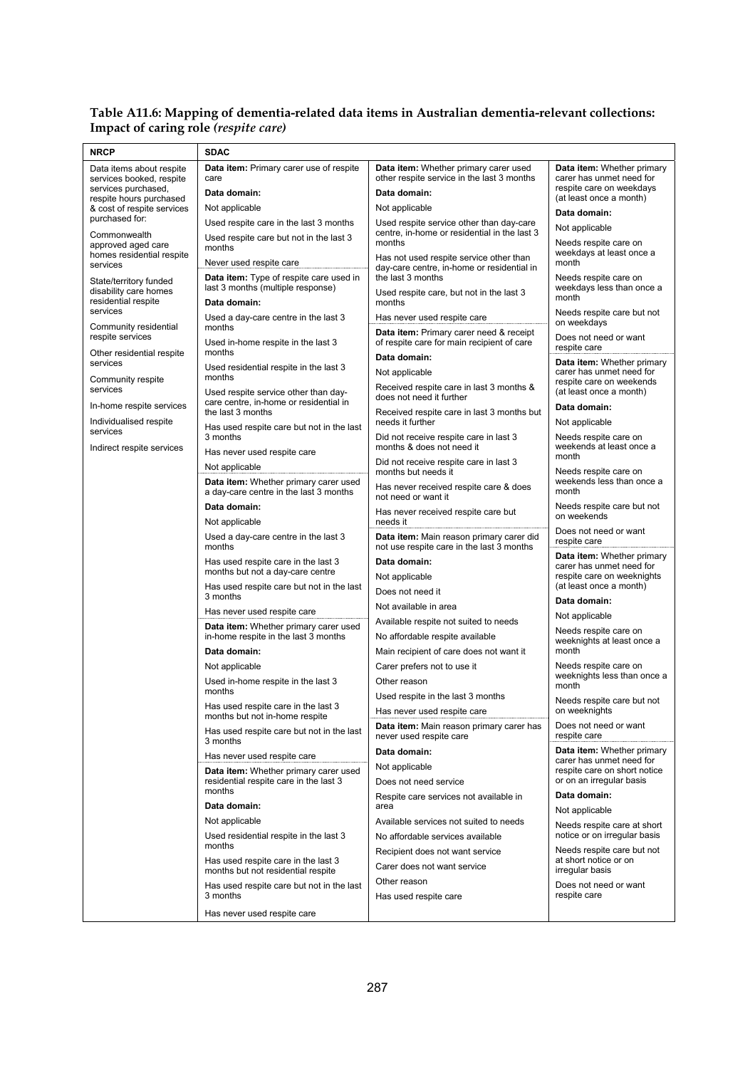**Table A11.6: Mapping of dementia-related data items in Australian dementia-relevant collections: Impact of caring role *(respite care)***

| NRCP | SDAC | | |
|---|---|---|---|
| Data items about respite services booked, respite services purchased, respite hours purchased & cost of respite services purchased for:<br><br>Commonwealth approved aged care homes residential respite services<br><br>State/territory funded disability care homes residential respite services<br><br>Community residential respite services<br><br>Other residential respite services<br><br>Community respite services<br><br>In-home respite services<br><br>Individualised respite services<br><br>Indirect respite services | **Data item:** Primary carer use of respite care<br>**Data domain:**<br>Not applicable<br>Used respite care in the last 3 months<br>Used respite care but not in the last 3 months<br>Never used respite care<br><br>**Data item:** Type of respite care used in last 3 months (multiple response)<br>**Data domain:**<br>Used a day-care centre in the last 3 months<br>Used in-home respite in the last 3 months<br>Used residential respite in the last 3 months<br>Used respite service other than day-care centre, in-home or residential in the last 3 months<br>Has used respite care but not in the last 3 months<br>Has never used respite care<br>Not applicable<br><br>**Data item:** Whether primary carer used a day-care centre in the last 3 months<br>**Data domain:**<br>Not applicable<br>Used a day-care centre in the last 3 months<br>Has used respite care in the last 3 months but not a day-care centre<br>Has used respite care but not in the last 3 months<br>Has never used respite care<br><br>**Data item:** Whether primary carer used in-home respite in the last 3 months<br>**Data domain:**<br>Not applicable<br>Used in-home respite in the last 3 months<br>Has used respite care in the last 3 months but not in-home respite<br>Has used respite care but not in the last 3 months<br>Has never used respite care<br><br>**Data item:** Whether primary carer used residential respite care in the last 3 months<br>**Data domain:**<br>Not applicable<br>Used residential respite in the last 3 months<br>Has used respite care in the last 3 months but not residential respite<br>Has used respite care but not in the last 3 months<br>Has never used respite care | **Data item:** Whether primary carer used other respite service in the last 3 months<br>**Data domain:**<br>Not applicable<br>Used respite service other than day-care centre, in-home or residential in the last 3 months<br>Has not used respite service other than day-care centre, in-home or residential in the last 3 months<br>Used respite care, but not in the last 3 months<br>Has never used respite care<br><br>**Data item:** Primary carer need & receipt of respite care for main recipient of care<br>**Data domain:**<br>Not applicable<br>Received respite care in last 3 months & does not need it further<br>Received respite care in last 3 months but needs it further<br>Did not receive respite care in last 3 months & does not need it<br>Did not receive respite care in last 3 months but needs it<br>Has never received respite care & does not need or want it<br>Has never received respite care but needs it<br><br>**Data item:** Main reason primary carer did not use respite care in the last 3 months<br>**Data domain:**<br>Not applicable<br>Does not need it<br>Not available in area<br>Available respite not suited to needs<br>No affordable respite available<br>Main recipient of care does not want it<br>Carer prefers not to use it<br>Other reason<br>Used respite in the last 3 months<br>Has never used respite care<br><br>**Data item:** Main reason primary carer has never used respite care<br>**Data domain:**<br>Not applicable<br>Does not need service<br>Respite care services not available in area<br>Available services not suited to needs<br>No affordable services available<br>Recipient does not want service<br>Carer does not want service<br>Other reason<br>Has used respite care | **Data item:** Whether primary carer has unmet need for respite care on weekdays (at least once a month)<br>**Data domain:**<br>Not applicable<br>Needs respite care on weekdays at least once a month<br>Needs respite care on weekdays less than once a month<br>Needs respite care but not on weekdays<br>Does not need or want respite care<br><br>**Data item:** Whether primary carer has unmet need for respite care on weekends (at least once a month)<br>**Data domain:**<br>Not applicable<br>Needs respite care on weekends at least once a month<br>Needs respite care on weekends less than once a month<br>Needs respite care but not on weekends<br>Does not need or want respite care<br><br>**Data item:** Whether primary carer has unmet need for respite care on weeknights (at least once a month)<br>**Data domain:**<br>Not applicable<br>Needs respite care on weeknights at least once a month<br>Needs respite care on weeknights less than once a month<br>Needs respite care but not on weeknights<br>Does not need or want respite care<br><br>**Data item:** Whether primary carer has unmet need for respite care on short notice or on an irregular basis<br>**Data domain:**<br>Not applicable<br>Needs respite care at short notice or on irregular basis<br>Needs respite care but not at short notice or on irregular basis<br>Does not need or want respite care |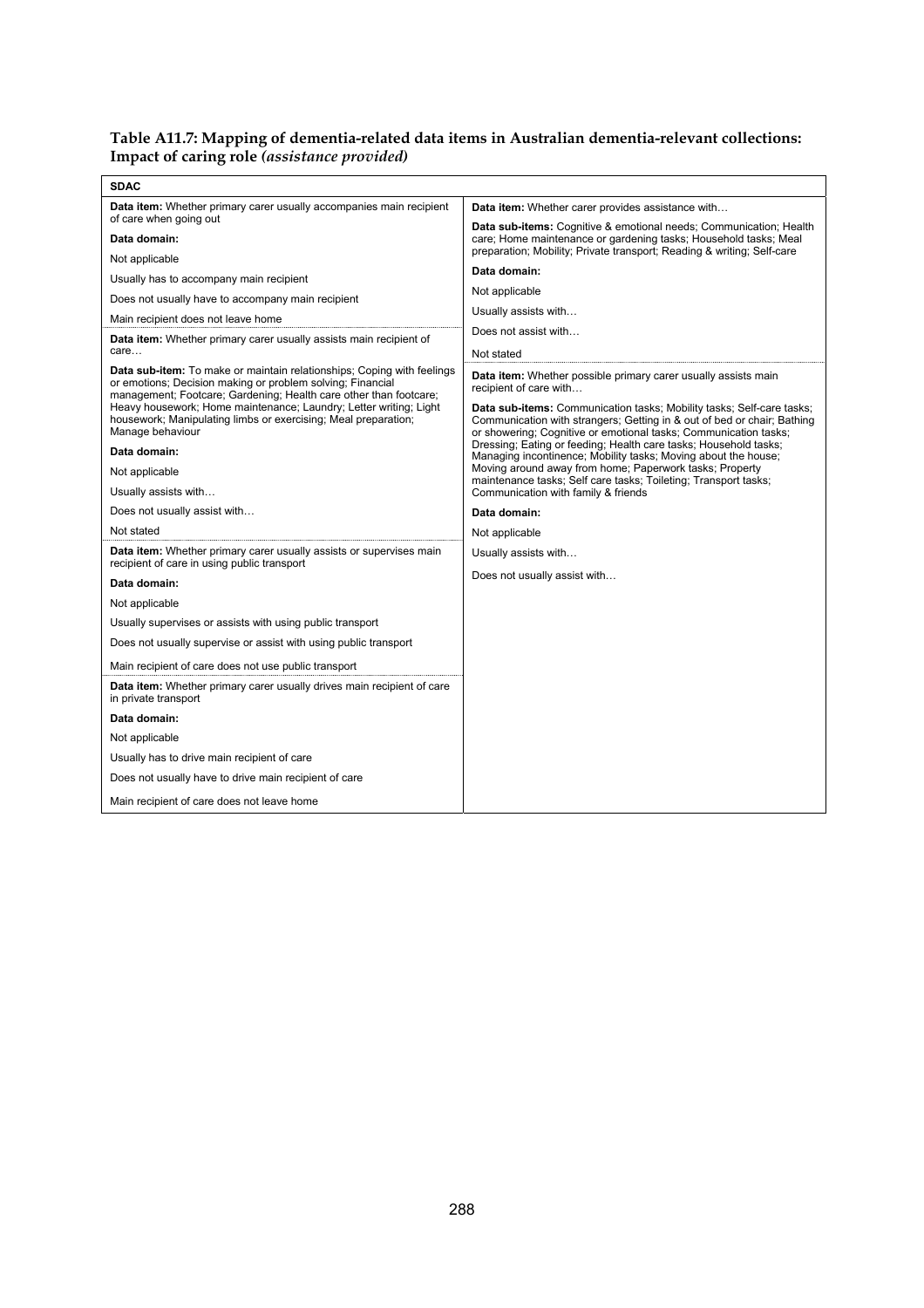**Table A11.7: Mapping of dementia-related data items in Australian dementia-relevant collections: Impact of caring role** ***(assistance provided)***

| SDAC | |
|---|---|
| **Data item:** Whether primary carer usually accompanies main recipient of care when going out<br><br>**Data domain:**<br><br>Not applicable<br><br>Usually has to accompany main recipient<br><br>Does not usually have to accompany main recipient<br><br>Main recipient does not leave home | **Data item:** Whether carer provides assistance with…<br><br>**Data sub-items:** Cognitive & emotional needs; Communication; Health care; Home maintenance or gardening tasks; Household tasks; Meal preparation; Mobility; Private transport; Reading & writing; Self-care<br><br>**Data domain:**<br><br>Not applicable<br><br>Usually assists with…<br><br>Does not assist with…<br><br>Not stated |
| **Data item:** Whether primary carer usually assists main recipient of care…<br><br>**Data sub-item:** To make or maintain relationships; Coping with feelings or emotions; Decision making or problem solving; Financial management; Footcare; Gardening; Health care other than footcare; Heavy housework; Home maintenance; Laundry; Letter writing; Light housework; Manipulating limbs or exercising; Meal preparation; Manage behaviour<br><br>**Data domain:**<br><br>Not applicable<br><br>Usually assists with…<br><br>Does not usually assist with…<br><br>Not stated | **Data item:** Whether possible primary carer usually assists main recipient of care with…<br><br>**Data sub-items:** Communication tasks; Mobility tasks; Self-care tasks; Communication with strangers; Getting in & out of bed or chair; Bathing or showering; Cognitive or emotional tasks; Communication tasks; Dressing; Eating or feeding; Health care tasks; Household tasks; Managing incontinence; Mobility tasks; Moving about the house; Moving around away from home; Paperwork tasks; Property maintenance tasks; Self care tasks; Toileting; Transport tasks; Communication with family & friends<br><br>**Data domain:**<br><br>Not applicable<br><br>Usually assists with…<br><br>Does not usually assist with… |
| **Data item:** Whether primary carer usually assists or supervises main recipient of care in using public transport<br><br>**Data domain:**<br><br>Not applicable<br><br>Usually supervises or assists with using public transport<br><br>Does not usually supervise or assist with using public transport<br><br>Main recipient of care does not use public transport | |
| **Data item:** Whether primary carer usually drives main recipient of care in private transport<br><br>**Data domain:**<br><br>Not applicable<br><br>Usually has to drive main recipient of care<br><br>Does not usually have to drive main recipient of care<br><br>Main recipient of care does not leave home | |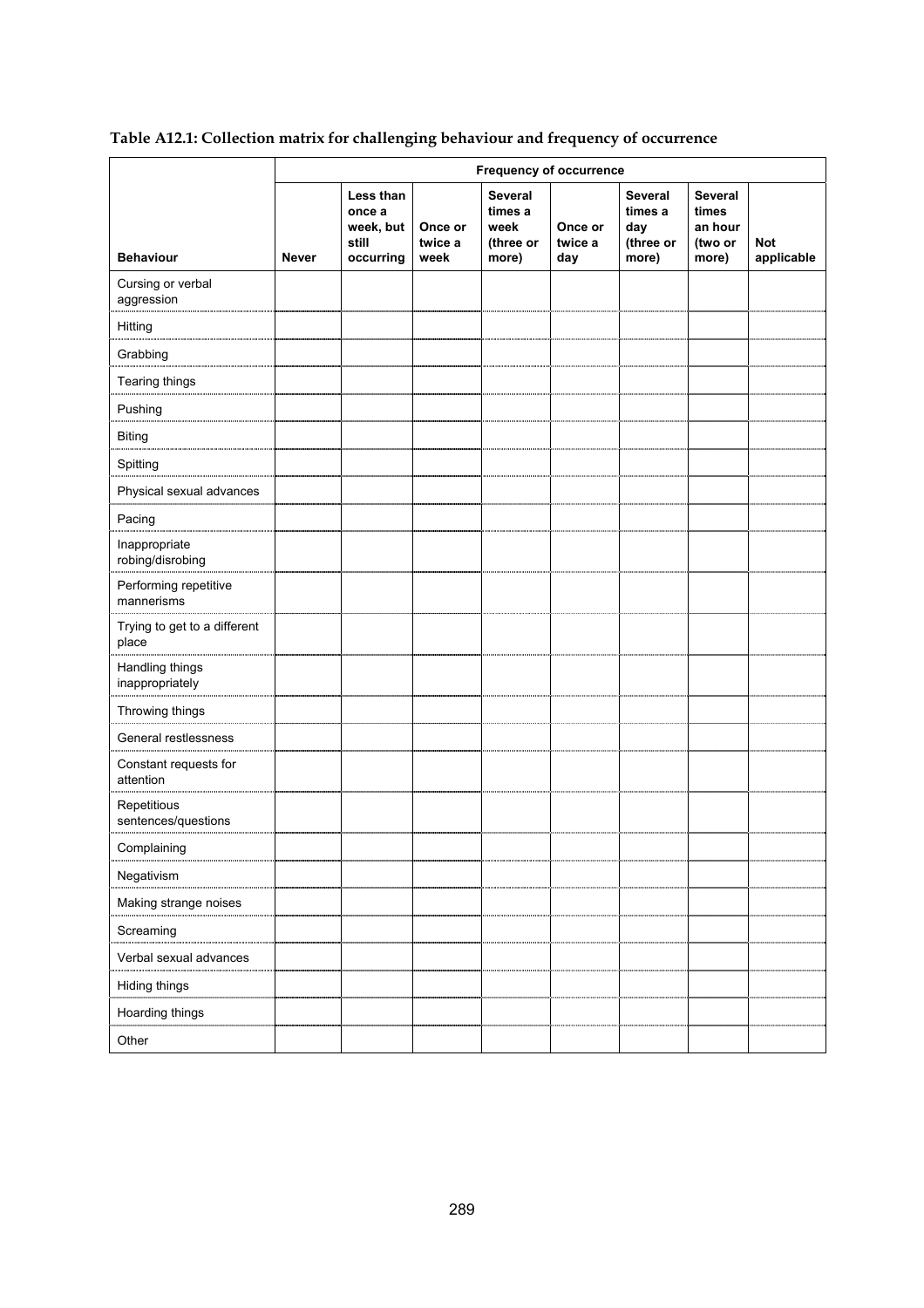**Table A12.1: Collection matrix for challenging behaviour and frequency of occurrence**

| | Frequency of occurrence | | | | | | | |
|---|---|---|---|---|---|---|---|---|
| **Behaviour** | **Never** | **Less than once a week, but still occurring** | **Once or twice a week** | **Several times a week (three or more)** | **Once or twice a day** | **Several times a day (three or more)** | **Several times an hour (two or more)** | **Not applicable** |
| Cursing or verbal aggression | | | | | | | | |
| Hitting | | | | | | | | |
| Grabbing | | | | | | | | |
| Tearing things | | | | | | | | |
| Pushing | | | | | | | | |
| Biting | | | | | | | | |
| Spitting | | | | | | | | |
| Physical sexual advances | | | | | | | | |
| Pacing | | | | | | | | |
| Inappropriate robing/disrobing | | | | | | | | |
| Performing repetitive mannerisms | | | | | | | | |
| Trying to get to a different place | | | | | | | | |
| Handling things inappropriately | | | | | | | | |
| Throwing things | | | | | | | | |
| General restlessness | | | | | | | | |
| Constant requests for attention | | | | | | | | |
| Repetitious sentences/questions | | | | | | | | |
| Complaining | | | | | | | | |
| Negativism | | | | | | | | |
| Making strange noises | | | | | | | | |
| Screaming | | | | | | | | |
| Verbal sexual advances | | | | | | | | |
| Hiding things | | | | | | | | |
| Hoarding things | | | | | | | | |
| Other | | | | | | | | |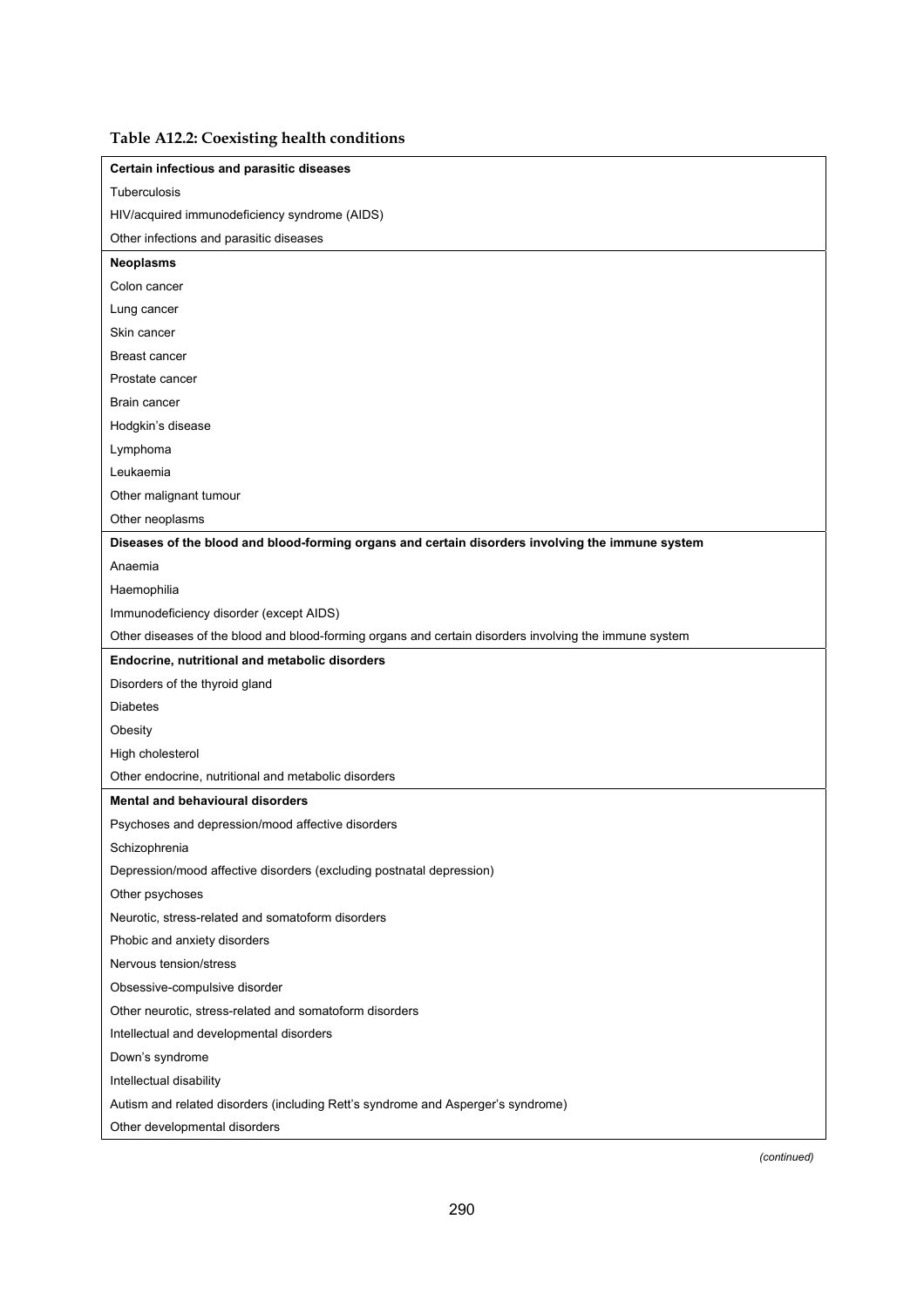**Table A12.2: Coexisting health conditions**

| **Certain infectious and parasitic diseases** |
|---|
| Tuberculosis |
| HIV/acquired immunodeficiency syndrome (AIDS) |
| Other infections and parasitic diseases |
| **Neoplasms** |
| Colon cancer |
| Lung cancer |
| Skin cancer |
| Breast cancer |
| Prostate cancer |
| Brain cancer |
| Hodgkin's disease |
| Lymphoma |
| Leukaemia |
| Other malignant tumour |
| Other neoplasms |
| **Diseases of the blood and blood-forming organs and certain disorders involving the immune system** |
| Anaemia |
| Haemophilia |
| Immunodeficiency disorder (except AIDS) |
| Other diseases of the blood and blood-forming organs and certain disorders involving the immune system |
| **Endocrine, nutritional and metabolic disorders** |
| Disorders of the thyroid gland |
| Diabetes |
| Obesity |
| High cholesterol |
| Other endocrine, nutritional and metabolic disorders |
| **Mental and behavioural disorders** |
| Psychoses and depression/mood affective disorders |
| Schizophrenia |
| Depression/mood affective disorders (excluding postnatal depression) |
| Other psychoses |
| Neurotic, stress-related and somatoform disorders |
| Phobic and anxiety disorders |
| Nervous tension/stress |
| Obsessive-compulsive disorder |
| Other neurotic, stress-related and somatoform disorders |
| Intellectual and developmental disorders |
| Down's syndrome |
| Intellectual disability |
| Autism and related disorders (including Rett's syndrome and Asperger's syndrome) |
| Other developmental disorders |

*(continued)*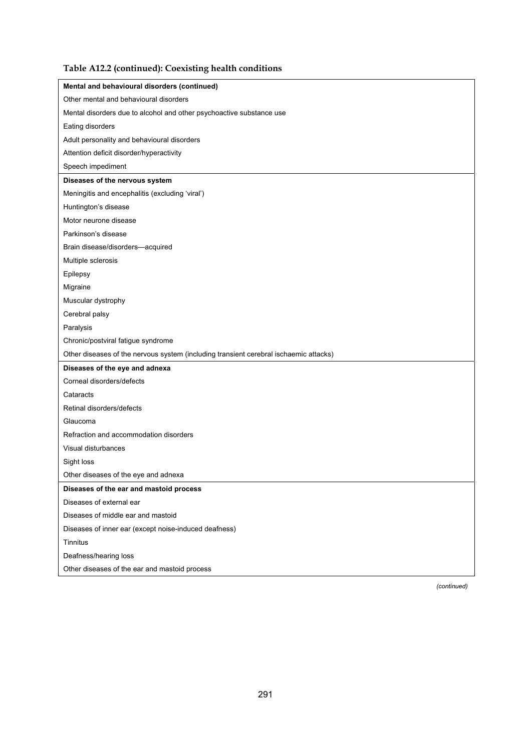**Table A12.2 (continued): Coexisting health conditions**

| **Mental and behavioural disorders (continued)** |
|---|
| Other mental and behavioural disorders |
| Mental disorders due to alcohol and other psychoactive substance use |
| Eating disorders |
| Adult personality and behavioural disorders |
| Attention deficit disorder/hyperactivity |
| Speech impediment |
| **Diseases of the nervous system** |
| Meningitis and encephalitis (excluding 'viral') |
| Huntington's disease |
| Motor neurone disease |
| Parkinson's disease |
| Brain disease/disorders—acquired |
| Multiple sclerosis |
| Epilepsy |
| Migraine |
| Muscular dystrophy |
| Cerebral palsy |
| Paralysis |
| Chronic/postviral fatigue syndrome |
| Other diseases of the nervous system (including transient cerebral ischaemic attacks) |
| **Diseases of the eye and adnexa** |
| Corneal disorders/defects |
| Cataracts |
| Retinal disorders/defects |
| Glaucoma |
| Refraction and accommodation disorders |
| Visual disturbances |
| Sight loss |
| Other diseases of the eye and adnexa |
| **Diseases of the ear and mastoid process** |
| Diseases of external ear |
| Diseases of middle ear and mastoid |
| Diseases of inner ear (except noise-induced deafness) |
| Tinnitus |
| Deafness/hearing loss |
| Other diseases of the ear and mastoid process |

*(continued)*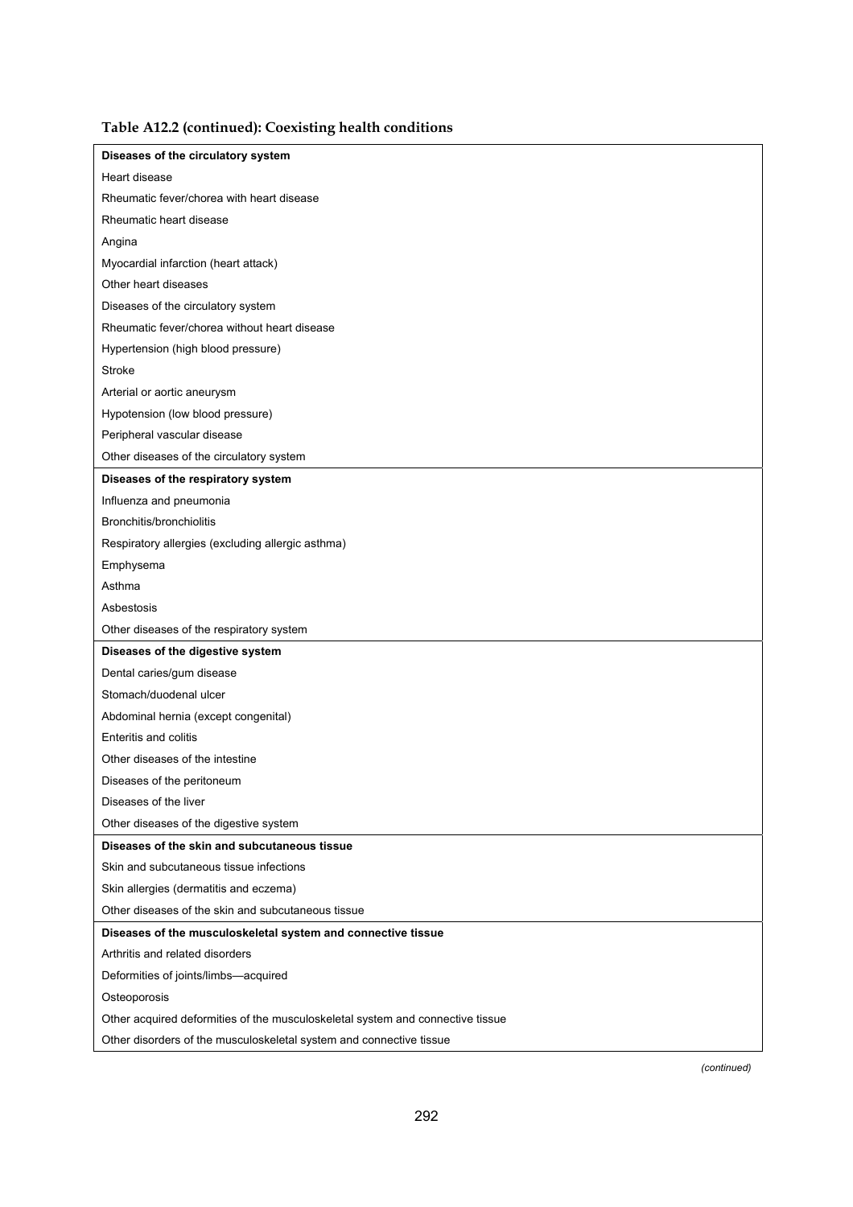**Table A12.2 (continued): Coexisting health conditions**

| **Diseases of the circulatory system** |
|---|
| Heart disease |
| Rheumatic fever/chorea with heart disease |
| Rheumatic heart disease |
| Angina |
| Myocardial infarction (heart attack) |
| Other heart diseases |
| Diseases of the circulatory system |
| Rheumatic fever/chorea without heart disease |
| Hypertension (high blood pressure) |
| Stroke |
| Arterial or aortic aneurysm |
| Hypotension (low blood pressure) |
| Peripheral vascular disease |
| Other diseases of the circulatory system |
| **Diseases of the respiratory system** |
| Influenza and pneumonia |
| Bronchitis/bronchiolitis |
| Respiratory allergies (excluding allergic asthma) |
| Emphysema |
| Asthma |
| Asbestosis |
| Other diseases of the respiratory system |
| **Diseases of the digestive system** |
| Dental caries/gum disease |
| Stomach/duodenal ulcer |
| Abdominal hernia (except congenital) |
| Enteritis and colitis |
| Other diseases of the intestine |
| Diseases of the peritoneum |
| Diseases of the liver |
| Other diseases of the digestive system |
| **Diseases of the skin and subcutaneous tissue** |
| Skin and subcutaneous tissue infections |
| Skin allergies (dermatitis and eczema) |
| Other diseases of the skin and subcutaneous tissue |
| **Diseases of the musculoskeletal system and connective tissue** |
| Arthritis and related disorders |
| Deformities of joints/limbs—acquired |
| Osteoporosis |
| Other acquired deformities of the musculoskeletal system and connective tissue |
| Other disorders of the musculoskeletal system and connective tissue |

*(continued)*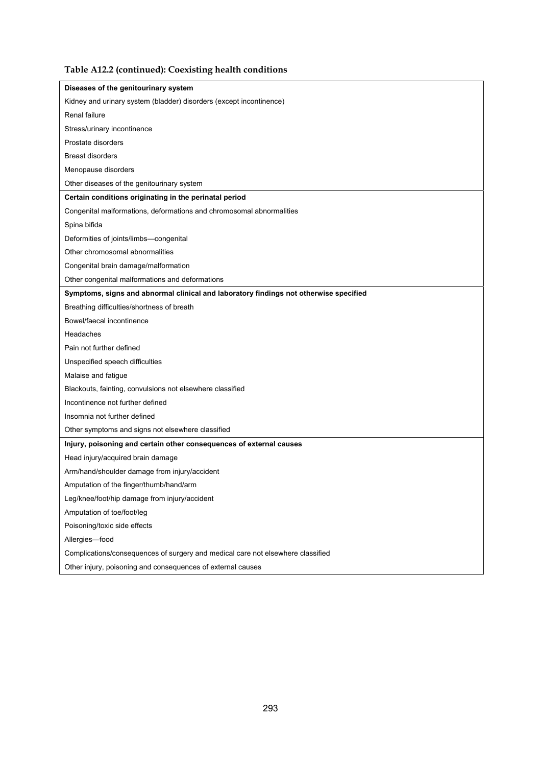**Table A12.2 (continued): Coexisting health conditions**

| |
|---|
| **Diseases of the genitourinary system** |
| Kidney and urinary system (bladder) disorders (except incontinence) |
| Renal failure |
| Stress/urinary incontinence |
| Prostate disorders |
| Breast disorders |
| Menopause disorders |
| Other diseases of the genitourinary system |
| **Certain conditions originating in the perinatal period** |
| Congenital malformations, deformations and chromosomal abnormalities |
| Spina bifida |
| Deformities of joints/limbs—congenital |
| Other chromosomal abnormalities |
| Congenital brain damage/malformation |
| Other congenital malformations and deformations |
| **Symptoms, signs and abnormal clinical and laboratory findings not otherwise specified** |
| Breathing difficulties/shortness of breath |
| Bowel/faecal incontinence |
| Headaches |
| Pain not further defined |
| Unspecified speech difficulties |
| Malaise and fatigue |
| Blackouts, fainting, convulsions not elsewhere classified |
| Incontinence not further defined |
| Insomnia not further defined |
| Other symptoms and signs not elsewhere classified |
| **Injury, poisoning and certain other consequences of external causes** |
| Head injury/acquired brain damage |
| Arm/hand/shoulder damage from injury/accident |
| Amputation of the finger/thumb/hand/arm |
| Leg/knee/foot/hip damage from injury/accident |
| Amputation of toe/foot/leg |
| Poisoning/toxic side effects |
| Allergies—food |
| Complications/consequences of surgery and medical care not elsewhere classified |
| Other injury, poisoning and consequences of external causes |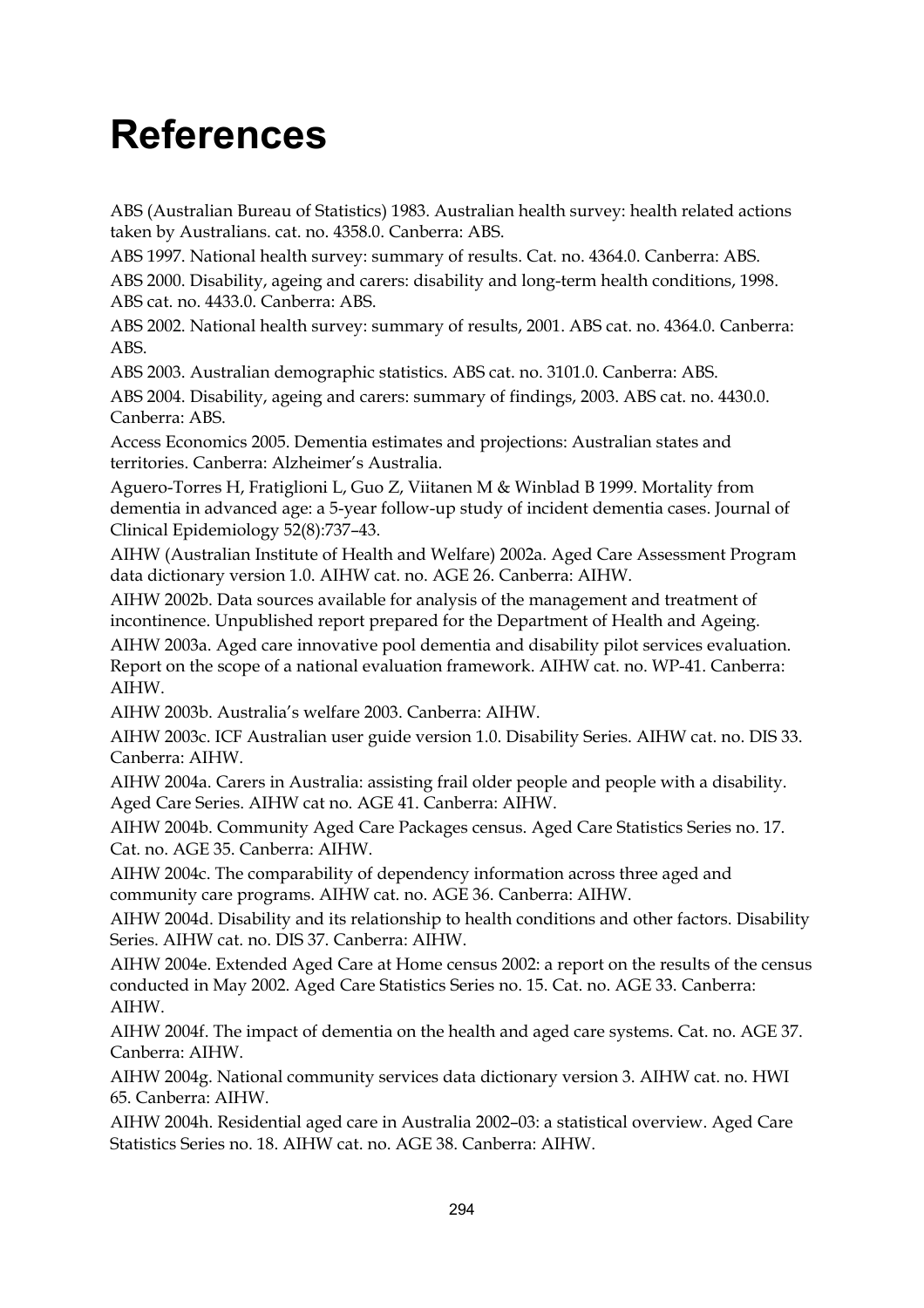# References

ABS (Australian Bureau of Statistics) 1983. Australian health survey: health related actions taken by Australians. cat. no. 4358.0. Canberra: ABS.

ABS 1997. National health survey: summary of results. Cat. no. 4364.0. Canberra: ABS.

ABS 2000. Disability, ageing and carers: disability and long-term health conditions, 1998. ABS cat. no. 4433.0. Canberra: ABS.

ABS 2002. National health survey: summary of results, 2001. ABS cat. no. 4364.0. Canberra: ABS.

ABS 2003. Australian demographic statistics. ABS cat. no. 3101.0. Canberra: ABS.

ABS 2004. Disability, ageing and carers: summary of findings, 2003. ABS cat. no. 4430.0. Canberra: ABS.

Access Economics 2005. Dementia estimates and projections: Australian states and territories. Canberra: Alzheimer's Australia.

Aguero-Torres H, Fratiglioni L, Guo Z, Viitanen M & Winblad B 1999. Mortality from dementia in advanced age: a 5-year follow-up study of incident dementia cases. Journal of Clinical Epidemiology 52(8):737–43.

AIHW (Australian Institute of Health and Welfare) 2002a. Aged Care Assessment Program data dictionary version 1.0. AIHW cat. no. AGE 26. Canberra: AIHW.

AIHW 2002b. Data sources available for analysis of the management and treatment of incontinence. Unpublished report prepared for the Department of Health and Ageing.

AIHW 2003a. Aged care innovative pool dementia and disability pilot services evaluation. Report on the scope of a national evaluation framework. AIHW cat. no. WP-41. Canberra: AIHW.

AIHW 2003b. Australia's welfare 2003. Canberra: AIHW.

AIHW 2003c. ICF Australian user guide version 1.0. Disability Series. AIHW cat. no. DIS 33. Canberra: AIHW.

AIHW 2004a. Carers in Australia: assisting frail older people and people with a disability. Aged Care Series. AIHW cat no. AGE 41. Canberra: AIHW.

AIHW 2004b. Community Aged Care Packages census. Aged Care Statistics Series no. 17. Cat. no. AGE 35. Canberra: AIHW.

AIHW 2004c. The comparability of dependency information across three aged and community care programs. AIHW cat. no. AGE 36. Canberra: AIHW.

AIHW 2004d. Disability and its relationship to health conditions and other factors. Disability Series. AIHW cat. no. DIS 37. Canberra: AIHW.

AIHW 2004e. Extended Aged Care at Home census 2002: a report on the results of the census conducted in May 2002. Aged Care Statistics Series no. 15. Cat. no. AGE 33. Canberra: AIHW.

AIHW 2004f. The impact of dementia on the health and aged care systems. Cat. no. AGE 37. Canberra: AIHW.

AIHW 2004g. National community services data dictionary version 3. AIHW cat. no. HWI 65. Canberra: AIHW.

AIHW 2004h. Residential aged care in Australia 2002–03: a statistical overview. Aged Care Statistics Series no. 18. AIHW cat. no. AGE 38. Canberra: AIHW.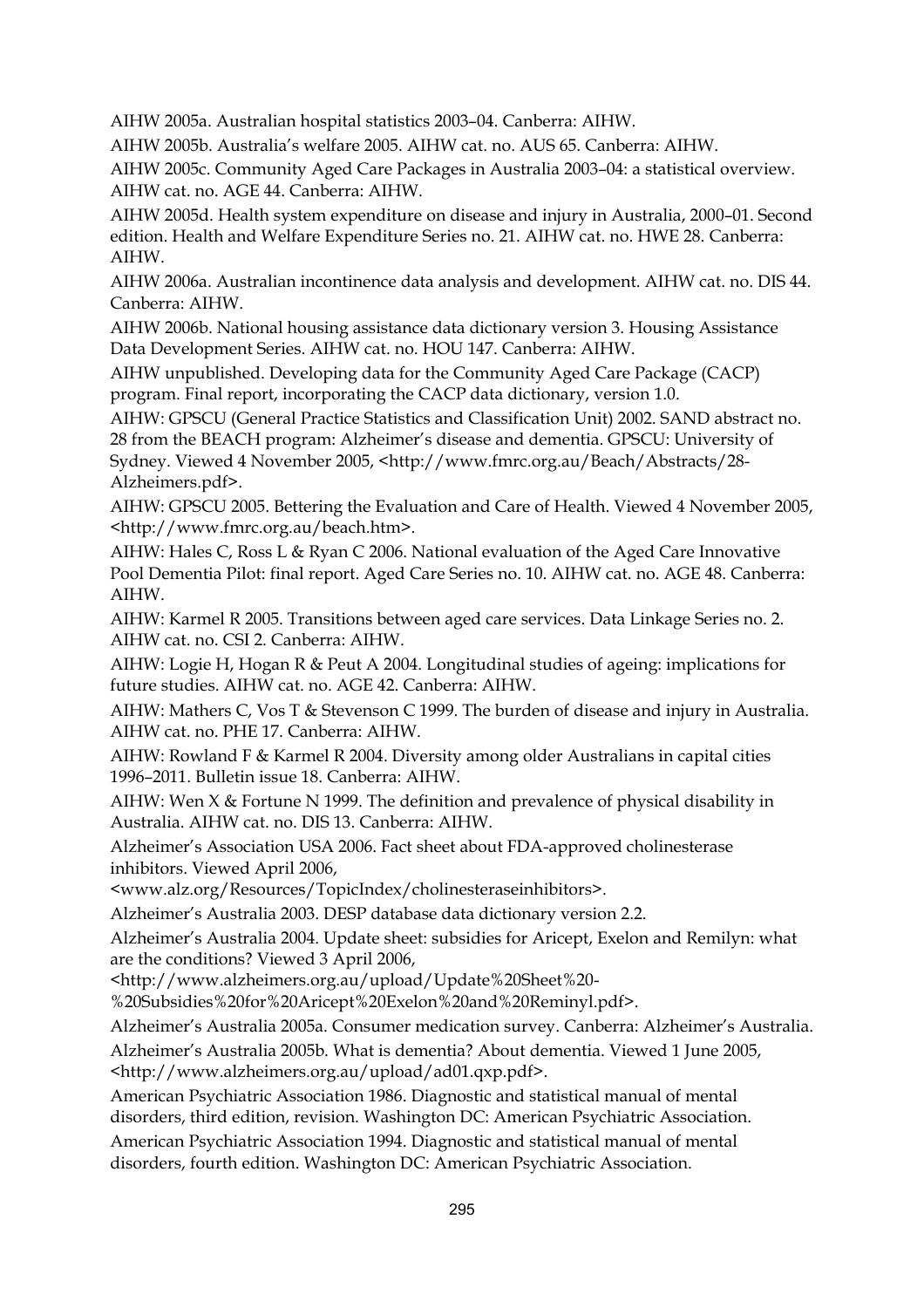AIHW 2005a. Australian hospital statistics 2003–04. Canberra: AIHW.

AIHW 2005b. Australia's welfare 2005. AIHW cat. no. AUS 65. Canberra: AIHW.

AIHW 2005c. Community Aged Care Packages in Australia 2003–04: a statistical overview. AIHW cat. no. AGE 44. Canberra: AIHW.

AIHW 2005d. Health system expenditure on disease and injury in Australia, 2000–01. Second edition. Health and Welfare Expenditure Series no. 21. AIHW cat. no. HWE 28. Canberra: AIHW.

AIHW 2006a. Australian incontinence data analysis and development. AIHW cat. no. DIS 44. Canberra: AIHW.

AIHW 2006b. National housing assistance data dictionary version 3. Housing Assistance Data Development Series. AIHW cat. no. HOU 147. Canberra: AIHW.

AIHW unpublished. Developing data for the Community Aged Care Package (CACP) program. Final report, incorporating the CACP data dictionary, version 1.0.

AIHW: GPSCU (General Practice Statistics and Classification Unit) 2002. SAND abstract no. 28 from the BEACH program: Alzheimer's disease and dementia. GPSCU: University of Sydney. Viewed 4 November 2005, <http://www.fmrc.org.au/Beach/Abstracts/28-Alzheimers.pdf>.

AIHW: GPSCU 2005. Bettering the Evaluation and Care of Health. Viewed 4 November 2005, <http://www.fmrc.org.au/beach.htm>.

AIHW: Hales C, Ross L & Ryan C 2006. National evaluation of the Aged Care Innovative Pool Dementia Pilot: final report. Aged Care Series no. 10. AIHW cat. no. AGE 48. Canberra: AIHW.

AIHW: Karmel R 2005. Transitions between aged care services. Data Linkage Series no. 2. AIHW cat. no. CSI 2. Canberra: AIHW.

AIHW: Logie H, Hogan R & Peut A 2004. Longitudinal studies of ageing: implications for future studies. AIHW cat. no. AGE 42. Canberra: AIHW.

AIHW: Mathers C, Vos T & Stevenson C 1999. The burden of disease and injury in Australia. AIHW cat. no. PHE 17. Canberra: AIHW.

AIHW: Rowland F & Karmel R 2004. Diversity among older Australians in capital cities 1996–2011. Bulletin issue 18. Canberra: AIHW.

AIHW: Wen X & Fortune N 1999. The definition and prevalence of physical disability in Australia. AIHW cat. no. DIS 13. Canberra: AIHW.

Alzheimer's Association USA 2006. Fact sheet about FDA-approved cholinesterase inhibitors. Viewed April 2006, <www.alz.org/Resources/TopicIndex/cholinesteraseinhibitors>.

Alzheimer's Australia 2003. DESP database data dictionary version 2.2.

Alzheimer's Australia 2004. Update sheet: subsidies for Aricept, Exelon and Remilyn: what are the conditions? Viewed 3 April 2006, <http://www.alzheimers.org.au/upload/Update%20Sheet%20-%20Subsidies%20for%20Aricept%20Exelon%20and%20Reminyl.pdf>.

Alzheimer's Australia 2005a. Consumer medication survey. Canberra: Alzheimer's Australia.

Alzheimer's Australia 2005b. What is dementia? About dementia. Viewed 1 June 2005, <http://www.alzheimers.org.au/upload/ad01.qxp.pdf>.

American Psychiatric Association 1986. Diagnostic and statistical manual of mental disorders, third edition, revision. Washington DC: American Psychiatric Association.

American Psychiatric Association 1994. Diagnostic and statistical manual of mental disorders, fourth edition. Washington DC: American Psychiatric Association.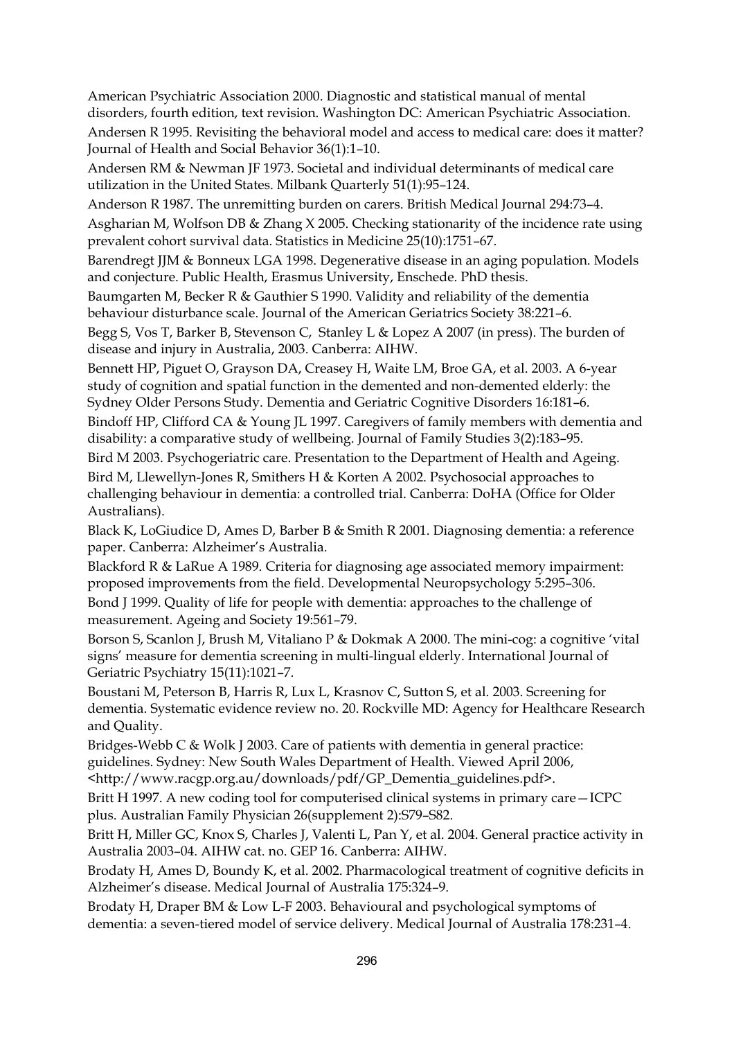American Psychiatric Association 2000. Diagnostic and statistical manual of mental disorders, fourth edition, text revision. Washington DC: American Psychiatric Association.

Andersen R 1995. Revisiting the behavioral model and access to medical care: does it matter? Journal of Health and Social Behavior 36(1):1–10.

Andersen RM & Newman JF 1973. Societal and individual determinants of medical care utilization in the United States. Milbank Quarterly 51(1):95–124.

Anderson R 1987. The unremitting burden on carers. British Medical Journal 294:73–4.

Asgharian M, Wolfson DB & Zhang X 2005. Checking stationarity of the incidence rate using prevalent cohort survival data. Statistics in Medicine 25(10):1751–67.

Barendregt JJM & Bonneux LGA 1998. Degenerative disease in an aging population. Models and conjecture. Public Health, Erasmus University, Enschede. PhD thesis.

Baumgarten M, Becker R & Gauthier S 1990. Validity and reliability of the dementia behaviour disturbance scale. Journal of the American Geriatrics Society 38:221–6.

Begg S, Vos T, Barker B, Stevenson C, Stanley L & Lopez A 2007 (in press). The burden of disease and injury in Australia, 2003. Canberra: AIHW.

Bennett HP, Piguet O, Grayson DA, Creasey H, Waite LM, Broe GA, et al. 2003. A 6-year study of cognition and spatial function in the demented and non-demented elderly: the Sydney Older Persons Study. Dementia and Geriatric Cognitive Disorders 16:181–6.

Bindoff HP, Clifford CA & Young JL 1997. Caregivers of family members with dementia and disability: a comparative study of wellbeing. Journal of Family Studies 3(2):183–95.

Bird M 2003. Psychogeriatric care. Presentation to the Department of Health and Ageing.

Bird M, Llewellyn-Jones R, Smithers H & Korten A 2002. Psychosocial approaches to challenging behaviour in dementia: a controlled trial. Canberra: DoHA (Office for Older Australians).

Black K, LoGiudice D, Ames D, Barber B & Smith R 2001. Diagnosing dementia: a reference paper. Canberra: Alzheimer's Australia.

Blackford R & LaRue A 1989. Criteria for diagnosing age associated memory impairment: proposed improvements from the field. Developmental Neuropsychology 5:295–306.

Bond J 1999. Quality of life for people with dementia: approaches to the challenge of measurement. Ageing and Society 19:561–79.

Borson S, Scanlon J, Brush M, Vitaliano P & Dokmak A 2000. The mini-cog: a cognitive 'vital signs' measure for dementia screening in multi-lingual elderly. International Journal of Geriatric Psychiatry 15(11):1021–7.

Boustani M, Peterson B, Harris R, Lux L, Krasnov C, Sutton S, et al. 2003. Screening for dementia. Systematic evidence review no. 20. Rockville MD: Agency for Healthcare Research and Quality.

Bridges-Webb C & Wolk J 2003. Care of patients with dementia in general practice: guidelines. Sydney: New South Wales Department of Health. Viewed April 2006, <http://www.racgp.org.au/downloads/pdf/GP_Dementia_guidelines.pdf>.

Britt H 1997. A new coding tool for computerised clinical systems in primary care—ICPC plus. Australian Family Physician 26(supplement 2):S79–S82.

Britt H, Miller GC, Knox S, Charles J, Valenti L, Pan Y, et al. 2004. General practice activity in Australia 2003–04. AIHW cat. no. GEP 16. Canberra: AIHW.

Brodaty H, Ames D, Boundy K, et al. 2002. Pharmacological treatment of cognitive deficits in Alzheimer's disease. Medical Journal of Australia 175:324–9.

Brodaty H, Draper BM & Low L-F 2003. Behavioural and psychological symptoms of dementia: a seven-tiered model of service delivery. Medical Journal of Australia 178:231–4.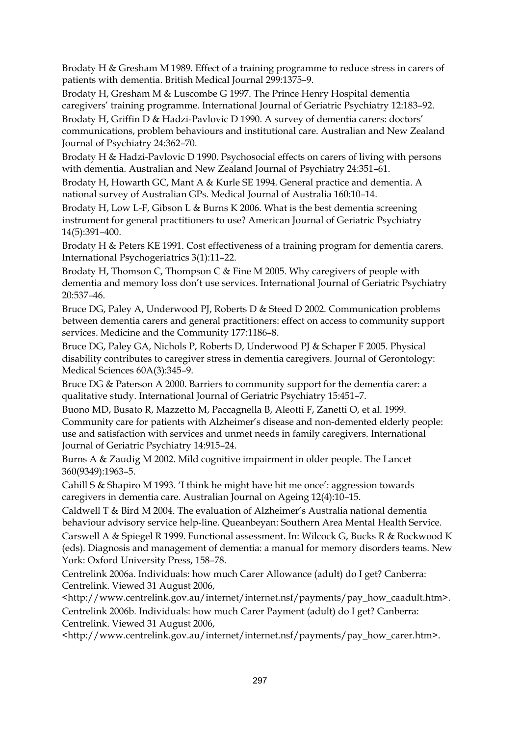Brodaty H & Gresham M 1989. Effect of a training programme to reduce stress in carers of patients with dementia. British Medical Journal 299:1375–9.

Brodaty H, Gresham M & Luscombe G 1997. The Prince Henry Hospital dementia caregivers' training programme. International Journal of Geriatric Psychiatry 12:183–92.

Brodaty H, Griffin D & Hadzi-Pavlovic D 1990. A survey of dementia carers: doctors' communications, problem behaviours and institutional care. Australian and New Zealand Journal of Psychiatry 24:362–70.

Brodaty H & Hadzi-Pavlovic D 1990. Psychosocial effects on carers of living with persons with dementia. Australian and New Zealand Journal of Psychiatry 24:351–61.

Brodaty H, Howarth GC, Mant A & Kurle SE 1994. General practice and dementia. A national survey of Australian GPs. Medical Journal of Australia 160:10–14.

Brodaty H, Low L-F, Gibson L & Burns K 2006. What is the best dementia screening instrument for general practitioners to use? American Journal of Geriatric Psychiatry 14(5):391–400.

Brodaty H & Peters KE 1991. Cost effectiveness of a training program for dementia carers. International Psychogeriatrics 3(1):11–22.

Brodaty H, Thomson C, Thompson C & Fine M 2005. Why caregivers of people with dementia and memory loss don't use services. International Journal of Geriatric Psychiatry 20:537–46.

Bruce DG, Paley A, Underwood PJ, Roberts D & Steed D 2002. Communication problems between dementia carers and general practitioners: effect on access to community support services. Medicine and the Community 177:1186–8.

Bruce DG, Paley GA, Nichols P, Roberts D, Underwood PJ & Schaper F 2005. Physical disability contributes to caregiver stress in dementia caregivers. Journal of Gerontology: Medical Sciences 60A(3):345–9.

Bruce DG & Paterson A 2000. Barriers to community support for the dementia carer: a qualitative study. International Journal of Geriatric Psychiatry 15:451–7.

Buono MD, Busato R, Mazzetto M, Paccagnella B, Aleotti F, Zanetti O, et al. 1999. Community care for patients with Alzheimer's disease and non-demented elderly people: use and satisfaction with services and unmet needs in family caregivers. International Journal of Geriatric Psychiatry 14:915–24.

Burns A & Zaudig M 2002. Mild cognitive impairment in older people. The Lancet 360(9349):1963–5.

Cahill S & Shapiro M 1993. 'I think he might have hit me once': aggression towards caregivers in dementia care. Australian Journal on Ageing 12(4):10–15.

Caldwell T & Bird M 2004. The evaluation of Alzheimer's Australia national dementia behaviour advisory service help-line. Queanbeyan: Southern Area Mental Health Service.

Carswell A & Spiegel R 1999. Functional assessment. In: Wilcock G, Bucks R & Rockwood K (eds). Diagnosis and management of dementia: a manual for memory disorders teams. New York: Oxford University Press, 158–78.

Centrelink 2006a. Individuals: how much Carer Allowance (adult) do I get? Canberra: Centrelink. Viewed 31 August 2006, <http://www.centrelink.gov.au/internet/internet.nsf/payments/pay_how_caadult.htm>.

Centrelink 2006b. Individuals: how much Carer Payment (adult) do I get? Canberra: Centrelink. Viewed 31 August 2006, <http://www.centrelink.gov.au/internet/internet.nsf/payments/pay_how_carer.htm>.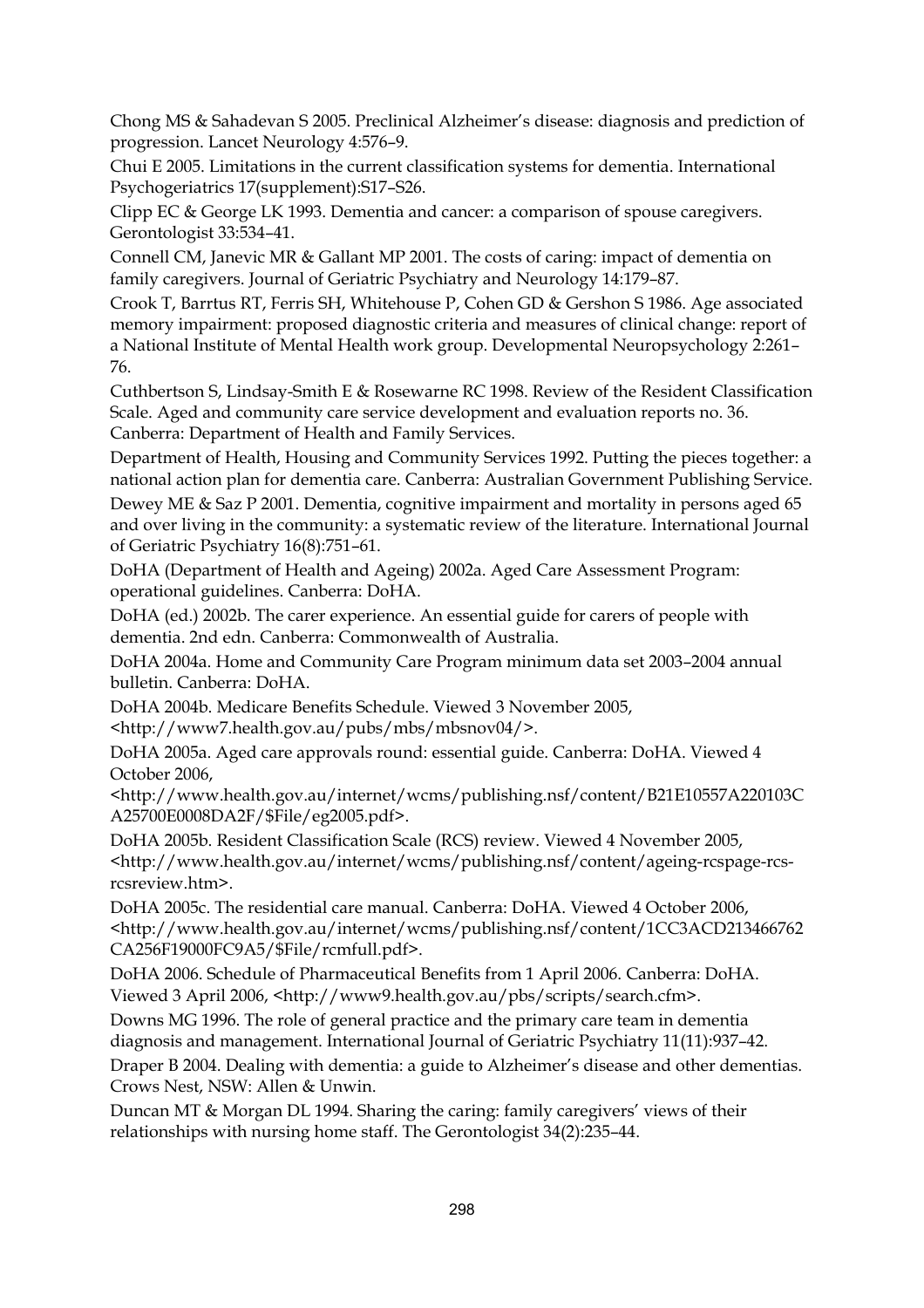Chong MS & Sahadevan S 2005. Preclinical Alzheimer's disease: diagnosis and prediction of progression. Lancet Neurology 4:576–9.

Chui E 2005. Limitations in the current classification systems for dementia. International Psychogeriatrics 17(supplement):S17–S26.

Clipp EC & George LK 1993. Dementia and cancer: a comparison of spouse caregivers. Gerontologist 33:534–41.

Connell CM, Janevic MR & Gallant MP 2001. The costs of caring: impact of dementia on family caregivers. Journal of Geriatric Psychiatry and Neurology 14:179–87.

Crook T, Barrtus RT, Ferris SH, Whitehouse P, Cohen GD & Gershon S 1986. Age associated memory impairment: proposed diagnostic criteria and measures of clinical change: report of a National Institute of Mental Health work group. Developmental Neuropsychology 2:261–76.

Cuthbertson S, Lindsay-Smith E & Rosewarne RC 1998. Review of the Resident Classification Scale. Aged and community care service development and evaluation reports no. 36. Canberra: Department of Health and Family Services.

Department of Health, Housing and Community Services 1992. Putting the pieces together: a national action plan for dementia care. Canberra: Australian Government Publishing Service.

Dewey ME & Saz P 2001. Dementia, cognitive impairment and mortality in persons aged 65 and over living in the community: a systematic review of the literature. International Journal of Geriatric Psychiatry 16(8):751–61.

DoHA (Department of Health and Ageing) 2002a. Aged Care Assessment Program: operational guidelines. Canberra: DoHA.

DoHA (ed.) 2002b. The carer experience. An essential guide for carers of people with dementia. 2nd edn. Canberra: Commonwealth of Australia.

DoHA 2004a. Home and Community Care Program minimum data set 2003–2004 annual bulletin. Canberra: DoHA.

DoHA 2004b. Medicare Benefits Schedule. Viewed 3 November 2005, <http://www7.health.gov.au/pubs/mbs/mbsnov04/>.

DoHA 2005a. Aged care approvals round: essential guide. Canberra: DoHA. Viewed 4 October 2006, <http://www.health.gov.au/internet/wcms/publishing.nsf/content/B21E10557A220103CA25700E0008DA2F/$File/eg2005.pdf>.

DoHA 2005b. Resident Classification Scale (RCS) review. Viewed 4 November 2005, <http://www.health.gov.au/internet/wcms/publishing.nsf/content/ageing-rcspage-rcs-rcsreview.htm>.

DoHA 2005c. The residential care manual. Canberra: DoHA. Viewed 4 October 2006, <http://www.health.gov.au/internet/wcms/publishing.nsf/content/1CC3ACD213466762CA256F19000FC9A5/$File/rcmfull.pdf>.

DoHA 2006. Schedule of Pharmaceutical Benefits from 1 April 2006. Canberra: DoHA. Viewed 3 April 2006, <http://www9.health.gov.au/pbs/scripts/search.cfm>.

Downs MG 1996. The role of general practice and the primary care team in dementia diagnosis and management. International Journal of Geriatric Psychiatry 11(11):937–42.

Draper B 2004. Dealing with dementia: a guide to Alzheimer's disease and other dementias. Crows Nest, NSW: Allen & Unwin.

Duncan MT & Morgan DL 1994. Sharing the caring: family caregivers' views of their relationships with nursing home staff. The Gerontologist 34(2):235–44.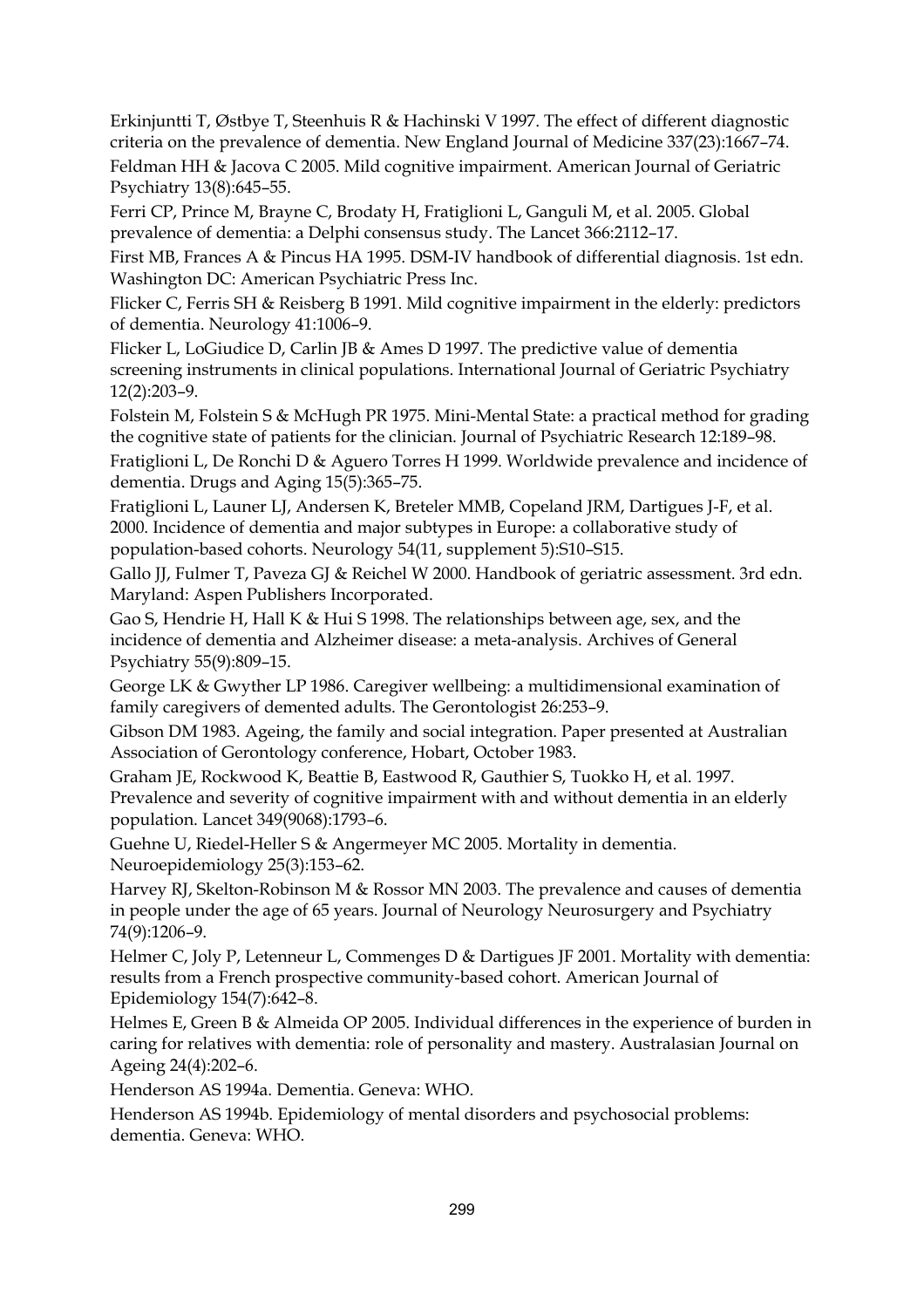Erkinjuntti T, Østbye T, Steenhuis R & Hachinski V 1997. The effect of different diagnostic criteria on the prevalence of dementia. New England Journal of Medicine 337(23):1667–74.

Feldman HH & Jacova C 2005. Mild cognitive impairment. American Journal of Geriatric Psychiatry 13(8):645–55.

Ferri CP, Prince M, Brayne C, Brodaty H, Fratiglioni L, Ganguli M, et al. 2005. Global prevalence of dementia: a Delphi consensus study. The Lancet 366:2112–17.

First MB, Frances A & Pincus HA 1995. DSM-IV handbook of differential diagnosis. 1st edn. Washington DC: American Psychiatric Press Inc.

Flicker C, Ferris SH & Reisberg B 1991. Mild cognitive impairment in the elderly: predictors of dementia. Neurology 41:1006–9.

Flicker L, LoGiudice D, Carlin JB & Ames D 1997. The predictive value of dementia screening instruments in clinical populations. International Journal of Geriatric Psychiatry 12(2):203–9.

Folstein M, Folstein S & McHugh PR 1975. Mini-Mental State: a practical method for grading the cognitive state of patients for the clinician. Journal of Psychiatric Research 12:189–98.

Fratiglioni L, De Ronchi D & Aguero Torres H 1999. Worldwide prevalence and incidence of dementia. Drugs and Aging 15(5):365–75.

Fratiglioni L, Launer LJ, Andersen K, Breteler MMB, Copeland JRM, Dartigues J-F, et al. 2000. Incidence of dementia and major subtypes in Europe: a collaborative study of population-based cohorts. Neurology 54(11, supplement 5):S10–S15.

Gallo JJ, Fulmer T, Paveza GJ & Reichel W 2000. Handbook of geriatric assessment. 3rd edn. Maryland: Aspen Publishers Incorporated.

Gao S, Hendrie H, Hall K & Hui S 1998. The relationships between age, sex, and the incidence of dementia and Alzheimer disease: a meta-analysis. Archives of General Psychiatry 55(9):809–15.

George LK & Gwyther LP 1986. Caregiver wellbeing: a multidimensional examination of family caregivers of demented adults. The Gerontologist 26:253–9.

Gibson DM 1983. Ageing, the family and social integration. Paper presented at Australian Association of Gerontology conference, Hobart, October 1983.

Graham JE, Rockwood K, Beattie B, Eastwood R, Gauthier S, Tuokko H, et al. 1997. Prevalence and severity of cognitive impairment with and without dementia in an elderly population. Lancet 349(9068):1793–6.

Guehne U, Riedel-Heller S & Angermeyer MC 2005. Mortality in dementia. Neuroepidemiology 25(3):153–62.

Harvey RJ, Skelton-Robinson M & Rossor MN 2003. The prevalence and causes of dementia in people under the age of 65 years. Journal of Neurology Neurosurgery and Psychiatry 74(9):1206–9.

Helmer C, Joly P, Letenneur L, Commenges D & Dartigues JF 2001. Mortality with dementia: results from a French prospective community-based cohort. American Journal of Epidemiology 154(7):642–8.

Helmes E, Green B & Almeida OP 2005. Individual differences in the experience of burden in caring for relatives with dementia: role of personality and mastery. Australasian Journal on Ageing 24(4):202–6.

Henderson AS 1994a. Dementia. Geneva: WHO.

Henderson AS 1994b. Epidemiology of mental disorders and psychosocial problems: dementia. Geneva: WHO.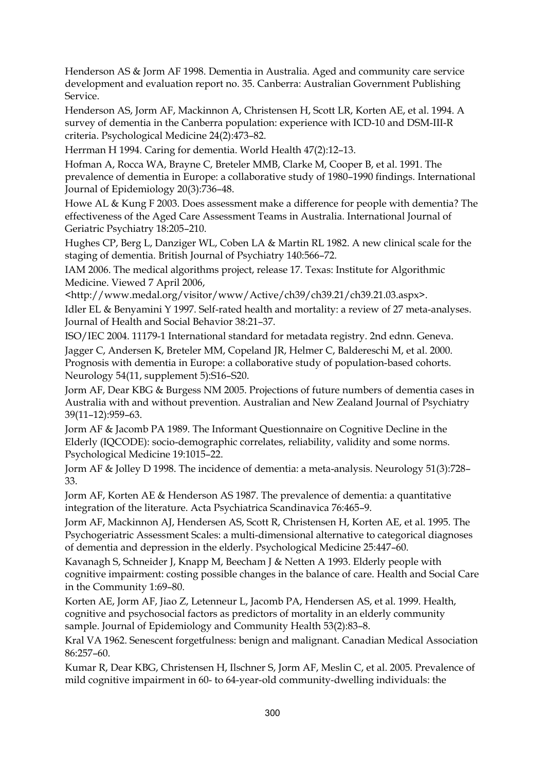Henderson AS & Jorm AF 1998. Dementia in Australia. Aged and community care service development and evaluation report no. 35. Canberra: Australian Government Publishing Service.

Henderson AS, Jorm AF, Mackinnon A, Christensen H, Scott LR, Korten AE, et al. 1994. A survey of dementia in the Canberra population: experience with ICD-10 and DSM-III-R criteria. Psychological Medicine 24(2):473–82.

Herrman H 1994. Caring for dementia. World Health 47(2):12–13.

Hofman A, Rocca WA, Brayne C, Breteler MMB, Clarke M, Cooper B, et al. 1991. The prevalence of dementia in Europe: a collaborative study of 1980–1990 findings. International Journal of Epidemiology 20(3):736–48.

Howe AL & Kung F 2003. Does assessment make a difference for people with dementia? The effectiveness of the Aged Care Assessment Teams in Australia. International Journal of Geriatric Psychiatry 18:205–210.

Hughes CP, Berg L, Danziger WL, Coben LA & Martin RL 1982. A new clinical scale for the staging of dementia. British Journal of Psychiatry 140:566–72.

IAM 2006. The medical algorithms project, release 17. Texas: Institute for Algorithmic Medicine. Viewed 7 April 2006, <http://www.medal.org/visitor/www/Active/ch39/ch39.21/ch39.21.03.aspx>.

Idler EL & Benyamini Y 1997. Self-rated health and mortality: a review of 27 meta-analyses. Journal of Health and Social Behavior 38:21–37.

ISO/IEC 2004. 11179-1 International standard for metadata registry. 2nd ednn. Geneva.

Jagger C, Andersen K, Breteler MM, Copeland JR, Helmer C, Baldereschi M, et al. 2000. Prognosis with dementia in Europe: a collaborative study of population-based cohorts. Neurology 54(11, supplement 5):S16–S20.

Jorm AF, Dear KBG & Burgess NM 2005. Projections of future numbers of dementia cases in Australia with and without prevention. Australian and New Zealand Journal of Psychiatry 39(11–12):959–63.

Jorm AF & Jacomb PA 1989. The Informant Questionnaire on Cognitive Decline in the Elderly (IQCODE): socio-demographic correlates, reliability, validity and some norms. Psychological Medicine 19:1015–22.

Jorm AF & Jolley D 1998. The incidence of dementia: a meta-analysis. Neurology 51(3):728–33.

Jorm AF, Korten AE & Henderson AS 1987. The prevalence of dementia: a quantitative integration of the literature. Acta Psychiatrica Scandinavica 76:465–9.

Jorm AF, Mackinnon AJ, Hendersen AS, Scott R, Christensen H, Korten AE, et al. 1995. The Psychogeriatric Assessment Scales: a multi-dimensional alternative to categorical diagnoses of dementia and depression in the elderly. Psychological Medicine 25:447–60.

Kavanagh S, Schneider J, Knapp M, Beecham J & Netten A 1993. Elderly people with cognitive impairment: costing possible changes in the balance of care. Health and Social Care in the Community 1:69–80.

Korten AE, Jorm AF, Jiao Z, Letenneur L, Jacomb PA, Hendersen AS, et al. 1999. Health, cognitive and psychosocial factors as predictors of mortality in an elderly community sample. Journal of Epidemiology and Community Health 53(2):83–8.

Kral VA 1962. Senescent forgetfulness: benign and malignant. Canadian Medical Association 86:257–60.

Kumar R, Dear KBG, Christensen H, Ilschner S, Jorm AF, Meslin C, et al. 2005. Prevalence of mild cognitive impairment in 60- to 64-year-old community-dwelling individuals: the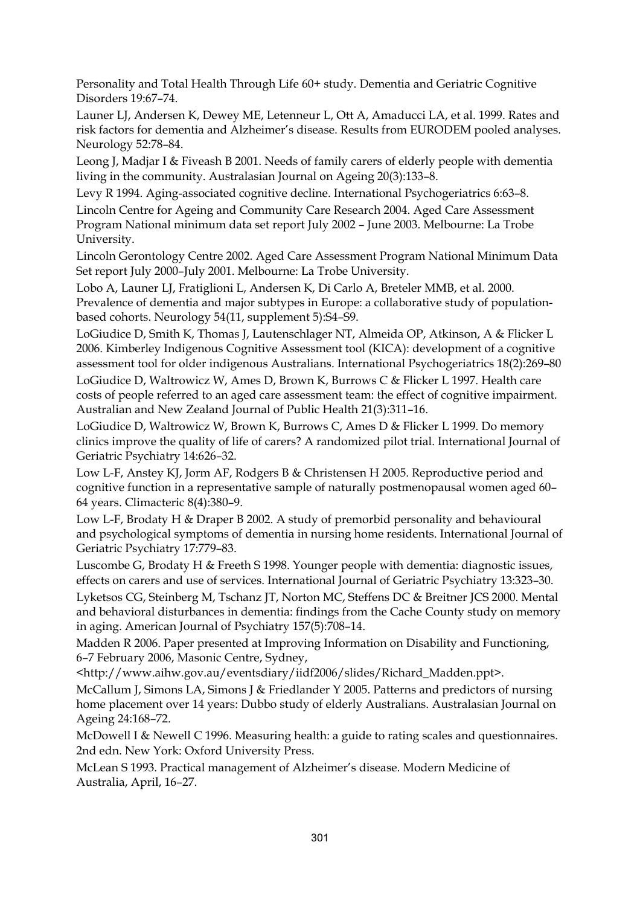Personality and Total Health Through Life 60+ study. Dementia and Geriatric Cognitive Disorders 19:67–74.

Launer LJ, Andersen K, Dewey ME, Letenneur L, Ott A, Amaducci LA, et al. 1999. Rates and risk factors for dementia and Alzheimer's disease. Results from EURODEM pooled analyses. Neurology 52:78–84.

Leong J, Madjar I & Fiveash B 2001. Needs of family carers of elderly people with dementia living in the community. Australasian Journal on Ageing 20(3):133–8.

Levy R 1994. Aging-associated cognitive decline. International Psychogeriatrics 6:63–8.

Lincoln Centre for Ageing and Community Care Research 2004. Aged Care Assessment Program National minimum data set report July 2002 – June 2003. Melbourne: La Trobe University.

Lincoln Gerontology Centre 2002. Aged Care Assessment Program National Minimum Data Set report July 2000–July 2001. Melbourne: La Trobe University.

Lobo A, Launer LJ, Fratiglioni L, Andersen K, Di Carlo A, Breteler MMB, et al. 2000. Prevalence of dementia and major subtypes in Europe: a collaborative study of population-based cohorts. Neurology 54(11, supplement 5):S4–S9.

LoGiudice D, Smith K, Thomas J, Lautenschlager NT, Almeida OP, Atkinson, A & Flicker L 2006. Kimberley Indigenous Cognitive Assessment tool (KICA): development of a cognitive assessment tool for older indigenous Australians. International Psychogeriatrics 18(2):269–80

LoGiudice D, Waltrowicz W, Ames D, Brown K, Burrows C & Flicker L 1997. Health care costs of people referred to an aged care assessment team: the effect of cognitive impairment. Australian and New Zealand Journal of Public Health 21(3):311–16.

LoGiudice D, Waltrowicz W, Brown K, Burrows C, Ames D & Flicker L 1999. Do memory clinics improve the quality of life of carers? A randomized pilot trial. International Journal of Geriatric Psychiatry 14:626–32.

Low L-F, Anstey KJ, Jorm AF, Rodgers B & Christensen H 2005. Reproductive period and cognitive function in a representative sample of naturally postmenopausal women aged 60–64 years. Climacteric 8(4):380–9.

Low L-F, Brodaty H & Draper B 2002. A study of premorbid personality and behavioural and psychological symptoms of dementia in nursing home residents. International Journal of Geriatric Psychiatry 17:779–83.

Luscombe G, Brodaty H & Freeth S 1998. Younger people with dementia: diagnostic issues, effects on carers and use of services. International Journal of Geriatric Psychiatry 13:323–30.

Lyketsos CG, Steinberg M, Tschanz JT, Norton MC, Steffens DC & Breitner JCS 2000. Mental and behavioral disturbances in dementia: findings from the Cache County study on memory in aging. American Journal of Psychiatry 157(5):708–14.

Madden R 2006. Paper presented at Improving Information on Disability and Functioning, 6–7 February 2006, Masonic Centre, Sydney, <http://www.aihw.gov.au/eventsdiary/iidf2006/slides/Richard_Madden.ppt>.

McCallum J, Simons LA, Simons J & Friedlander Y 2005. Patterns and predictors of nursing home placement over 14 years: Dubbo study of elderly Australians. Australasian Journal on Ageing 24:168–72.

McDowell I & Newell C 1996. Measuring health: a guide to rating scales and questionnaires. 2nd edn. New York: Oxford University Press.

McLean S 1993. Practical management of Alzheimer's disease. Modern Medicine of Australia, April, 16–27.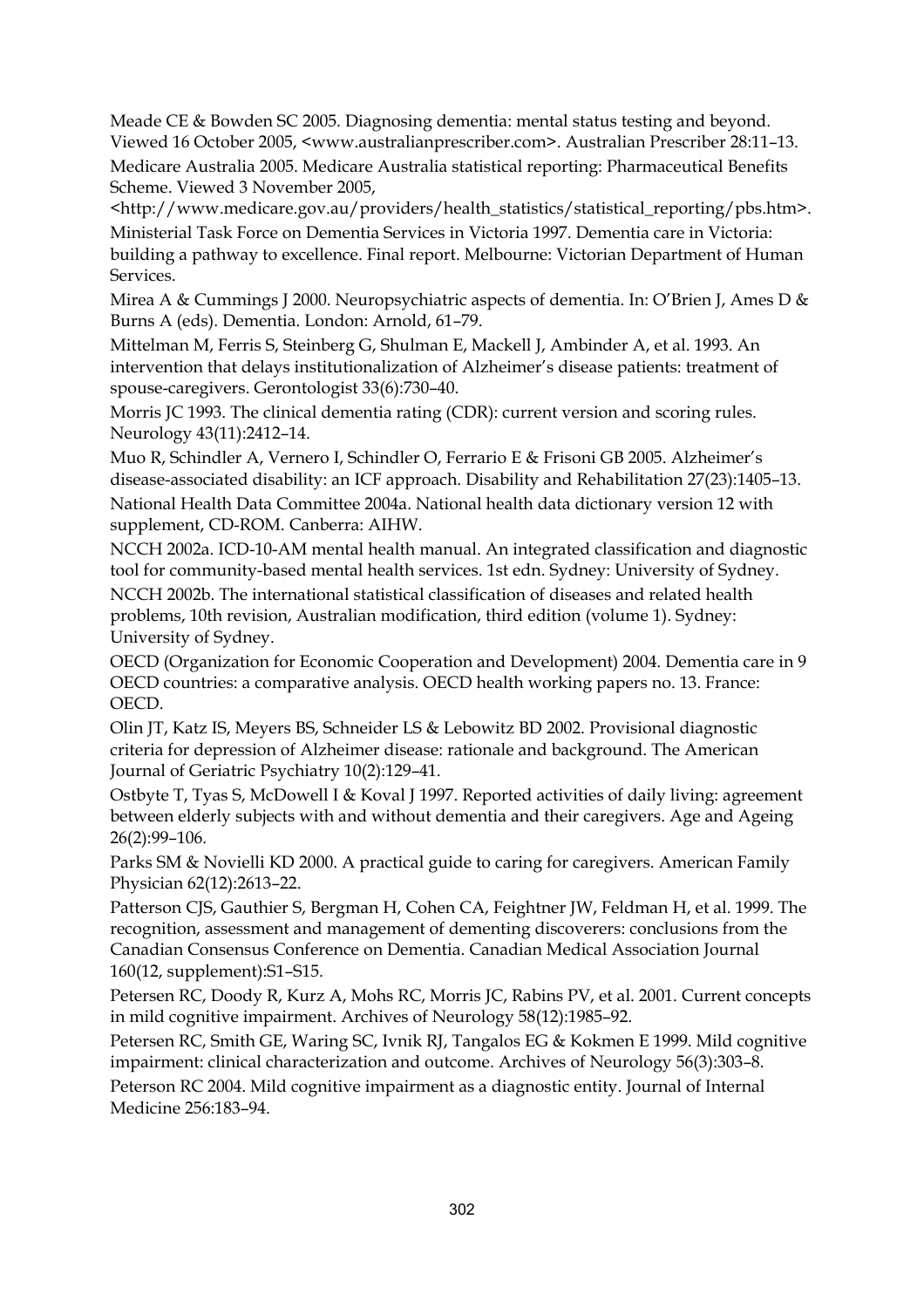Meade CE & Bowden SC 2005. Diagnosing dementia: mental status testing and beyond. Viewed 16 October 2005, <www.australianprescriber.com>. Australian Prescriber 28:11–13.

Medicare Australia 2005. Medicare Australia statistical reporting: Pharmaceutical Benefits Scheme. Viewed 3 November 2005, <http://www.medicare.gov.au/providers/health_statistics/statistical_reporting/pbs.htm>.

Ministerial Task Force on Dementia Services in Victoria 1997. Dementia care in Victoria: building a pathway to excellence. Final report. Melbourne: Victorian Department of Human Services.

Mirea A & Cummings J 2000. Neuropsychiatric aspects of dementia. In: O'Brien J, Ames D & Burns A (eds). Dementia. London: Arnold, 61–79.

Mittelman M, Ferris S, Steinberg G, Shulman E, Mackell J, Ambinder A, et al. 1993. An intervention that delays institutionalization of Alzheimer's disease patients: treatment of spouse-caregivers. Gerontologist 33(6):730–40.

Morris JC 1993. The clinical dementia rating (CDR): current version and scoring rules. Neurology 43(11):2412–14.

Muo R, Schindler A, Vernero I, Schindler O, Ferrario E & Frisoni GB 2005. Alzheimer's disease-associated disability: an ICF approach. Disability and Rehabilitation 27(23):1405–13.

National Health Data Committee 2004a. National health data dictionary version 12 with supplement, CD-ROM. Canberra: AIHW.

NCCH 2002a. ICD-10-AM mental health manual. An integrated classification and diagnostic tool for community-based mental health services. 1st edn. Sydney: University of Sydney.

NCCH 2002b. The international statistical classification of diseases and related health problems, 10th revision, Australian modification, third edition (volume 1). Sydney: University of Sydney.

OECD (Organization for Economic Cooperation and Development) 2004. Dementia care in 9 OECD countries: a comparative analysis. OECD health working papers no. 13. France: OECD.

Olin JT, Katz IS, Meyers BS, Schneider LS & Lebowitz BD 2002. Provisional diagnostic criteria for depression of Alzheimer disease: rationale and background. The American Journal of Geriatric Psychiatry 10(2):129–41.

Ostbyte T, Tyas S, McDowell I & Koval J 1997. Reported activities of daily living: agreement between elderly subjects with and without dementia and their caregivers. Age and Ageing 26(2):99–106.

Parks SM & Novielli KD 2000. A practical guide to caring for caregivers. American Family Physician 62(12):2613–22.

Patterson CJS, Gauthier S, Bergman H, Cohen CA, Feightner JW, Feldman H, et al. 1999. The recognition, assessment and management of dementing discoverers: conclusions from the Canadian Consensus Conference on Dementia. Canadian Medical Association Journal 160(12, supplement):S1–S15.

Petersen RC, Doody R, Kurz A, Mohs RC, Morris JC, Rabins PV, et al. 2001. Current concepts in mild cognitive impairment. Archives of Neurology 58(12):1985–92.

Petersen RC, Smith GE, Waring SC, Ivnik RJ, Tangalos EG & Kokmen E 1999. Mild cognitive impairment: clinical characterization and outcome. Archives of Neurology 56(3):303–8.

Peterson RC 2004. Mild cognitive impairment as a diagnostic entity. Journal of Internal Medicine 256:183–94.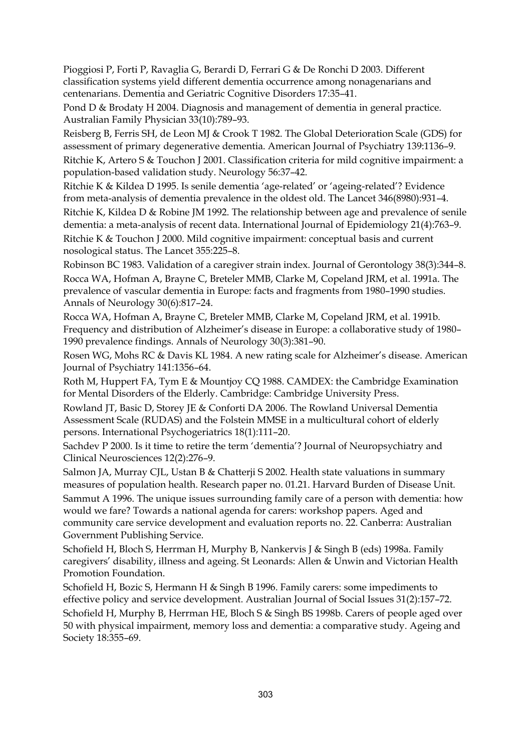Pioggiosi P, Forti P, Ravaglia G, Berardi D, Ferrari G & De Ronchi D 2003. Different classification systems yield different dementia occurrence among nonagenarians and centenarians. Dementia and Geriatric Cognitive Disorders 17:35–41.

Pond D & Brodaty H 2004. Diagnosis and management of dementia in general practice. Australian Family Physician 33(10):789–93.

Reisberg B, Ferris SH, de Leon MJ & Crook T 1982. The Global Deterioration Scale (GDS) for assessment of primary degenerative dementia. American Journal of Psychiatry 139:1136–9.

Ritchie K, Artero S & Touchon J 2001. Classification criteria for mild cognitive impairment: a population-based validation study. Neurology 56:37–42.

Ritchie K & Kildea D 1995. Is senile dementia 'age-related' or 'ageing-related'? Evidence from meta-analysis of dementia prevalence in the oldest old. The Lancet 346(8980):931–4.

Ritchie K, Kildea D & Robine JM 1992. The relationship between age and prevalence of senile dementia: a meta-analysis of recent data. International Journal of Epidemiology 21(4):763–9.

Ritchie K & Touchon J 2000. Mild cognitive impairment: conceptual basis and current nosological status. The Lancet 355:225–8.

Robinson BC 1983. Validation of a caregiver strain index. Journal of Gerontology 38(3):344–8.

Rocca WA, Hofman A, Brayne C, Breteler MMB, Clarke M, Copeland JRM, et al. 1991a. The prevalence of vascular dementia in Europe: facts and fragments from 1980–1990 studies. Annals of Neurology 30(6):817–24.

Rocca WA, Hofman A, Brayne C, Breteler MMB, Clarke M, Copeland JRM, et al. 1991b. Frequency and distribution of Alzheimer's disease in Europe: a collaborative study of 1980–1990 prevalence findings. Annals of Neurology 30(3):381–90.

Rosen WG, Mohs RC & Davis KL 1984. A new rating scale for Alzheimer's disease. American Journal of Psychiatry 141:1356–64.

Roth M, Huppert FA, Tym E & Mountjoy CQ 1988. CAMDEX: the Cambridge Examination for Mental Disorders of the Elderly. Cambridge: Cambridge University Press.

Rowland JT, Basic D, Storey JE & Conforti DA 2006. The Rowland Universal Dementia Assessment Scale (RUDAS) and the Folstein MMSE in a multicultural cohort of elderly persons. International Psychogeriatrics 18(1):111–20.

Sachdev P 2000. Is it time to retire the term 'dementia'? Journal of Neuropsychiatry and Clinical Neurosciences 12(2):276–9.

Salmon JA, Murray CJL, Ustan B & Chatterji S 2002. Health state valuations in summary measures of population health. Research paper no. 01.21. Harvard Burden of Disease Unit.

Sammut A 1996. The unique issues surrounding family care of a person with dementia: how would we fare? Towards a national agenda for carers: workshop papers. Aged and community care service development and evaluation reports no. 22. Canberra: Australian Government Publishing Service.

Schofield H, Bloch S, Herrman H, Murphy B, Nankervis J & Singh B (eds) 1998a. Family caregivers' disability, illness and ageing. St Leonards: Allen & Unwin and Victorian Health Promotion Foundation.

Schofield H, Bozic S, Hermann H & Singh B 1996. Family carers: some impediments to effective policy and service development. Australian Journal of Social Issues 31(2):157–72.

Schofield H, Murphy B, Herrman HE, Bloch S & Singh BS 1998b. Carers of people aged over 50 with physical impairment, memory loss and dementia: a comparative study. Ageing and Society 18:355–69.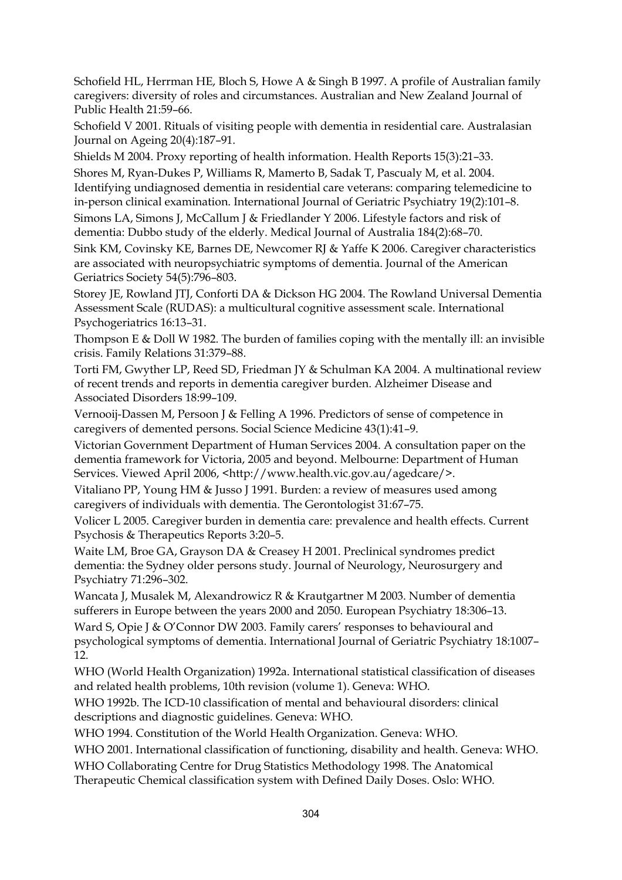Schofield HL, Herrman HE, Bloch S, Howe A & Singh B 1997. A profile of Australian family caregivers: diversity of roles and circumstances. Australian and New Zealand Journal of Public Health 21:59–66.

Schofield V 2001. Rituals of visiting people with dementia in residential care. Australasian Journal on Ageing 20(4):187–91.

Shields M 2004. Proxy reporting of health information. Health Reports 15(3):21–33.

Shores M, Ryan-Dukes P, Williams R, Mamerto B, Sadak T, Pascualy M, et al. 2004. Identifying undiagnosed dementia in residential care veterans: comparing telemedicine to in-person clinical examination. International Journal of Geriatric Psychiatry 19(2):101–8.

Simons LA, Simons J, McCallum J & Friedlander Y 2006. Lifestyle factors and risk of dementia: Dubbo study of the elderly. Medical Journal of Australia 184(2):68–70.

Sink KM, Covinsky KE, Barnes DE, Newcomer RJ & Yaffe K 2006. Caregiver characteristics are associated with neuropsychiatric symptoms of dementia. Journal of the American Geriatrics Society 54(5):796–803.

Storey JE, Rowland JTJ, Conforti DA & Dickson HG 2004. The Rowland Universal Dementia Assessment Scale (RUDAS): a multicultural cognitive assessment scale. International Psychogeriatrics 16:13–31.

Thompson E & Doll W 1982. The burden of families coping with the mentally ill: an invisible crisis. Family Relations 31:379–88.

Torti FM, Gwyther LP, Reed SD, Friedman JY & Schulman KA 2004. A multinational review of recent trends and reports in dementia caregiver burden. Alzheimer Disease and Associated Disorders 18:99–109.

Vernooij-Dassen M, Persoon J & Felling A 1996. Predictors of sense of competence in caregivers of demented persons. Social Science Medicine 43(1):41–9.

Victorian Government Department of Human Services 2004. A consultation paper on the dementia framework for Victoria, 2005 and beyond. Melbourne: Department of Human Services. Viewed April 2006, <http://www.health.vic.gov.au/agedcare/>.

Vitaliano PP, Young HM & Jusso J 1991. Burden: a review of measures used among caregivers of individuals with dementia. The Gerontologist 31:67–75.

Volicer L 2005. Caregiver burden in dementia care: prevalence and health effects. Current Psychosis & Therapeutics Reports 3:20–5.

Waite LM, Broe GA, Grayson DA & Creasey H 2001. Preclinical syndromes predict dementia: the Sydney older persons study. Journal of Neurology, Neurosurgery and Psychiatry 71:296–302.

Wancata J, Musalek M, Alexandrowicz R & Krautgartner M 2003. Number of dementia sufferers in Europe between the years 2000 and 2050. European Psychiatry 18:306–13.

Ward S, Opie J & O'Connor DW 2003. Family carers' responses to behavioural and psychological symptoms of dementia. International Journal of Geriatric Psychiatry 18:1007–12.

WHO (World Health Organization) 1992a. International statistical classification of diseases and related health problems, 10th revision (volume 1). Geneva: WHO.

WHO 1992b. The ICD-10 classification of mental and behavioural disorders: clinical descriptions and diagnostic guidelines. Geneva: WHO.

WHO 1994. Constitution of the World Health Organization. Geneva: WHO.

WHO 2001. International classification of functioning, disability and health. Geneva: WHO.

WHO Collaborating Centre for Drug Statistics Methodology 1998. The Anatomical Therapeutic Chemical classification system with Defined Daily Doses. Oslo: WHO.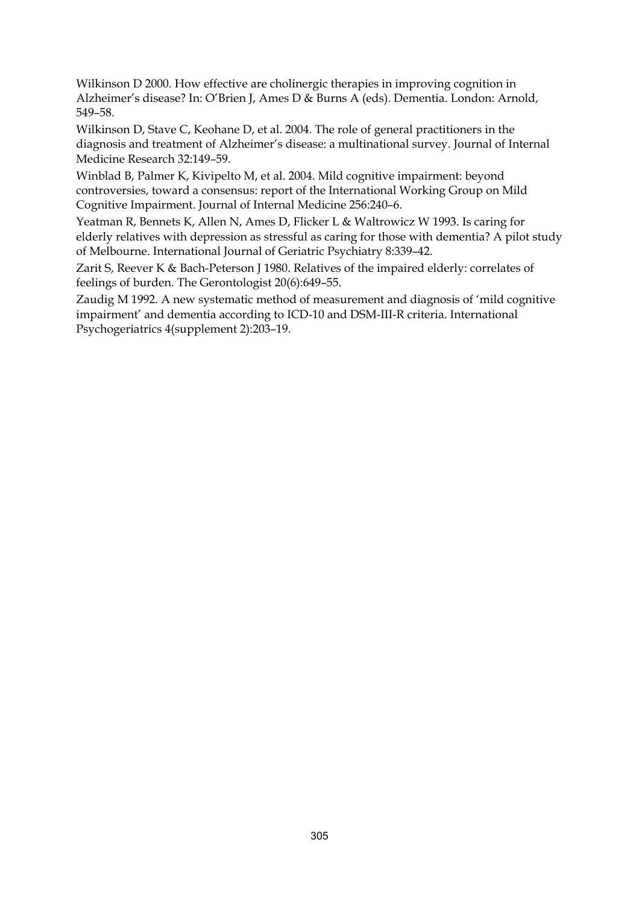Wilkinson D 2000. How effective are cholinergic therapies in improving cognition in Alzheimer's disease? In: O'Brien J, Ames D & Burns A (eds). Dementia. London: Arnold, 549–58.

Wilkinson D, Stave C, Keohane D, et al. 2004. The role of general practitioners in the diagnosis and treatment of Alzheimer's disease: a multinational survey. Journal of Internal Medicine Research 32:149–59.

Winblad B, Palmer K, Kivipelto M, et al. 2004. Mild cognitive impairment: beyond controversies, toward a consensus: report of the International Working Group on Mild Cognitive Impairment. Journal of Internal Medicine 256:240–6.

Yeatman R, Bennets K, Allen N, Ames D, Flicker L & Waltrowicz W 1993. Is caring for elderly relatives with depression as stressful as caring for those with dementia? A pilot study of Melbourne. International Journal of Geriatric Psychiatry 8:339–42.

Zarit S, Reever K & Bach-Peterson J 1980. Relatives of the impaired elderly: correlates of feelings of burden. The Gerontologist 20(6):649–55.

Zaudig M 1992. A new systematic method of measurement and diagnosis of 'mild cognitive impairment' and dementia according to ICD-10 and DSM-III-R criteria. International Psychogeriatrics 4(supplement 2):203–19.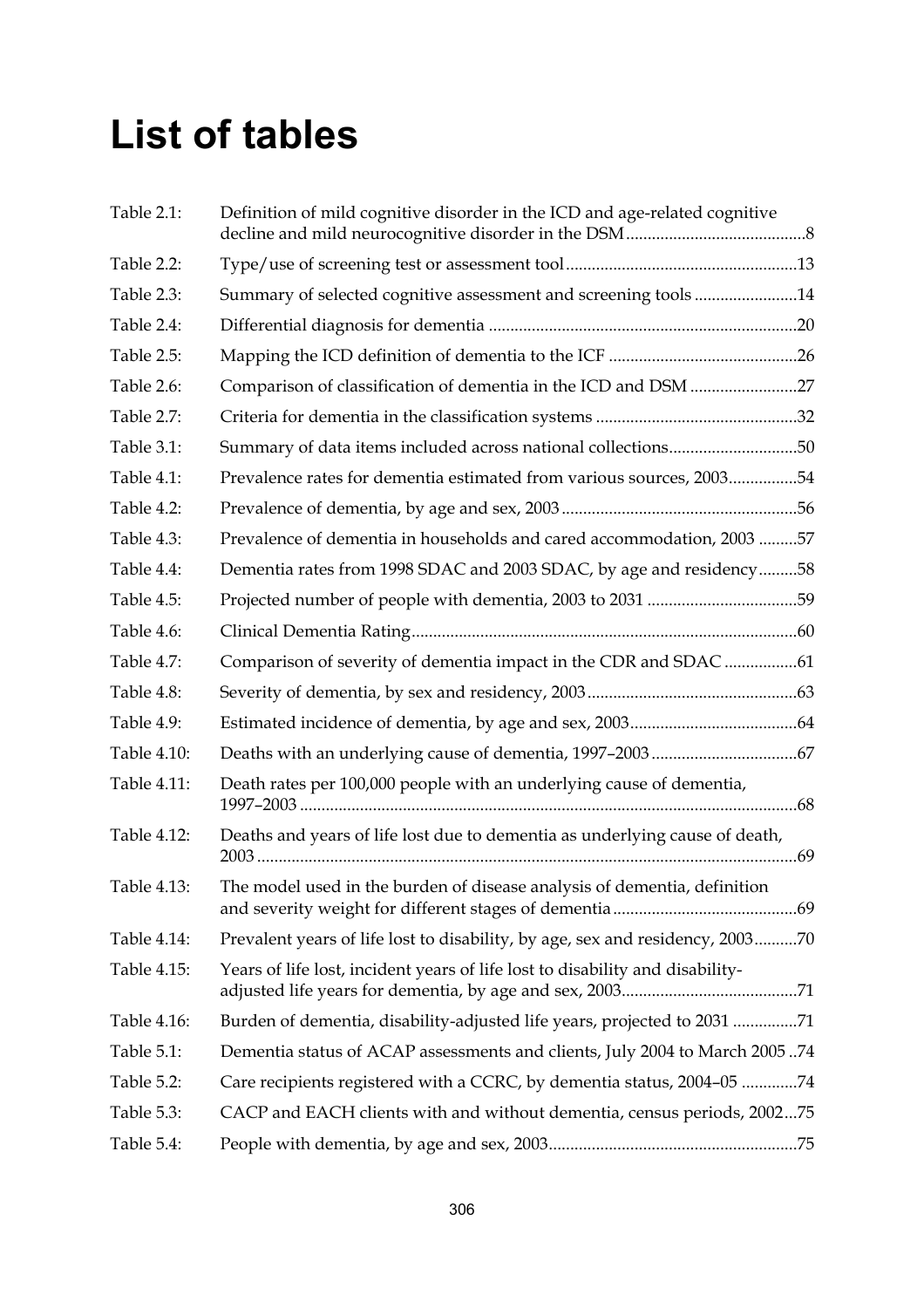# List of tables

| | | |
|---|---|---|
| Table 2.1: | Definition of mild cognitive disorder in the ICD and age-related cognitive decline and mild neurocognitive disorder in the DSM | 8 |
| Table 2.2: | Type/use of screening test or assessment tool | 13 |
| Table 2.3: | Summary of selected cognitive assessment and screening tools | 14 |
| Table 2.4: | Differential diagnosis for dementia | 20 |
| Table 2.5: | Mapping the ICD definition of dementia to the ICF | 26 |
| Table 2.6: | Comparison of classification of dementia in the ICD and DSM | 27 |
| Table 2.7: | Criteria for dementia in the classification systems | 32 |
| Table 3.1: | Summary of data items included across national collections | 50 |
| Table 4.1: | Prevalence rates for dementia estimated from various sources, 2003 | 54 |
| Table 4.2: | Prevalence of dementia, by age and sex, 2003 | 56 |
| Table 4.3: | Prevalence of dementia in households and cared accommodation, 2003 | 57 |
| Table 4.4: | Dementia rates from 1998 SDAC and 2003 SDAC, by age and residency | 58 |
| Table 4.5: | Projected number of people with dementia, 2003 to 2031 | 59 |
| Table 4.6: | Clinical Dementia Rating | 60 |
| Table 4.7: | Comparison of severity of dementia impact in the CDR and SDAC | 61 |
| Table 4.8: | Severity of dementia, by sex and residency, 2003 | 63 |
| Table 4.9: | Estimated incidence of dementia, by age and sex, 2003 | 64 |
| Table 4.10: | Deaths with an underlying cause of dementia, 1997–2003 | 67 |
| Table 4.11: | Death rates per 100,000 people with an underlying cause of dementia, 1997–2003 | 68 |
| Table 4.12: | Deaths and years of life lost due to dementia as underlying cause of death, 2003 | 69 |
| Table 4.13: | The model used in the burden of disease analysis of dementia, definition and severity weight for different stages of dementia | 69 |
| Table 4.14: | Prevalent years of life lost to disability, by age, sex and residency, 2003 | 70 |
| Table 4.15: | Years of life lost, incident years of life lost to disability and disability-adjusted life years for dementia, by age and sex, 2003 | 71 |
| Table 4.16: | Burden of dementia, disability-adjusted life years, projected to 2031 | 71 |
| Table 5.1: | Dementia status of ACAP assessments and clients, July 2004 to March 2005 | 74 |
| Table 5.2: | Care recipients registered with a CCRC, by dementia status, 2004–05 | 74 |
| Table 5.3: | CACP and EACH clients with and without dementia, census periods, 2002 | 75 |
| Table 5.4: | People with dementia, by age and sex, 2003 | 75 |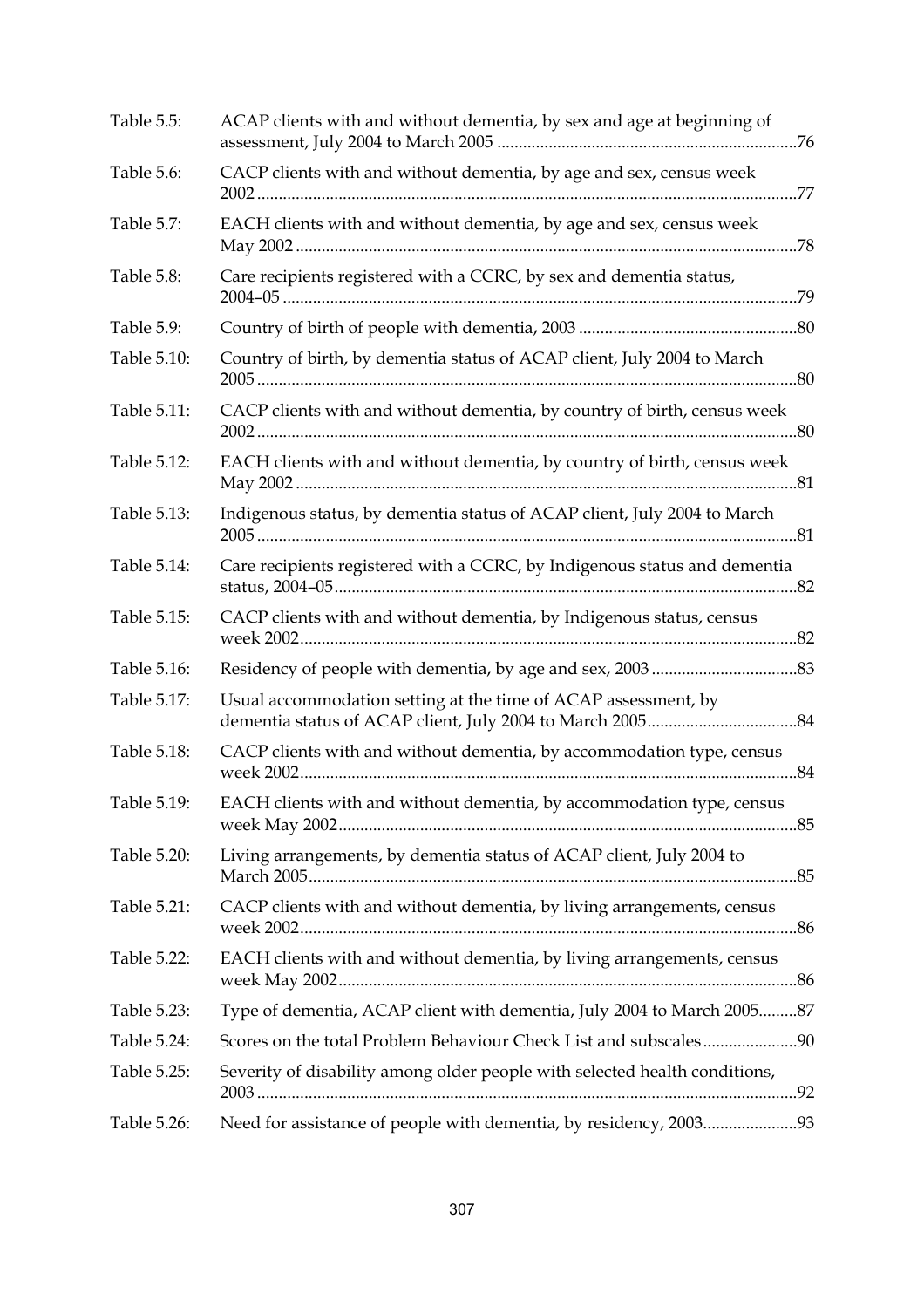| | | |
|---|---|---|
| Table 5.5: | ACAP clients with and without dementia, by sex and age at beginning of assessment, July 2004 to March 2005 | 76 |
| Table 5.6: | CACP clients with and without dementia, by age and sex, census week 2002 | 77 |
| Table 5.7: | EACH clients with and without dementia, by age and sex, census week May 2002 | 78 |
| Table 5.8: | Care recipients registered with a CCRC, by sex and dementia status, 2004–05 | 79 |
| Table 5.9: | Country of birth of people with dementia, 2003 | 80 |
| Table 5.10: | Country of birth, by dementia status of ACAP client, July 2004 to March 2005 | 80 |
| Table 5.11: | CACP clients with and without dementia, by country of birth, census week 2002 | 80 |
| Table 5.12: | EACH clients with and without dementia, by country of birth, census week May 2002 | 81 |
| Table 5.13: | Indigenous status, by dementia status of ACAP client, July 2004 to March 2005 | 81 |
| Table 5.14: | Care recipients registered with a CCRC, by Indigenous status and dementia status, 2004–05 | 82 |
| Table 5.15: | CACP clients with and without dementia, by Indigenous status, census week 2002 | 82 |
| Table 5.16: | Residency of people with dementia, by age and sex, 2003 | 83 |
| Table 5.17: | Usual accommodation setting at the time of ACAP assessment, by dementia status of ACAP client, July 2004 to March 2005 | 84 |
| Table 5.18: | CACP clients with and without dementia, by accommodation type, census week 2002 | 84 |
| Table 5.19: | EACH clients with and without dementia, by accommodation type, census week May 2002 | 85 |
| Table 5.20: | Living arrangements, by dementia status of ACAP client, July 2004 to March 2005 | 85 |
| Table 5.21: | CACP clients with and without dementia, by living arrangements, census week 2002 | 86 |
| Table 5.22: | EACH clients with and without dementia, by living arrangements, census week May 2002 | 86 |
| Table 5.23: | Type of dementia, ACAP client with dementia, July 2004 to March 2005 | 87 |
| Table 5.24: | Scores on the total Problem Behaviour Check List and subscales | 90 |
| Table 5.25: | Severity of disability among older people with selected health conditions, 2003 | 92 |
| Table 5.26: | Need for assistance of people with dementia, by residency, 2003 | 93 |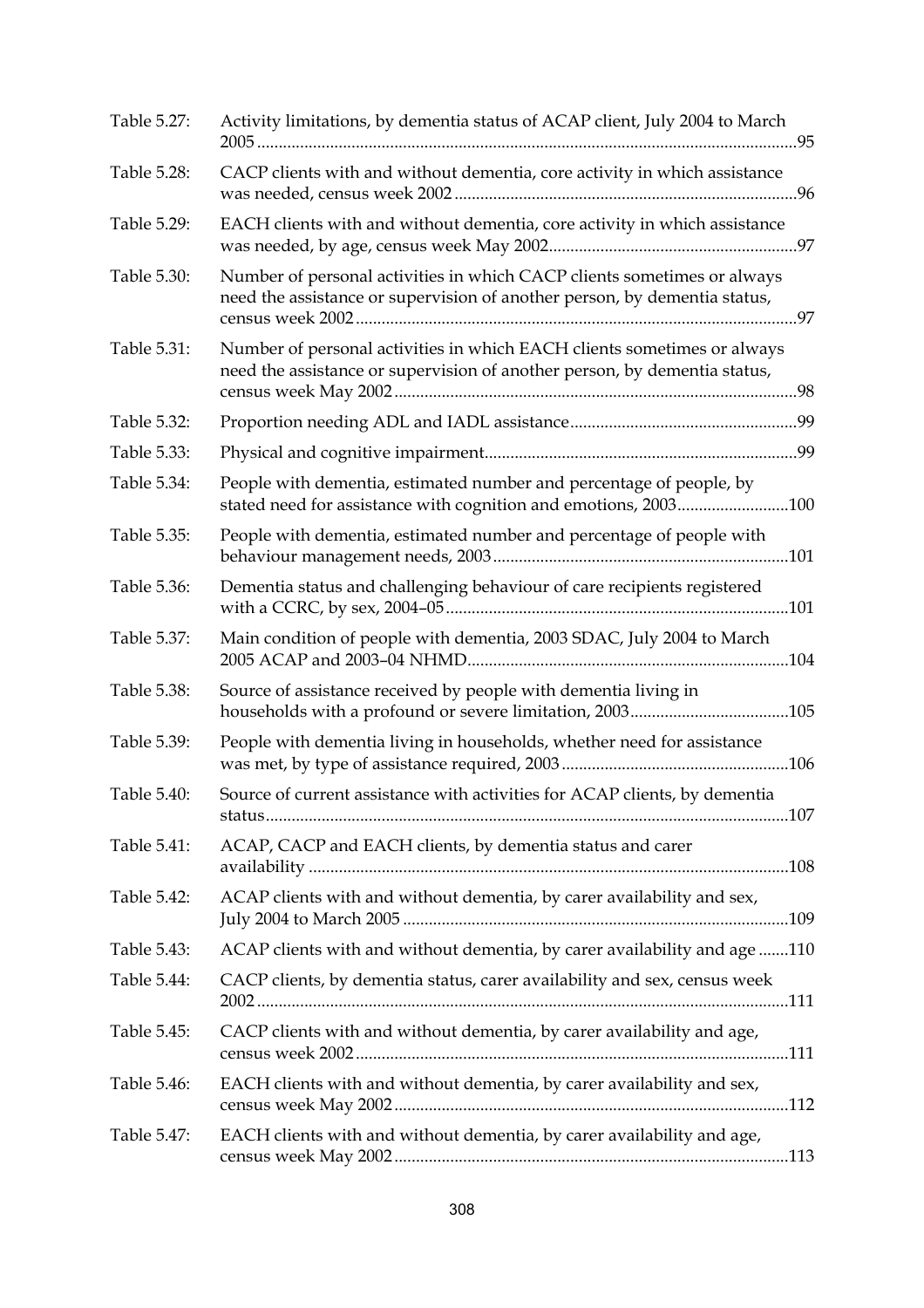| | | |
|---|---|---|
| Table 5.27: | Activity limitations, by dementia status of ACAP client, July 2004 to March 2005 | 95 |
| Table 5.28: | CACP clients with and without dementia, core activity in which assistance was needed, census week 2002 | 96 |
| Table 5.29: | EACH clients with and without dementia, core activity in which assistance was needed, by age, census week May 2002 | 97 |
| Table 5.30: | Number of personal activities in which CACP clients sometimes or always need the assistance or supervision of another person, by dementia status, census week 2002 | 97 |
| Table 5.31: | Number of personal activities in which EACH clients sometimes or always need the assistance or supervision of another person, by dementia status, census week May 2002 | 98 |
| Table 5.32: | Proportion needing ADL and IADL assistance | 99 |
| Table 5.33: | Physical and cognitive impairment | 99 |
| Table 5.34: | People with dementia, estimated number and percentage of people, by stated need for assistance with cognition and emotions, 2003 | 100 |
| Table 5.35: | People with dementia, estimated number and percentage of people with behaviour management needs, 2003 | 101 |
| Table 5.36: | Dementia status and challenging behaviour of care recipients registered with a CCRC, by sex, 2004–05 | 101 |
| Table 5.37: | Main condition of people with dementia, 2003 SDAC, July 2004 to March 2005 ACAP and 2003–04 NHMD | 104 |
| Table 5.38: | Source of assistance received by people with dementia living in households with a profound or severe limitation, 2003 | 105 |
| Table 5.39: | People with dementia living in households, whether need for assistance was met, by type of assistance required, 2003 | 106 |
| Table 5.40: | Source of current assistance with activities for ACAP clients, by dementia status | 107 |
| Table 5.41: | ACAP, CACP and EACH clients, by dementia status and carer availability | 108 |
| Table 5.42: | ACAP clients with and without dementia, by carer availability and sex, July 2004 to March 2005 | 109 |
| Table 5.43: | ACAP clients with and without dementia, by carer availability and age | 110 |
| Table 5.44: | CACP clients, by dementia status, carer availability and sex, census week 2002 | 111 |
| Table 5.45: | CACP clients with and without dementia, by carer availability and age, census week 2002 | 111 |
| Table 5.46: | EACH clients with and without dementia, by carer availability and sex, census week May 2002 | 112 |
| Table 5.47: | EACH clients with and without dementia, by carer availability and age, census week May 2002 | 113 |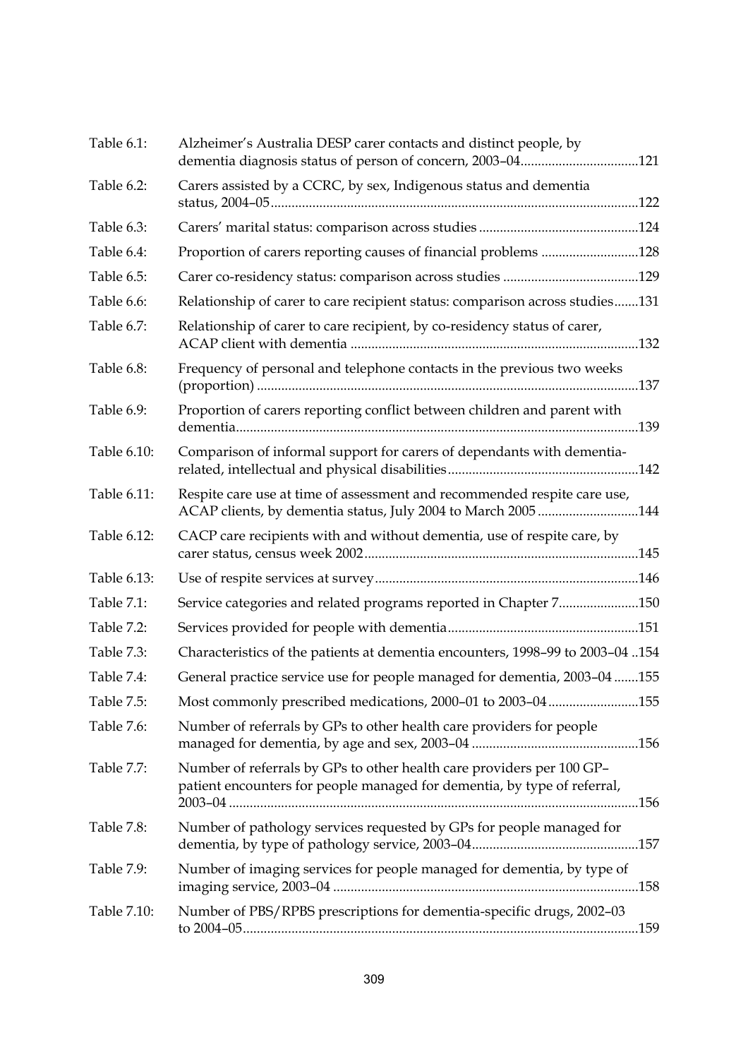| | | |
|---|---|---|
| Table 6.1: | Alzheimer's Australia DESP carer contacts and distinct people, by dementia diagnosis status of person of concern, 2003–04 | 121 |
| Table 6.2: | Carers assisted by a CCRC, by sex, Indigenous status and dementia status, 2004–05 | 122 |
| Table 6.3: | Carers' marital status: comparison across studies | 124 |
| Table 6.4: | Proportion of carers reporting causes of financial problems | 128 |
| Table 6.5: | Carer co-residency status: comparison across studies | 129 |
| Table 6.6: | Relationship of carer to care recipient status: comparison across studies | 131 |
| Table 6.7: | Relationship of carer to care recipient, by co-residency status of carer, ACAP client with dementia | 132 |
| Table 6.8: | Frequency of personal and telephone contacts in the previous two weeks (proportion) | 137 |
| Table 6.9: | Proportion of carers reporting conflict between children and parent with dementia | 139 |
| Table 6.10: | Comparison of informal support for carers of dependants with dementia-related, intellectual and physical disabilities | 142 |
| Table 6.11: | Respite care use at time of assessment and recommended respite care use, ACAP clients, by dementia status, July 2004 to March 2005 | 144 |
| Table 6.12: | CACP care recipients with and without dementia, use of respite care, by carer status, census week 2002 | 145 |
| Table 6.13: | Use of respite services at survey | 146 |
| Table 7.1: | Service categories and related programs reported in Chapter 7 | 150 |
| Table 7.2: | Services provided for people with dementia | 151 |
| Table 7.3: | Characteristics of the patients at dementia encounters, 1998–99 to 2003–04 | 154 |
| Table 7.4: | General practice service use for people managed for dementia, 2003–04 | 155 |
| Table 7.5: | Most commonly prescribed medications, 2000–01 to 2003–04 | 155 |
| Table 7.6: | Number of referrals by GPs to other health care providers for people managed for dementia, by age and sex, 2003–04 | 156 |
| Table 7.7: | Number of referrals by GPs to other health care providers per 100 GP–patient encounters for people managed for dementia, by type of referral, 2003–04 | 156 |
| Table 7.8: | Number of pathology services requested by GPs for people managed for dementia, by type of pathology service, 2003–04 | 157 |
| Table 7.9: | Number of imaging services for people managed for dementia, by type of imaging service, 2003–04 | 158 |
| Table 7.10: | Number of PBS/RPBS prescriptions for dementia-specific drugs, 2002–03 to 2004–05 | 159 |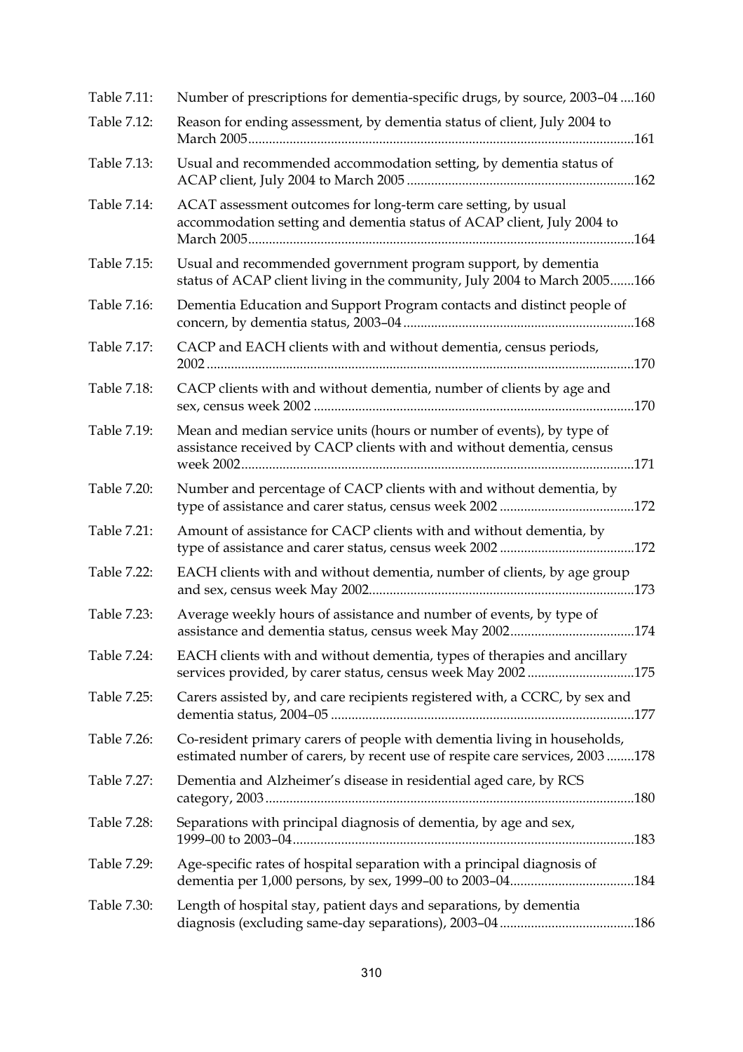| | | |
|---|---|---|
| Table 7.11: | Number of prescriptions for dementia-specific drugs, by source, 2003–04 | 160 |
| Table 7.12: | Reason for ending assessment, by dementia status of client, July 2004 to March 2005 | 161 |
| Table 7.13: | Usual and recommended accommodation setting, by dementia status of ACAP client, July 2004 to March 2005 | 162 |
| Table 7.14: | ACAT assessment outcomes for long-term care setting, by usual accommodation setting and dementia status of ACAP client, July 2004 to March 2005 | 164 |
| Table 7.15: | Usual and recommended government program support, by dementia status of ACAP client living in the community, July 2004 to March 2005 | 166 |
| Table 7.16: | Dementia Education and Support Program contacts and distinct people of concern, by dementia status, 2003–04 | 168 |
| Table 7.17: | CACP and EACH clients with and without dementia, census periods, 2002 | 170 |
| Table 7.18: | CACP clients with and without dementia, number of clients by age and sex, census week 2002 | 170 |
| Table 7.19: | Mean and median service units (hours or number of events), by type of assistance received by CACP clients with and without dementia, census week 2002 | 171 |
| Table 7.20: | Number and percentage of CACP clients with and without dementia, by type of assistance and carer status, census week 2002 | 172 |
| Table 7.21: | Amount of assistance for CACP clients with and without dementia, by type of assistance and carer status, census week 2002 | 172 |
| Table 7.22: | EACH clients with and without dementia, number of clients, by age group and sex, census week May 2002 | 173 |
| Table 7.23: | Average weekly hours of assistance and number of events, by type of assistance and dementia status, census week May 2002 | 174 |
| Table 7.24: | EACH clients with and without dementia, types of therapies and ancillary services provided, by carer status, census week May 2002 | 175 |
| Table 7.25: | Carers assisted by, and care recipients registered with, a CCRC, by sex and dementia status, 2004–05 | 177 |
| Table 7.26: | Co-resident primary carers of people with dementia living in households, estimated number of carers, by recent use of respite care services, 2003 | 178 |
| Table 7.27: | Dementia and Alzheimer's disease in residential aged care, by RCS category, 2003 | 180 |
| Table 7.28: | Separations with principal diagnosis of dementia, by age and sex, 1999–00 to 2003–04 | 183 |
| Table 7.29: | Age-specific rates of hospital separation with a principal diagnosis of dementia per 1,000 persons, by sex, 1999–00 to 2003–04 | 184 |
| Table 7.30: | Length of hospital stay, patient days and separations, by dementia diagnosis (excluding same-day separations), 2003–04 | 186 |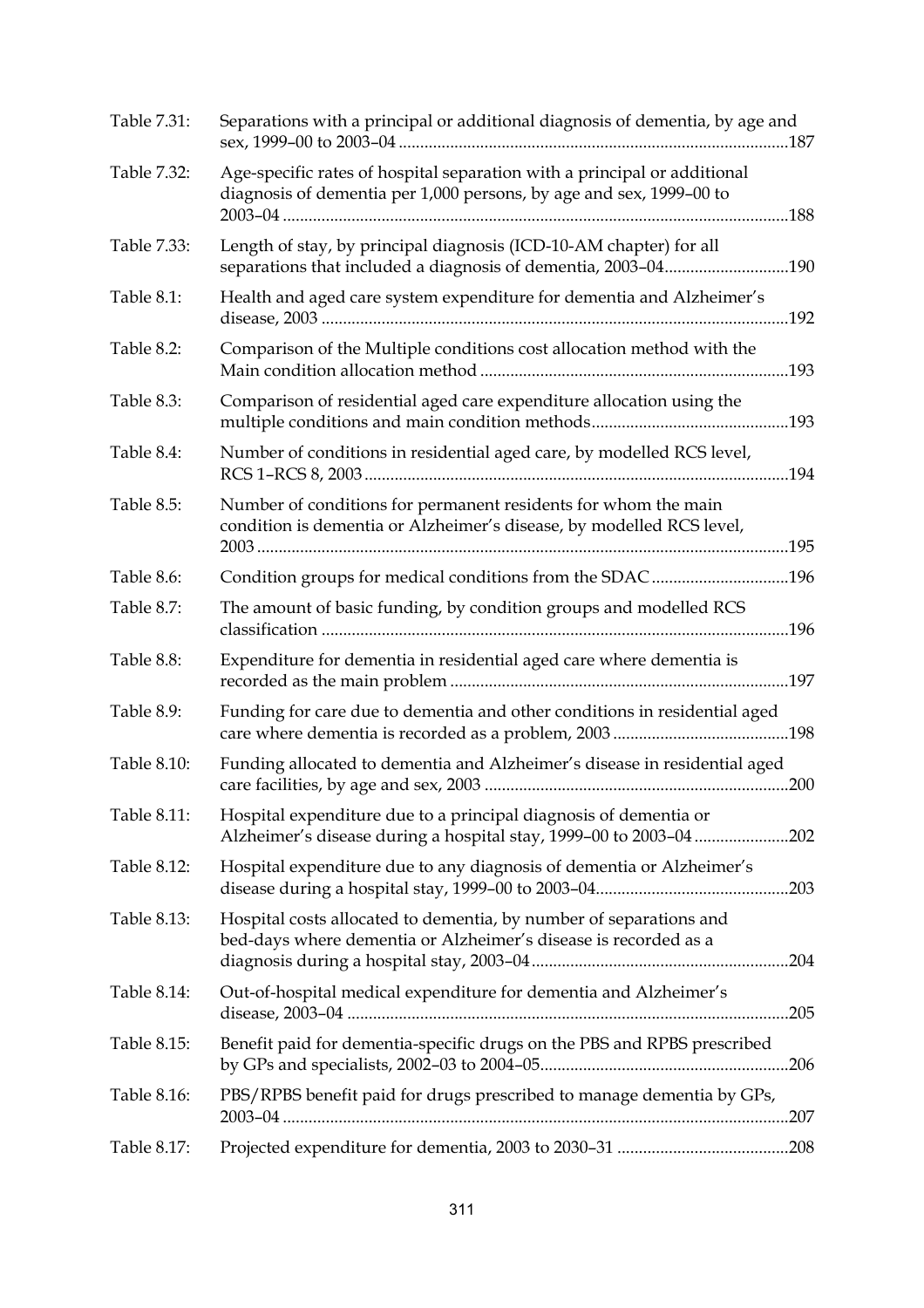| | | |
|---|---|---|
| Table 7.31: | Separations with a principal or additional diagnosis of dementia, by age and sex, 1999–00 to 2003–04 | 187 |
| Table 7.32: | Age-specific rates of hospital separation with a principal or additional diagnosis of dementia per 1,000 persons, by age and sex, 1999–00 to 2003–04 | 188 |
| Table 7.33: | Length of stay, by principal diagnosis (ICD-10-AM chapter) for all separations that included a diagnosis of dementia, 2003–04 | 190 |
| Table 8.1: | Health and aged care system expenditure for dementia and Alzheimer's disease, 2003 | 192 |
| Table 8.2: | Comparison of the Multiple conditions cost allocation method with the Main condition allocation method | 193 |
| Table 8.3: | Comparison of residential aged care expenditure allocation using the multiple conditions and main condition methods | 193 |
| Table 8.4: | Number of conditions in residential aged care, by modelled RCS level, RCS 1–RCS 8, 2003 | 194 |
| Table 8.5: | Number of conditions for permanent residents for whom the main condition is dementia or Alzheimer's disease, by modelled RCS level, 2003 | 195 |
| Table 8.6: | Condition groups for medical conditions from the SDAC | 196 |
| Table 8.7: | The amount of basic funding, by condition groups and modelled RCS classification | 196 |
| Table 8.8: | Expenditure for dementia in residential aged care where dementia is recorded as the main problem | 197 |
| Table 8.9: | Funding for care due to dementia and other conditions in residential aged care where dementia is recorded as a problem, 2003 | 198 |
| Table 8.10: | Funding allocated to dementia and Alzheimer's disease in residential aged care facilities, by age and sex, 2003 | 200 |
| Table 8.11: | Hospital expenditure due to a principal diagnosis of dementia or Alzheimer's disease during a hospital stay, 1999–00 to 2003–04 | 202 |
| Table 8.12: | Hospital expenditure due to any diagnosis of dementia or Alzheimer's disease during a hospital stay, 1999–00 to 2003–04 | 203 |
| Table 8.13: | Hospital costs allocated to dementia, by number of separations and bed-days where dementia or Alzheimer's disease is recorded as a diagnosis during a hospital stay, 2003–04 | 204 |
| Table 8.14: | Out-of-hospital medical expenditure for dementia and Alzheimer's disease, 2003–04 | 205 |
| Table 8.15: | Benefit paid for dementia-specific drugs on the PBS and RPBS prescribed by GPs and specialists, 2002–03 to 2004–05 | 206 |
| Table 8.16: | PBS/RPBS benefit paid for drugs prescribed to manage dementia by GPs, 2003–04 | 207 |
| Table 8.17: | Projected expenditure for dementia, 2003 to 2030–31 | 208 |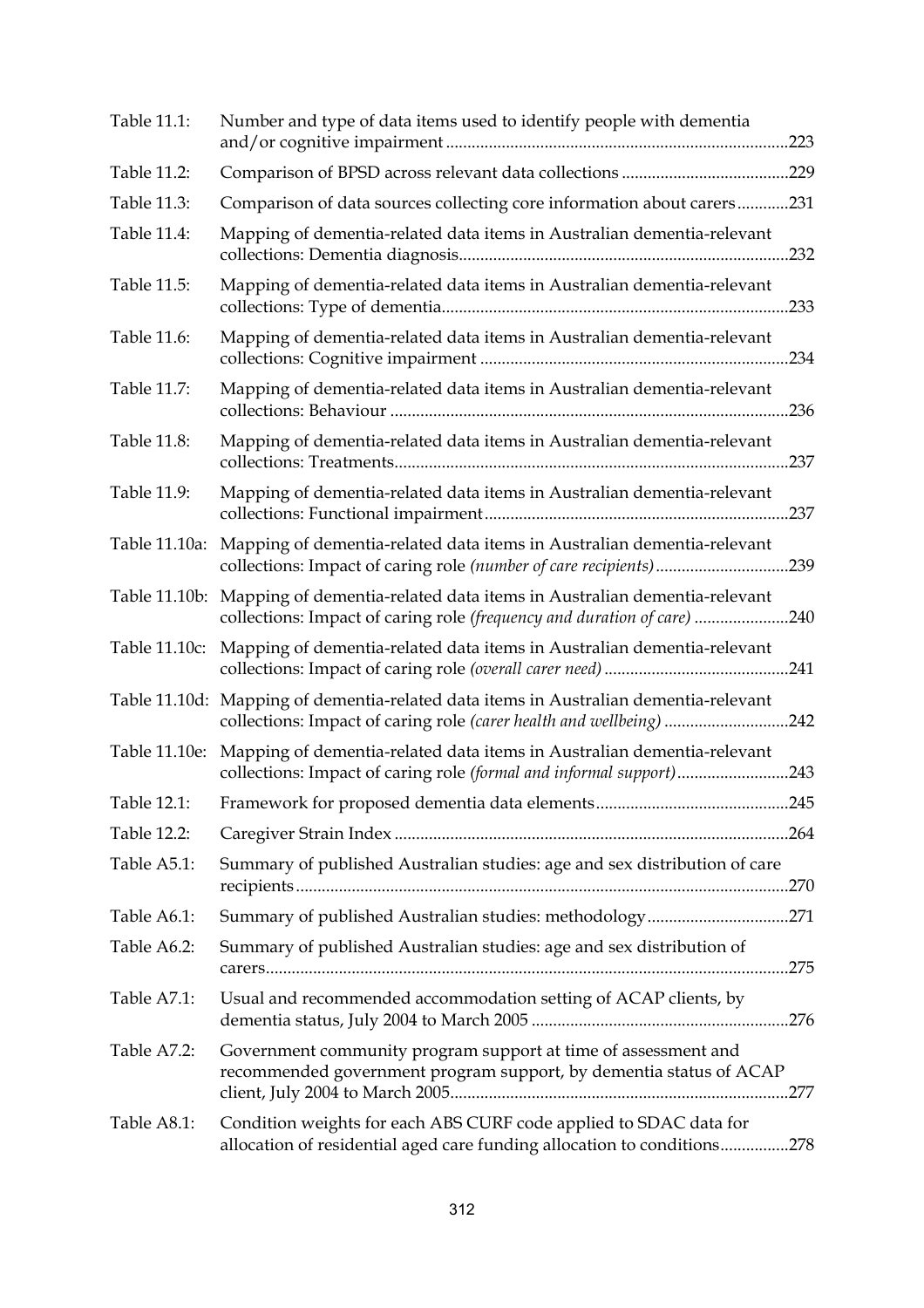| | | |
|---|---|---|
| Table 11.1: | Number and type of data items used to identify people with dementia and/or cognitive impairment | 223 |
| Table 11.2: | Comparison of BPSD across relevant data collections | 229 |
| Table 11.3: | Comparison of data sources collecting core information about carers | 231 |
| Table 11.4: | Mapping of dementia-related data items in Australian dementia-relevant collections: Dementia diagnosis | 232 |
| Table 11.5: | Mapping of dementia-related data items in Australian dementia-relevant collections: Type of dementia | 233 |
| Table 11.6: | Mapping of dementia-related data items in Australian dementia-relevant collections: Cognitive impairment | 234 |
| Table 11.7: | Mapping of dementia-related data items in Australian dementia-relevant collections: Behaviour | 236 |
| Table 11.8: | Mapping of dementia-related data items in Australian dementia-relevant collections: Treatments | 237 |
| Table 11.9: | Mapping of dementia-related data items in Australian dementia-relevant collections: Functional impairment | 237 |
| Table 11.10a: | Mapping of dementia-related data items in Australian dementia-relevant collections: Impact of caring role *(number of care recipients)* | 239 |
| Table 11.10b: | Mapping of dementia-related data items in Australian dementia-relevant collections: Impact of caring role *(frequency and duration of care)* | 240 |
| Table 11.10c: | Mapping of dementia-related data items in Australian dementia-relevant collections: Impact of caring role *(overall carer need)* | 241 |
| Table 11.10d: | Mapping of dementia-related data items in Australian dementia-relevant collections: Impact of caring role *(carer health and wellbeing)* | 242 |
| Table 11.10e: | Mapping of dementia-related data items in Australian dementia-relevant collections: Impact of caring role *(formal and informal support)* | 243 |
| Table 12.1: | Framework for proposed dementia data elements | 245 |
| Table 12.2: | Caregiver Strain Index | 264 |
| Table A5.1: | Summary of published Australian studies: age and sex distribution of care recipients | 270 |
| Table A6.1: | Summary of published Australian studies: methodology | 271 |
| Table A6.2: | Summary of published Australian studies: age and sex distribution of carers | 275 |
| Table A7.1: | Usual and recommended accommodation setting of ACAP clients, by dementia status, July 2004 to March 2005 | 276 |
| Table A7.2: | Government community program support at time of assessment and recommended government program support, by dementia status of ACAP client, July 2004 to March 2005 | 277 |
| Table A8.1: | Condition weights for each ABS CURF code applied to SDAC data for allocation of residential aged care funding allocation to conditions | 278 |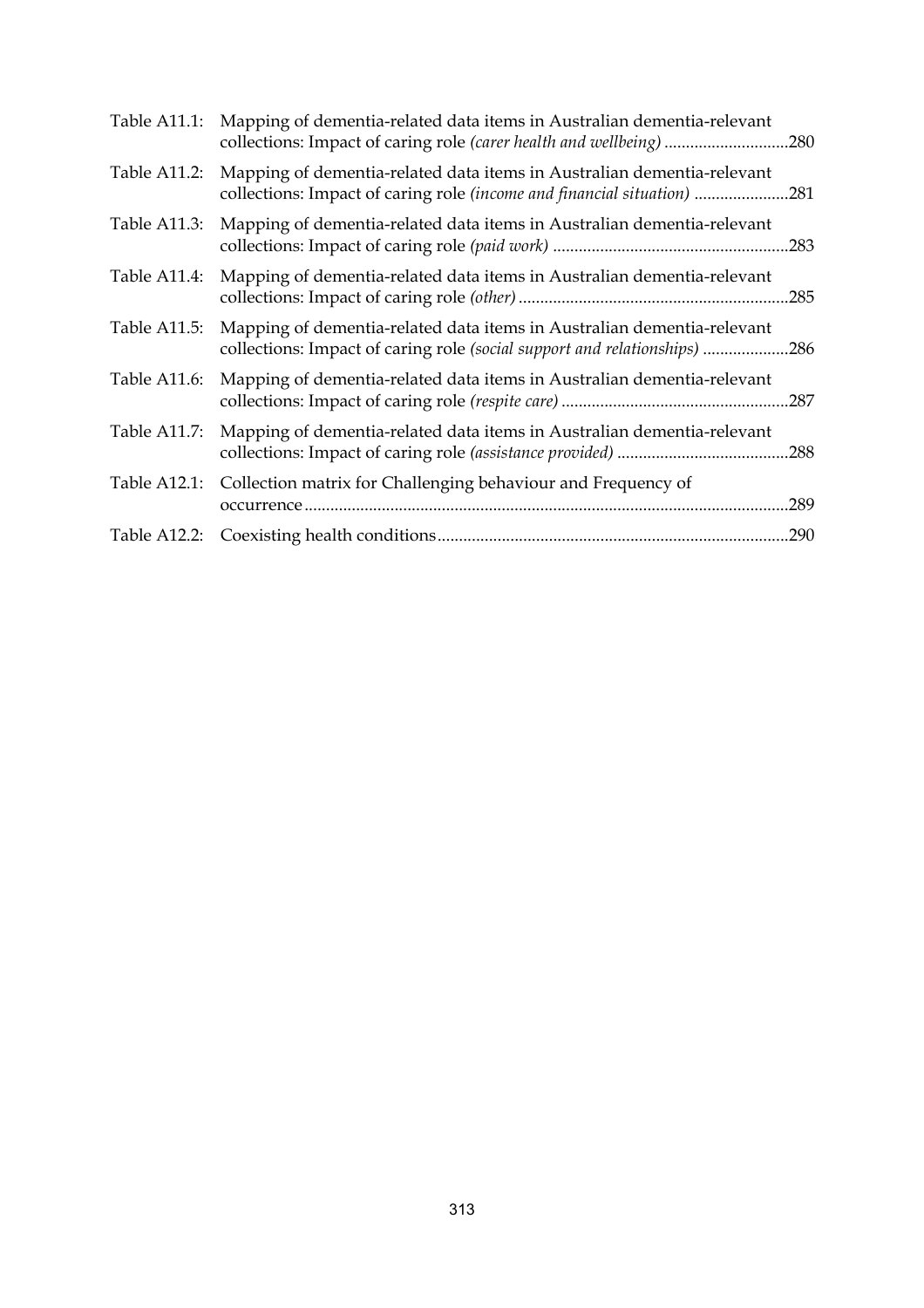| | | |
|---|---|---|
| Table A11.1: | Mapping of dementia-related data items in Australian dementia-relevant collections: Impact of caring role *(carer health and wellbeing)* | 280 |
| Table A11.2: | Mapping of dementia-related data items in Australian dementia-relevant collections: Impact of caring role *(income and financial situation)* | 281 |
| Table A11.3: | Mapping of dementia-related data items in Australian dementia-relevant collections: Impact of caring role *(paid work)* | 283 |
| Table A11.4: | Mapping of dementia-related data items in Australian dementia-relevant collections: Impact of caring role *(other)* | 285 |
| Table A11.5: | Mapping of dementia-related data items in Australian dementia-relevant collections: Impact of caring role *(social support and relationships)* | 286 |
| Table A11.6: | Mapping of dementia-related data items in Australian dementia-relevant collections: Impact of caring role *(respite care)* | 287 |
| Table A11.7: | Mapping of dementia-related data items in Australian dementia-relevant collections: Impact of caring role *(assistance provided)* | 288 |
| Table A12.1: | Collection matrix for Challenging behaviour and Frequency of occurrence | 289 |
| Table A12.2: | Coexisting health conditions | 290 |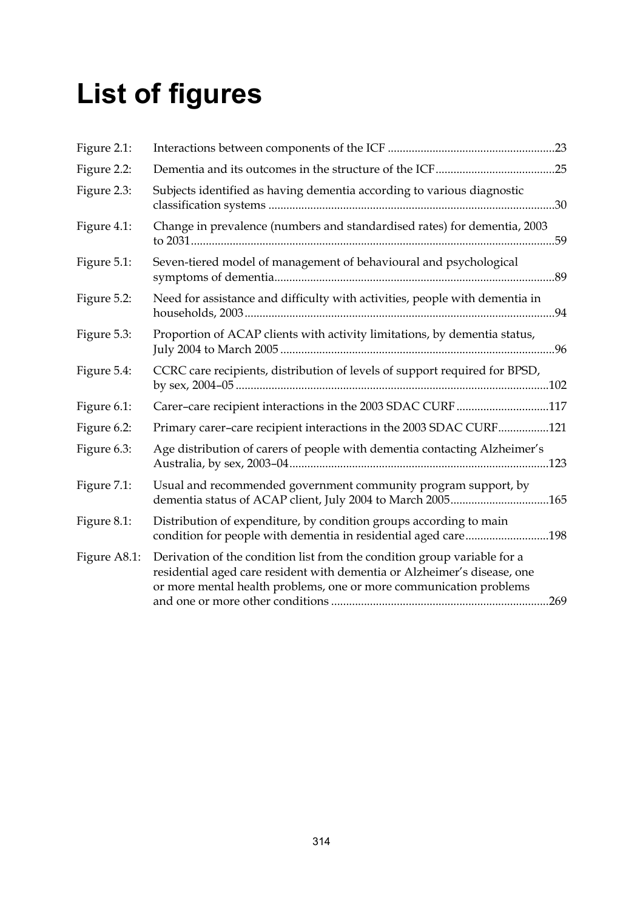# List of figures

| | | |
|---|---|---|
| Figure 2.1: | Interactions between components of the ICF | 23 |
| Figure 2.2: | Dementia and its outcomes in the structure of the ICF | 25 |
| Figure 2.3: | Subjects identified as having dementia according to various diagnostic classification systems | 30 |
| Figure 4.1: | Change in prevalence (numbers and standardised rates) for dementia, 2003 to 2031 | 59 |
| Figure 5.1: | Seven-tiered model of management of behavioural and psychological symptoms of dementia | 89 |
| Figure 5.2: | Need for assistance and difficulty with activities, people with dementia in households, 2003 | 94 |
| Figure 5.3: | Proportion of ACAP clients with activity limitations, by dementia status, July 2004 to March 2005 | 96 |
| Figure 5.4: | CCRC care recipients, distribution of levels of support required for BPSD, by sex, 2004–05 | 102 |
| Figure 6.1: | Carer–care recipient interactions in the 2003 SDAC CURF | 117 |
| Figure 6.2: | Primary carer–care recipient interactions in the 2003 SDAC CURF | 121 |
| Figure 6.3: | Age distribution of carers of people with dementia contacting Alzheimer's Australia, by sex, 2003–04 | 123 |
| Figure 7.1: | Usual and recommended government community program support, by dementia status of ACAP client, July 2004 to March 2005 | 165 |
| Figure 8.1: | Distribution of expenditure, by condition groups according to main condition for people with dementia in residential aged care | 198 |
| Figure A8.1: | Derivation of the condition list from the condition group variable for a residential aged care resident with dementia or Alzheimer's disease, one or more mental health problems, one or more communication problems and one or more other conditions | 269 |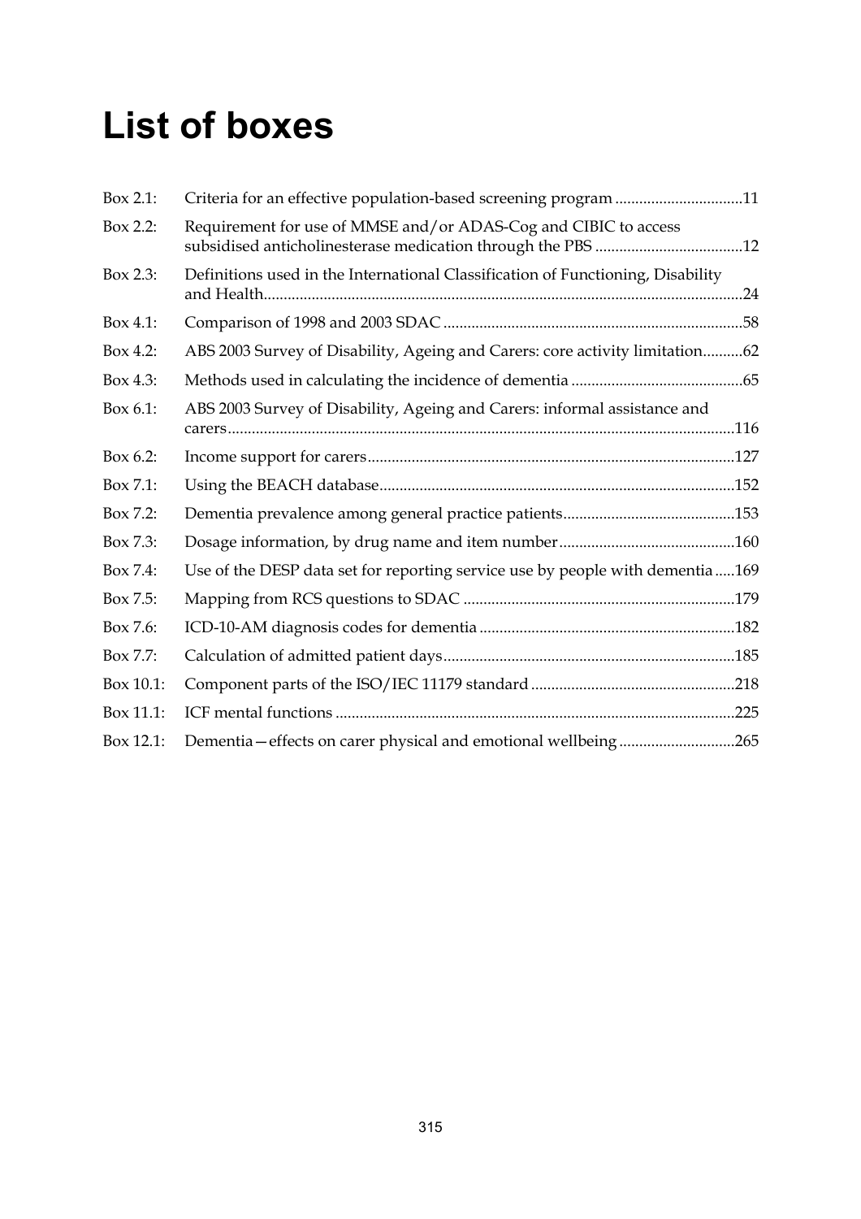# List of boxes

| | | |
|---|---|---|
| Box 2.1: | Criteria for an effective population-based screening program | 11 |
| Box 2.2: | Requirement for use of MMSE and/or ADAS-Cog and CIBIC to access subsidised anticholinesterase medication through the PBS | 12 |
| Box 2.3: | Definitions used in the International Classification of Functioning, Disability and Health | 24 |
| Box 4.1: | Comparison of 1998 and 2003 SDAC | 58 |
| Box 4.2: | ABS 2003 Survey of Disability, Ageing and Carers: core activity limitation | 62 |
| Box 4.3: | Methods used in calculating the incidence of dementia | 65 |
| Box 6.1: | ABS 2003 Survey of Disability, Ageing and Carers: informal assistance and carers | 116 |
| Box 6.2: | Income support for carers | 127 |
| Box 7.1: | Using the BEACH database | 152 |
| Box 7.2: | Dementia prevalence among general practice patients | 153 |
| Box 7.3: | Dosage information, by drug name and item number | 160 |
| Box 7.4: | Use of the DESP data set for reporting service use by people with dementia | 169 |
| Box 7.5: | Mapping from RCS questions to SDAC | 179 |
| Box 7.6: | ICD-10-AM diagnosis codes for dementia | 182 |
| Box 7.7: | Calculation of admitted patient days | 185 |
| Box 10.1: | Component parts of the ISO/IEC 11179 standard | 218 |
| Box 11.1: | ICF mental functions | 225 |
| Box 12.1: | Dementia—effects on carer physical and emotional wellbeing | 265 |